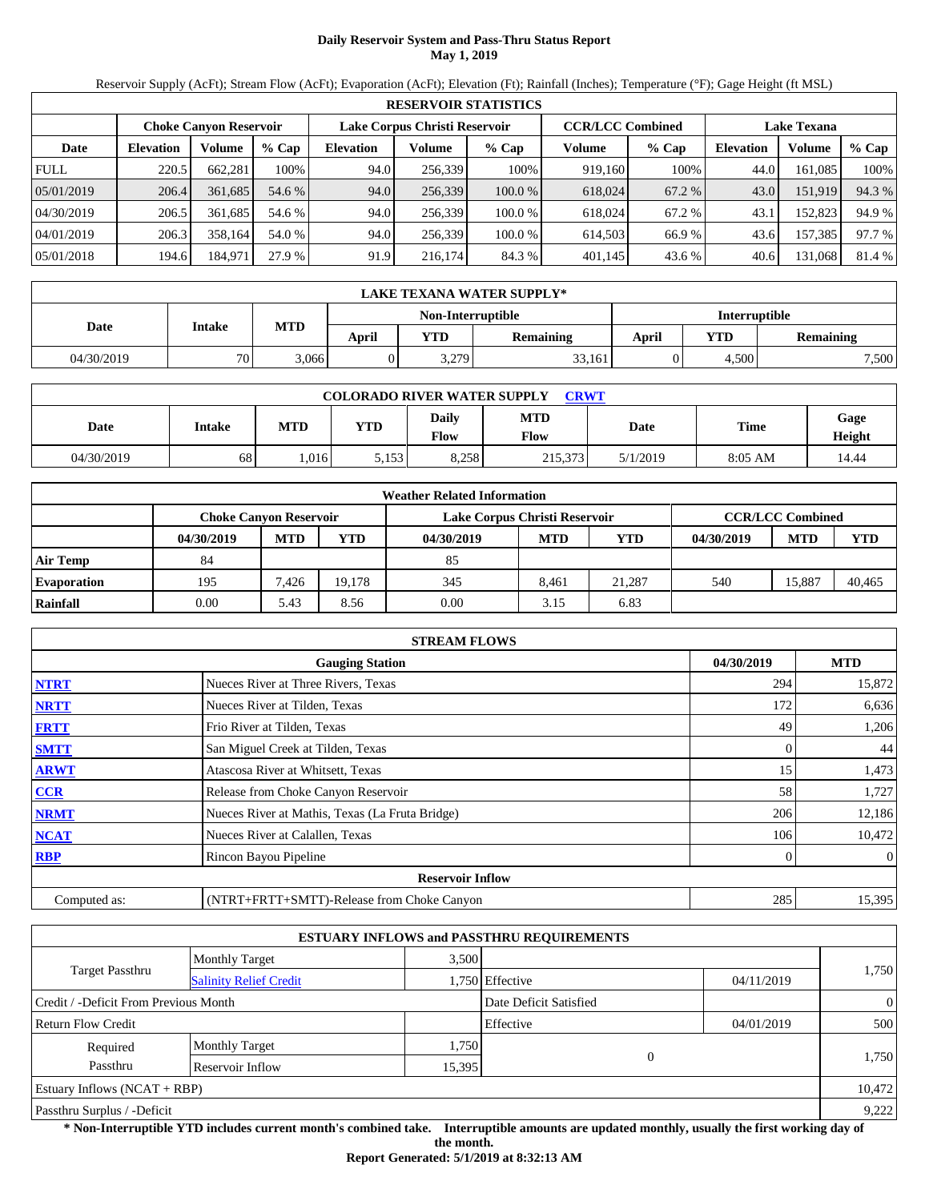# Daily Reservoir System and Pass-Thru Status Report
## May 1, 2019

Reservoir Supply (AcFt); Stream Flow (AcFt); Evaporation (AcFt); Elevation (Ft); Rainfall (Inches); Temperature (°F); Gage Height (ft MSL)

| RESERVOIR STATISTICS | | | | | | | | | | | |
|---|---|---|---|---|---|---|---|---|---|---|---|
| | Choke Canyon Reservoir | | | Lake Corpus Christi Reservoir | | | CCR/LCC Combined | | Lake Texana | | |
| Date | Elevation | Volume | % Cap | Elevation | Volume | % Cap | Volume | % Cap | Elevation | Volume | % Cap |
| FULL | 220.5 | 662,281 | 100% | 94.0 | 256,339 | 100% | 919,160 | 100% | 44.0 | 161,085 | 100% |
| 05/01/2019 | 206.4 | 361,685 | 54.6 % | 94.0 | 256,339 | 100.0 % | 618,024 | 67.2 % | 43.0 | 151,919 | 94.3 % |
| 04/30/2019 | 206.5 | 361,685 | 54.6 % | 94.0 | 256,339 | 100.0 % | 618,024 | 67.2 % | 43.1 | 152,823 | 94.9 % |
| 04/01/2019 | 206.3 | 358,164 | 54.0 % | 94.0 | 256,339 | 100.0 % | 614,503 | 66.9 % | 43.6 | 157,385 | 97.7 % |
| 05/01/2018 | 194.6 | 184,971 | 27.9 % | 91.9 | 216,174 | 84.3 % | 401,145 | 43.6 % | 40.6 | 131,068 | 81.4 % |

| LAKE TEXANA WATER SUPPLY* | | | | | | | | |
|---|---|---|---|---|---|---|---|---|
| Date | Intake | MTD | Non-Interruptible | | | Interruptible | | |
| | | | April | YTD | Remaining | April | YTD | Remaining |
| 04/30/2019 | 70 | 3,066 | 0 | 3,279 | 33,161 | 0 | 4,500 | 7,500 |

| COLORADO RIVER WATER SUPPLY CRWT | | | | | | | | |
|---|---|---|---|---|---|---|---|---|
| Date | Intake | MTD | YTD | Daily Flow | MTD Flow | Date | Time | Gage Height |
| 04/30/2019 | 68 | 1,016 | 5,153 | 8,258 | 215,373 | 5/1/2019 | 8:05 AM | 14.44 |

| Weather Related Information | | | | | | | | | |
|---|---|---|---|---|---|---|---|---|---|
| | Choke Canyon Reservoir | | | Lake Corpus Christi Reservoir | | | CCR/LCC Combined | | |
| | 04/30/2019 | MTD | YTD | 04/30/2019 | MTD | YTD | 04/30/2019 | MTD | YTD |
| Air Temp | 84 | | | 85 | | | | | |
| Evaporation | 195 | 7,426 | 19,178 | 345 | 8,461 | 21,287 | 540 | 15,887 | 40,465 |
| Rainfall | 0.00 | 5.43 | 8.56 | 0.00 | 3.15 | 6.83 | | | |

| STREAM FLOWS | | | |
|---|---|---|---|
| | Gauging Station | 04/30/2019 | MTD |
| NTRT | Nueces River at Three Rivers, Texas | 294 | 15,872 |
| NRTT | Nueces River at Tilden, Texas | 172 | 6,636 |
| FRTT | Frio River at Tilden, Texas | 49 | 1,206 |
| SMTT | San Miguel Creek at Tilden, Texas | 0 | 44 |
| ARWT | Atascosa River at Whitsett, Texas | 15 | 1,473 |
| CCR | Release from Choke Canyon Reservoir | 58 | 1,727 |
| NRMT | Nueces River at Mathis, Texas (La Fruta Bridge) | 206 | 12,186 |
| NCAT | Nueces River at Calallen, Texas | 106 | 10,472 |
| RBP | Rincon Bayou Pipeline | 0 | 0 |
| | Reservoir Inflow | | |
| Computed as: | (NTRT+FRTT+SMTT)-Release from Choke Canyon | 285 | 15,395 |

| ESTUARY INFLOWS and PASSTHRU REQUIREMENTS | | | | | |
|---|---|---|---|---|---|
| Target Passthru | Monthly Target | 3,500 | | | 1,750 |
| | Salinity Relief Credit | 1,750 | Effective | 04/11/2019 | |
| Credit / -Deficit From Previous Month | | | Date Deficit Satisfied | | 0 |
| Return Flow Credit | | | Effective | 04/01/2019 | 500 |
| Required Passthru | Monthly Target | 1,750 | 0 | | 1,750 |
| | Reservoir Inflow | 15,395 | | | |
| Estuary Inflows (NCAT + RBP) | | | | | 10,472 |
| Passthru Surplus / -Deficit | | | | | 9,222 |

**\* Non-Interruptible YTD includes current month's combined take. Interruptible amounts are updated monthly, usually the first working day of the month.**

**Report Generated: 5/1/2019 at 8:32:13 AM**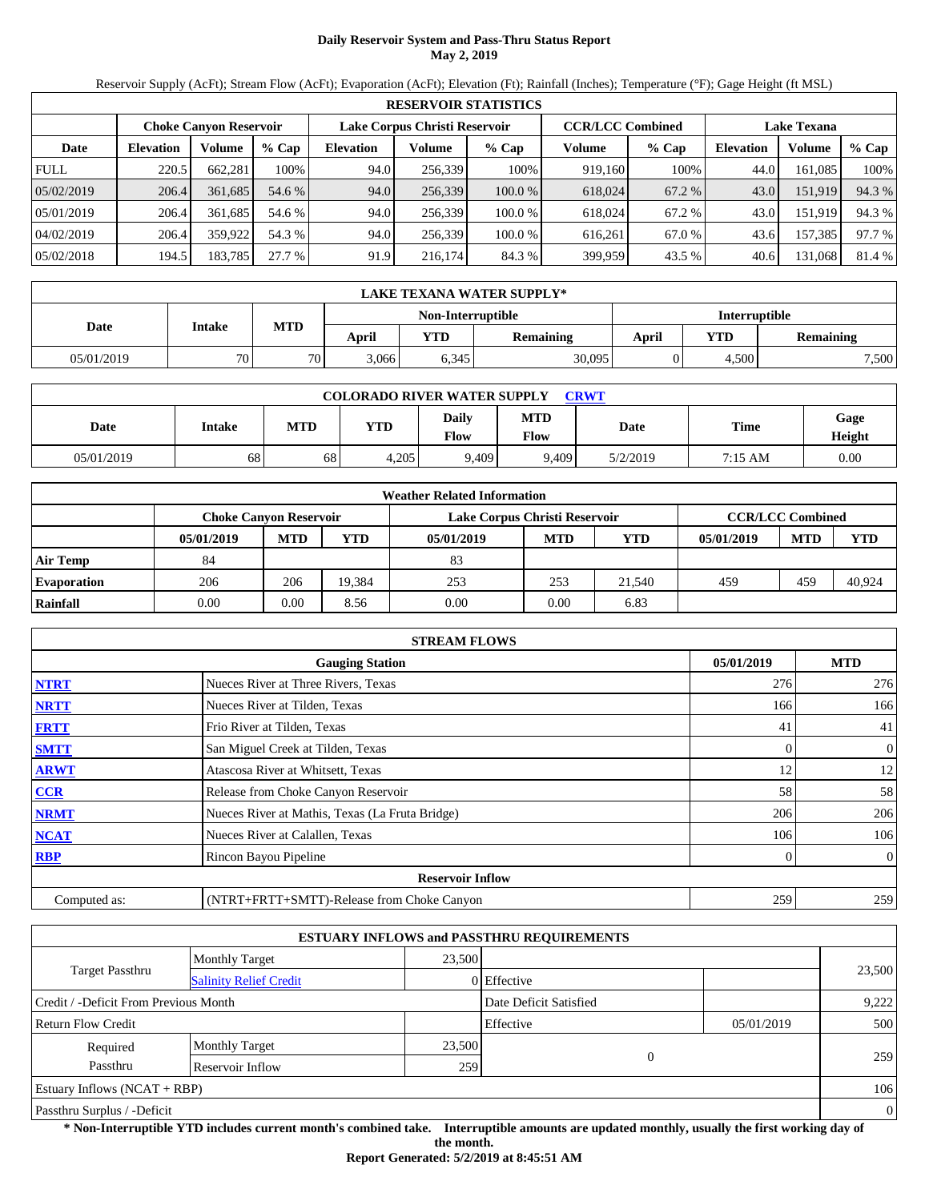# Daily Reservoir System and Pass-Thru Status Report
## May 2, 2019

Reservoir Supply (AcFt); Stream Flow (AcFt); Evaporation (AcFt); Elevation (Ft); Rainfall (Inches); Temperature (°F); Gage Height (ft MSL)

| RESERVOIR STATISTICS | | | | | | | | | | | |
|---|---|---|---|---|---|---|---|---|---|---|---|
| | Choke Canyon Reservoir | | | Lake Corpus Christi Reservoir | | | CCR/LCC Combined | | Lake Texana | | |
| Date | Elevation | Volume | % Cap | Elevation | Volume | % Cap | Volume | % Cap | Elevation | Volume | % Cap |
| FULL | 220.5 | 662,281 | 100% | 94.0 | 256,339 | 100% | 919,160 | 100% | 44.0 | 161,085 | 100% |
| 05/02/2019 | 206.4 | 361,685 | 54.6 % | 94.0 | 256,339 | 100.0 % | 618,024 | 67.2 % | 43.0 | 151,919 | 94.3 % |
| 05/01/2019 | 206.4 | 361,685 | 54.6 % | 94.0 | 256,339 | 100.0 % | 618,024 | 67.2 % | 43.0 | 151,919 | 94.3 % |
| 04/02/2019 | 206.4 | 359,922 | 54.3 % | 94.0 | 256,339 | 100.0 % | 616,261 | 67.0 % | 43.6 | 157,385 | 97.7 % |
| 05/02/2018 | 194.5 | 183,785 | 27.7 % | 91.9 | 216,174 | 84.3 % | 399,959 | 43.5 % | 40.6 | 131,068 | 81.4 % |

| LAKE TEXANA WATER SUPPLY* | | | | | | | | |
|---|---|---|---|---|---|---|---|---|
| Date | Intake | MTD | Non-Interruptible | | | Interruptible | | |
| | | | April | YTD | Remaining | April | YTD | Remaining |
| 05/01/2019 | 70 | 70 | 3,066 | 6,345 | 30,095 | 0 | 4,500 | 7,500 |

| COLORADO RIVER WATER SUPPLY CRWT | | | | | | | | |
|---|---|---|---|---|---|---|---|---|
| Date | Intake | MTD | YTD | Daily Flow | MTD Flow | Date | Time | Gage Height |
| 05/01/2019 | 68 | 68 | 4,205 | 9,409 | 9,409 | 5/2/2019 | 7:15 AM | 0.00 |

| Weather Related Information | | | | | | | | | |
|---|---|---|---|---|---|---|---|---|---|
| | Choke Canyon Reservoir | | | Lake Corpus Christi Reservoir | | | CCR/LCC Combined | | |
| | 05/01/2019 | MTD | YTD | 05/01/2019 | MTD | YTD | 05/01/2019 | MTD | YTD |
| Air Temp | 84 | | | 83 | | | | | |
| Evaporation | 206 | 206 | 19,384 | 253 | 253 | 21,540 | 459 | 459 | 40,924 |
| Rainfall | 0.00 | 0.00 | 8.56 | 0.00 | 0.00 | 6.83 | | | |

| STREAM FLOWS | | | |
|---|---|---|---|
| | Gauging Station | 05/01/2019 | MTD |
| NTRT | Nueces River at Three Rivers, Texas | 276 | 276 |
| NRTT | Nueces River at Tilden, Texas | 166 | 166 |
| FRTT | Frio River at Tilden, Texas | 41 | 41 |
| SMTT | San Miguel Creek at Tilden, Texas | 0 | 0 |
| ARWT | Atascosa River at Whitsett, Texas | 12 | 12 |
| CCR | Release from Choke Canyon Reservoir | 58 | 58 |
| NRMT | Nueces River at Mathis, Texas (La Fruta Bridge) | 206 | 206 |
| NCAT | Nueces River at Calallen, Texas | 106 | 106 |
| RBP | Rincon Bayou Pipeline | 0 | 0 |
| | **Reservoir Inflow** | | |
| Computed as: | (NTRT+FRTT+SMTT)-Release from Choke Canyon | 259 | 259 |

| ESTUARY INFLOWS and PASSTHRU REQUIREMENTS | | | | | |
|---|---|---|---|---|---|
| Target Passthru | Monthly Target | 23,500 | | | 23,500 |
| | Salinity Relief Credit | 0 | Effective | | |
| Credit / -Deficit From Previous Month | | | Date Deficit Satisfied | | 9,222 |
| Return Flow Credit | | | Effective | 05/01/2019 | 500 |
| Required Passthru | Monthly Target | 23,500 | 0 | | 259 |
| | Reservoir Inflow | 259 | | | |
| Estuary Inflows (NCAT + RBP) | | | | | 106 |
| Passthru Surplus / -Deficit | | | | | 0 |

**\* Non-Interruptible YTD includes current month's combined take. Interruptible amounts are updated monthly, usually the first working day of the month.**

**Report Generated: 5/2/2019 at 8:45:51 AM**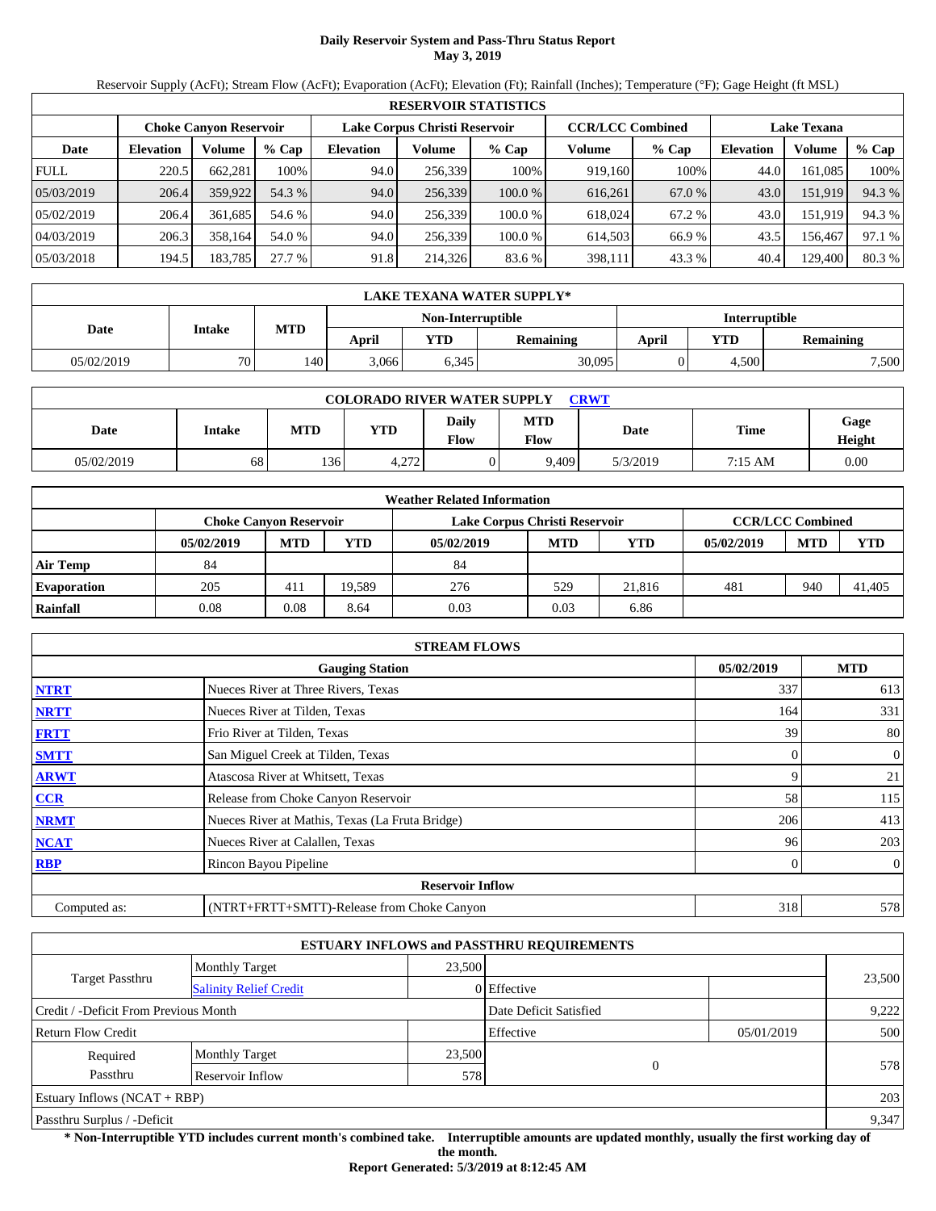# Daily Reservoir System and Pass-Thru Status Report
## May 3, 2019

Reservoir Supply (AcFt); Stream Flow (AcFt); Evaporation (AcFt); Elevation (Ft); Rainfall (Inches); Temperature (°F); Gage Height (ft MSL)

| RESERVOIR STATISTICS | | | | | | | | | | | |
|---|---|---|---|---|---|---|---|---|---|---|---|
| | Choke Canyon Reservoir | | | Lake Corpus Christi Reservoir | | | CCR/LCC Combined | | Lake Texana | | |
| Date | Elevation | Volume | % Cap | Elevation | Volume | % Cap | Volume | % Cap | Elevation | Volume | % Cap |
| FULL | 220.5 | 662,281 | 100% | 94.0 | 256,339 | 100% | 919,160 | 100% | 44.0 | 161,085 | 100% |
| 05/03/2019 | 206.4 | 359,922 | 54.3 % | 94.0 | 256,339 | 100.0 % | 616,261 | 67.0 % | 43.0 | 151,919 | 94.3 % |
| 05/02/2019 | 206.4 | 361,685 | 54.6 % | 94.0 | 256,339 | 100.0 % | 618,024 | 67.2 % | 43.0 | 151,919 | 94.3 % |
| 04/03/2019 | 206.3 | 358,164 | 54.0 % | 94.0 | 256,339 | 100.0 % | 614,503 | 66.9 % | 43.5 | 156,467 | 97.1 % |
| 05/03/2018 | 194.5 | 183,785 | 27.7 % | 91.8 | 214,326 | 83.6 % | 398,111 | 43.3 % | 40.4 | 129,400 | 80.3 % |

| LAKE TEXANA WATER SUPPLY* | | | | | | | | |
|---|---|---|---|---|---|---|---|---|
| Date | Intake | MTD | Non-Interruptible | | | Interruptible | | |
| | | | April | YTD | Remaining | April | YTD | Remaining |
| 05/02/2019 | 70 | 140 | 3,066 | 6,345 | 30,095 | 0 | 4,500 | 7,500 |

| COLORADO RIVER WATER SUPPLY CRWT | | | | | | | | |
|---|---|---|---|---|---|---|---|---|
| Date | Intake | MTD | YTD | Daily Flow | MTD Flow | Date | Time | Gage Height |
| 05/02/2019 | 68 | 136 | 4,272 | 0 | 9,409 | 5/3/2019 | 7:15 AM | 0.00 |

| Weather Related Information | | | | | | | | | |
|---|---|---|---|---|---|---|---|---|---|
| | Choke Canyon Reservoir | | | Lake Corpus Christi Reservoir | | | CCR/LCC Combined | | |
| | 05/02/2019 | MTD | YTD | 05/02/2019 | MTD | YTD | 05/02/2019 | MTD | YTD |
| Air Temp | 84 | | | 84 | | | | | |
| Evaporation | 205 | 411 | 19,589 | 276 | 529 | 21,816 | 481 | 940 | 41,405 |
| Rainfall | 0.08 | 0.08 | 8.64 | 0.03 | 0.03 | 6.86 | | | |

| STREAM FLOWS | | | |
|---|---|---|---|
| | Gauging Station | 05/02/2019 | MTD |
| NTRT | Nueces River at Three Rivers, Texas | 337 | 613 |
| NRTT | Nueces River at Tilden, Texas | 164 | 331 |
| FRTT | Frio River at Tilden, Texas | 39 | 80 |
| SMTT | San Miguel Creek at Tilden, Texas | 0 | 0 |
| ARWT | Atascosa River at Whitsett, Texas | 9 | 21 |
| CCR | Release from Choke Canyon Reservoir | 58 | 115 |
| NRMT | Nueces River at Mathis, Texas (La Fruta Bridge) | 206 | 413 |
| NCAT | Nueces River at Calallen, Texas | 96 | 203 |
| RBP | Rincon Bayou Pipeline | 0 | 0 |
| Reservoir Inflow | | | |
| Computed as: | (NTRT+FRTT+SMTT)-Release from Choke Canyon | 318 | 578 |

| ESTUARY INFLOWS and PASSTHRU REQUIREMENTS | | | | | |
|---|---|---|---|---|---|
| Target Passthru | Monthly Target | 23,500 | | | 23,500 |
| | Salinity Relief Credit | 0 | Effective | | |
| Credit / -Deficit From Previous Month | | | Date Deficit Satisfied | | 9,222 |
| Return Flow Credit | | | Effective | 05/01/2019 | 500 |
| Required Passthru | Monthly Target | 23,500 | 0 | | 578 |
| | Reservoir Inflow | 578 | | | |
| Estuary Inflows (NCAT + RBP) | | | | | 203 |
| Passthru Surplus / -Deficit | | | | | 9,347 |

**\* Non-Interruptible YTD includes current month's combined take. Interruptible amounts are updated monthly, usually the first working day of the month.**

**Report Generated: 5/3/2019 at 8:12:45 AM**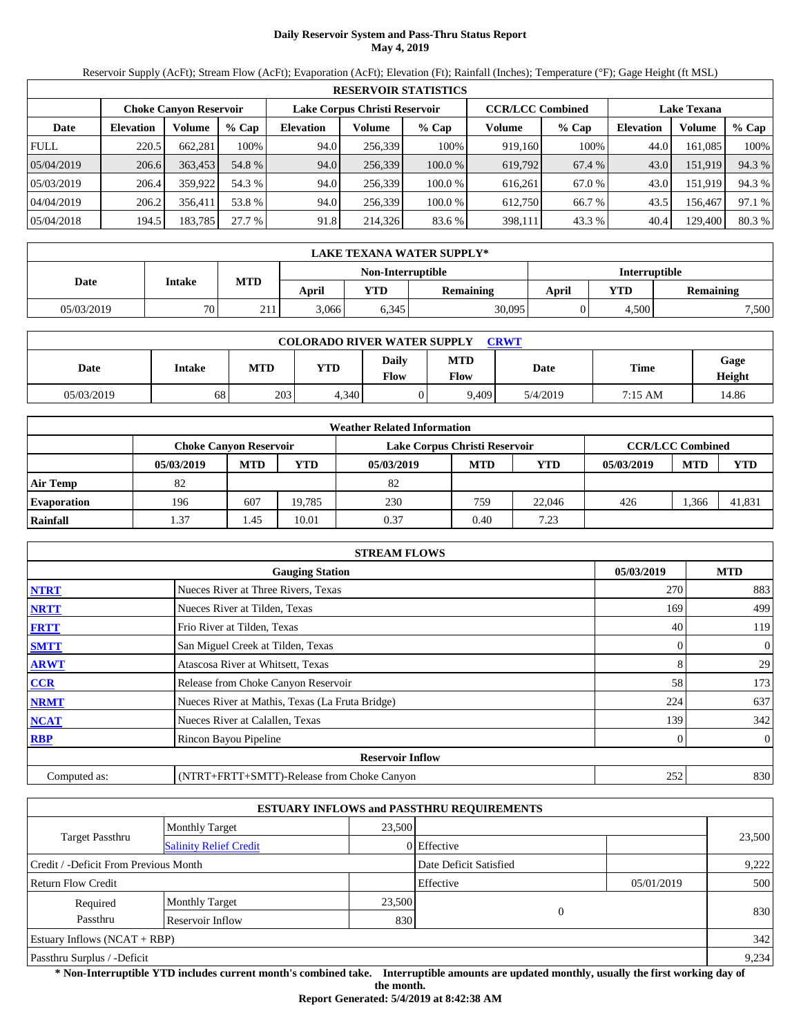# Daily Reservoir System and Pass-Thru Status Report
## May 4, 2019

Reservoir Supply (AcFt); Stream Flow (AcFt); Evaporation (AcFt); Elevation (Ft); Rainfall (Inches); Temperature (°F); Gage Height (ft MSL)

| RESERVOIR STATISTICS | | | | | | | | | | | |
|---|---|---|---|---|---|---|---|---|---|---|---|
| | Choke Canyon Reservoir | | | Lake Corpus Christi Reservoir | | | CCR/LCC Combined | | Lake Texana | | |
| Date | Elevation | Volume | % Cap | Elevation | Volume | % Cap | Volume | % Cap | Elevation | Volume | % Cap |
| FULL | 220.5 | 662,281 | 100% | 94.0 | 256,339 | 100% | 919,160 | 100% | 44.0 | 161,085 | 100% |
| 05/04/2019 | 206.6 | 363,453 | 54.8 % | 94.0 | 256,339 | 100.0 % | 619,792 | 67.4 % | 43.0 | 151,919 | 94.3 % |
| 05/03/2019 | 206.4 | 359,922 | 54.3 % | 94.0 | 256,339 | 100.0 % | 616,261 | 67.0 % | 43.0 | 151,919 | 94.3 % |
| 04/04/2019 | 206.2 | 356,411 | 53.8 % | 94.0 | 256,339 | 100.0 % | 612,750 | 66.7 % | 43.5 | 156,467 | 97.1 % |
| 05/04/2018 | 194.5 | 183,785 | 27.7 % | 91.8 | 214,326 | 83.6 % | 398,111 | 43.3 % | 40.4 | 129,400 | 80.3 % |

| LAKE TEXANA WATER SUPPLY* | | | | | | | | |
|---|---|---|---|---|---|---|---|---|
| Date | Intake | MTD | Non-Interruptible | | | Interruptible | | |
| | | | April | YTD | Remaining | April | YTD | Remaining |
| 05/03/2019 | 70 | 211 | 3,066 | 6,345 | 30,095 | 0 | 4,500 | 7,500 |

| COLORADO RIVER WATER SUPPLY CRWT | | | | | | | | |
|---|---|---|---|---|---|---|---|---|
| Date | Intake | MTD | YTD | Daily Flow | MTD Flow | Date | Time | Gage Height |
| 05/03/2019 | 68 | 203 | 4,340 | 0 | 9,409 | 5/4/2019 | 7:15 AM | 14.86 |

| Weather Related Information | | | | | | | | | |
|---|---|---|---|---|---|---|---|---|---|
| | Choke Canyon Reservoir | | | Lake Corpus Christi Reservoir | | | CCR/LCC Combined | | |
| | 05/03/2019 | MTD | YTD | 05/03/2019 | MTD | YTD | 05/03/2019 | MTD | YTD |
| Air Temp | 82 | | | 82 | | | | | |
| Evaporation | 196 | 607 | 19,785 | 230 | 759 | 22,046 | 426 | 1,366 | 41,831 |
| Rainfall | 1.37 | 1.45 | 10.01 | 0.37 | 0.40 | 7.23 | | | |

| STREAM FLOWS | | | |
|---|---|---|---|
| | Gauging Station | 05/03/2019 | MTD |
| NTRT | Nueces River at Three Rivers, Texas | 270 | 883 |
| NRTT | Nueces River at Tilden, Texas | 169 | 499 |
| FRTT | Frio River at Tilden, Texas | 40 | 119 |
| SMTT | San Miguel Creek at Tilden, Texas | 0 | 0 |
| ARWT | Atascosa River at Whitsett, Texas | 8 | 29 |
| CCR | Release from Choke Canyon Reservoir | 58 | 173 |
| NRMT | Nueces River at Mathis, Texas (La Fruta Bridge) | 224 | 637 |
| NCAT | Nueces River at Calallen, Texas | 139 | 342 |
| RBP | Rincon Bayou Pipeline | 0 | 0 |
| | Reservoir Inflow | | |
| Computed as: | (NTRT+FRTT+SMTT)-Release from Choke Canyon | 252 | 830 |

| ESTUARY INFLOWS and PASSTHRU REQUIREMENTS | | | | | |
|---|---|---|---|---|---|
| Target Passthru | Monthly Target | 23,500 | | | 23,500 |
| | Salinity Relief Credit | 0 | Effective | | |
| Credit / -Deficit From Previous Month | | | Date Deficit Satisfied | | 9,222 |
| Return Flow Credit | | | Effective | 05/01/2019 | 500 |
| Required Passthru | Monthly Target | 23,500 | 0 | | 830 |
| | Reservoir Inflow | 830 | | | |
| Estuary Inflows (NCAT + RBP) | | | | | 342 |
| Passthru Surplus / -Deficit | | | | | 9,234 |

**\* Non-Interruptible YTD includes current month's combined take. Interruptible amounts are updated monthly, usually the first working day of the month.**

**Report Generated: 5/4/2019 at 8:42:38 AM**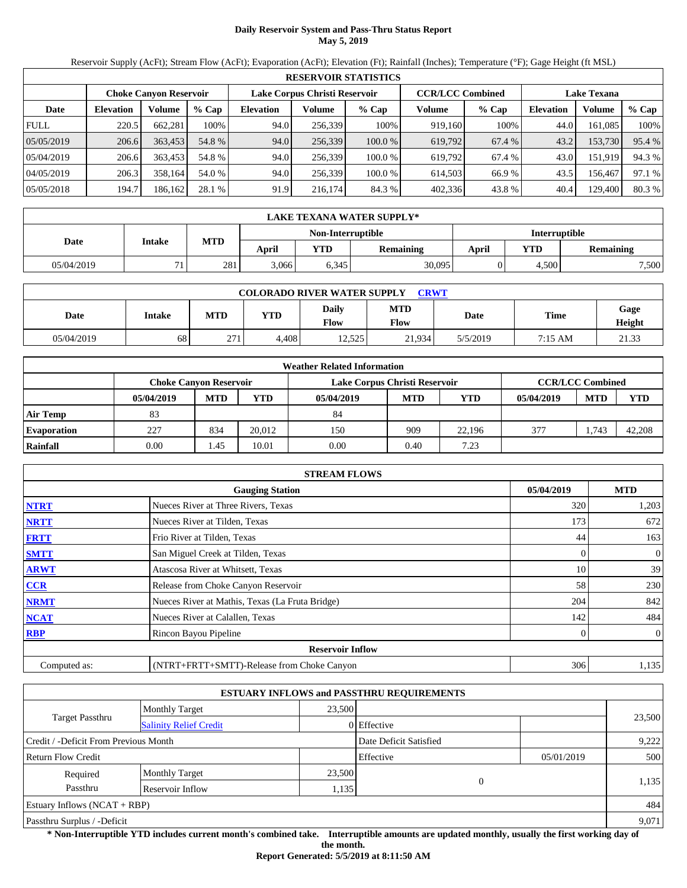# Daily Reservoir System and Pass-Thru Status Report
## May 5, 2019

Reservoir Supply (AcFt); Stream Flow (AcFt); Evaporation (AcFt); Elevation (Ft); Rainfall (Inches); Temperature (°F); Gage Height (ft MSL)

| RESERVOIR STATISTICS | | | | | | | | | | | |
|---|---|---|---|---|---|---|---|---|---|---|---|
| | Choke Canyon Reservoir | | | Lake Corpus Christi Reservoir | | | CCR/LCC Combined | | Lake Texana | | |
| Date | Elevation | Volume | % Cap | Elevation | Volume | % Cap | Volume | % Cap | Elevation | Volume | % Cap |
| FULL | 220.5 | 662,281 | 100% | 94.0 | 256,339 | 100% | 919,160 | 100% | 44.0 | 161,085 | 100% |
| 05/05/2019 | 206.6 | 363,453 | 54.8 % | 94.0 | 256,339 | 100.0 % | 619,792 | 67.4 % | 43.2 | 153,730 | 95.4 % |
| 05/04/2019 | 206.6 | 363,453 | 54.8 % | 94.0 | 256,339 | 100.0 % | 619,792 | 67.4 % | 43.0 | 151,919 | 94.3 % |
| 04/05/2019 | 206.3 | 358,164 | 54.0 % | 94.0 | 256,339 | 100.0 % | 614,503 | 66.9 % | 43.5 | 156,467 | 97.1 % |
| 05/05/2018 | 194.7 | 186,162 | 28.1 % | 91.9 | 216,174 | 84.3 % | 402,336 | 43.8 % | 40.4 | 129,400 | 80.3 % |

| LAKE TEXANA WATER SUPPLY* | | | | | | | | |
|---|---|---|---|---|---|---|---|---|
| Date | Intake | MTD | Non-Interruptible | | | Interruptible | | |
| | | | April | YTD | Remaining | April | YTD | Remaining |
| 05/04/2019 | 71 | 281 | 3,066 | 6,345 | 30,095 | 0 | 4,500 | 7,500 |

| COLORADO RIVER WATER SUPPLY CRWT | | | | | | | | |
|---|---|---|---|---|---|---|---|---|
| Date | Intake | MTD | YTD | Daily Flow | MTD Flow | Date | Time | Gage Height |
| 05/04/2019 | 68 | 271 | 4,408 | 12,525 | 21,934 | 5/5/2019 | 7:15 AM | 21.33 |

| Weather Related Information | | | | | | | | | |
|---|---|---|---|---|---|---|---|---|---|
| | Choke Canyon Reservoir | | | Lake Corpus Christi Reservoir | | | CCR/LCC Combined | | |
| | 05/04/2019 | MTD | YTD | 05/04/2019 | MTD | YTD | 05/04/2019 | MTD | YTD |
| Air Temp | 83 | | | 84 | | | | | |
| Evaporation | 227 | 834 | 20,012 | 150 | 909 | 22,196 | 377 | 1,743 | 42,208 |
| Rainfall | 0.00 | 1.45 | 10.01 | 0.00 | 0.40 | 7.23 | | | |

| STREAM FLOWS | | | |
|---|---|---|---|
| | Gauging Station | 05/04/2019 | MTD |
| NTRT | Nueces River at Three Rivers, Texas | 320 | 1,203 |
| NRTT | Nueces River at Tilden, Texas | 173 | 672 |
| FRTT | Frio River at Tilden, Texas | 44 | 163 |
| SMTT | San Miguel Creek at Tilden, Texas | 0 | 0 |
| ARWT | Atascosa River at Whitsett, Texas | 10 | 39 |
| CCR | Release from Choke Canyon Reservoir | 58 | 230 |
| NRMT | Nueces River at Mathis, Texas (La Fruta Bridge) | 204 | 842 |
| NCAT | Nueces River at Calallen, Texas | 142 | 484 |
| RBP | Rincon Bayou Pipeline | 0 | 0 |
| | Reservoir Inflow | | |
| Computed as: | (NTRT+FRTT+SMTT)-Release from Choke Canyon | 306 | 1,135 |

| ESTUARY INFLOWS and PASSTHRU REQUIREMENTS | | | | | |
|---|---|---|---|---|---|
| Target Passthru | Monthly Target | 23,500 | | | 23,500 |
| | Salinity Relief Credit | 0 | Effective | | |
| Credit / -Deficit From Previous Month | | | Date Deficit Satisfied | | 9,222 |
| Return Flow Credit | | | Effective | 05/01/2019 | 500 |
| Required Passthru | Monthly Target | 23,500 | 0 | | 1,135 |
| | Reservoir Inflow | 1,135 | | | |
| Estuary Inflows (NCAT + RBP) | | | | | 484 |
| Passthru Surplus / -Deficit | | | | | 9,071 |

**\* Non-Interruptible YTD includes current month's combined take. Interruptible amounts are updated monthly, usually the first working day of the month.**

**Report Generated: 5/5/2019 at 8:11:50 AM**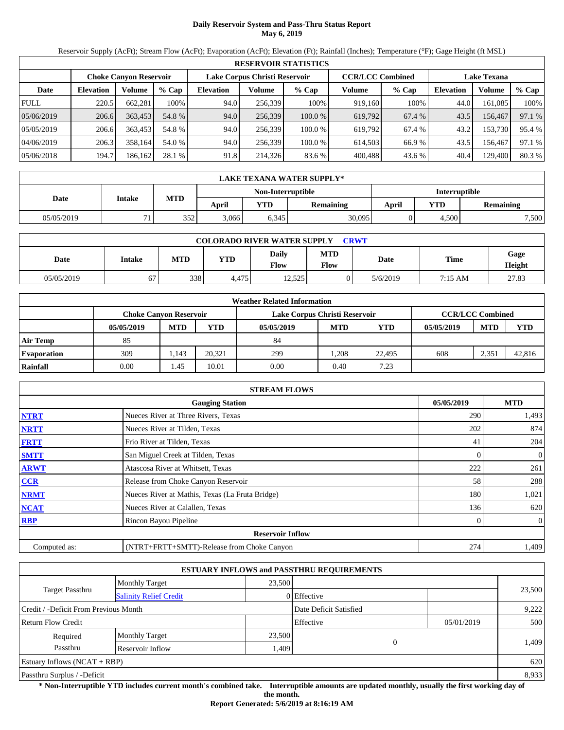# Daily Reservoir System and Pass-Thru Status Report
**May 6, 2019**

Reservoir Supply (AcFt); Stream Flow (AcFt); Evaporation (AcFt); Elevation (Ft); Rainfall (Inches); Temperature (°F); Gage Height (ft MSL)

| RESERVOIR STATISTICS | | | | | | | | | | | |
|---|---|---|---|---|---|---|---|---|---|---|---|
| | Choke Canyon Reservoir | | | Lake Corpus Christi Reservoir | | | CCR/LCC Combined | | Lake Texana | | |
| Date | Elevation | Volume | % Cap | Elevation | Volume | % Cap | Volume | % Cap | Elevation | Volume | % Cap |
| FULL | 220.5 | 662,281 | 100% | 94.0 | 256,339 | 100% | 919,160 | 100% | 44.0 | 161,085 | 100% |
| 05/06/2019 | 206.6 | 363,453 | 54.8 % | 94.0 | 256,339 | 100.0 % | 619,792 | 67.4 % | 43.5 | 156,467 | 97.1 % |
| 05/05/2019 | 206.6 | 363,453 | 54.8 % | 94.0 | 256,339 | 100.0 % | 619,792 | 67.4 % | 43.2 | 153,730 | 95.4 % |
| 04/06/2019 | 206.3 | 358,164 | 54.0 % | 94.0 | 256,339 | 100.0 % | 614,503 | 66.9 % | 43.5 | 156,467 | 97.1 % |
| 05/06/2018 | 194.7 | 186,162 | 28.1 % | 91.8 | 214,326 | 83.6 % | 400,488 | 43.6 % | 40.4 | 129,400 | 80.3 % |

| LAKE TEXANA WATER SUPPLY* | | | | | | | | |
|---|---|---|---|---|---|---|---|---|
| Date | Intake | MTD | Non-Interruptible | | | Interruptible | | |
| | | | April | YTD | Remaining | April | YTD | Remaining |
| 05/05/2019 | 71 | 352 | 3,066 | 6,345 | 30,095 | 0 | 4,500 | 7,500 |

| COLORADO RIVER WATER SUPPLY CRWT | | | | | | | | |
|---|---|---|---|---|---|---|---|---|
| Date | Intake | MTD | YTD | Daily Flow | MTD Flow | Date | Time | Gage Height |
| 05/05/2019 | 67 | 338 | 4,475 | 12,525 | 0 | 5/6/2019 | 7:15 AM | 27.83 |

| Weather Related Information | | | | | | | | | |
|---|---|---|---|---|---|---|---|---|---|
| | Choke Canyon Reservoir | | | Lake Corpus Christi Reservoir | | | CCR/LCC Combined | | |
| | 05/05/2019 | MTD | YTD | 05/05/2019 | MTD | YTD | 05/05/2019 | MTD | YTD |
| Air Temp | 85 | | | 84 | | | | | |
| Evaporation | 309 | 1,143 | 20,321 | 299 | 1,208 | 22,495 | 608 | 2,351 | 42,816 |
| Rainfall | 0.00 | 1.45 | 10.01 | 0.00 | 0.40 | 7.23 | | | |

| STREAM FLOWS | | | |
|---|---|---|---|
| | Gauging Station | 05/05/2019 | MTD |
| NTRT | Nueces River at Three Rivers, Texas | 290 | 1,493 |
| NRTT | Nueces River at Tilden, Texas | 202 | 874 |
| FRTT | Frio River at Tilden, Texas | 41 | 204 |
| SMTT | San Miguel Creek at Tilden, Texas | 0 | 0 |
| ARWT | Atascosa River at Whitsett, Texas | 222 | 261 |
| CCR | Release from Choke Canyon Reservoir | 58 | 288 |
| NRMT | Nueces River at Mathis, Texas (La Fruta Bridge) | 180 | 1,021 |
| NCAT | Nueces River at Calallen, Texas | 136 | 620 |
| RBP | Rincon Bayou Pipeline | 0 | 0 |
| | **Reservoir Inflow** | | |
| Computed as: | (NTRT+FRTT+SMTT)-Release from Choke Canyon | 274 | 1,409 |

| ESTUARY INFLOWS and PASSTHRU REQUIREMENTS | | | | | |
|---|---|---|---|---|---|
| Target Passthru | Monthly Target | 23,500 | | | 23,500 |
| | Salinity Relief Credit | 0 | Effective | | |
| Credit / -Deficit From Previous Month | | | Date Deficit Satisfied | | 9,222 |
| Return Flow Credit | | | Effective | 05/01/2019 | 500 |
| Required Passthru | Monthly Target | 23,500 | 0 | | 1,409 |
| | Reservoir Inflow | 1,409 | | | |
| Estuary Inflows (NCAT + RBP) | | | | | 620 |
| Passthru Surplus / -Deficit | | | | | 8,933 |

**\* Non-Interruptible YTD includes current month's combined take. Interruptible amounts are updated monthly, usually the first working day of the month.**

**Report Generated: 5/6/2019 at 8:16:19 AM**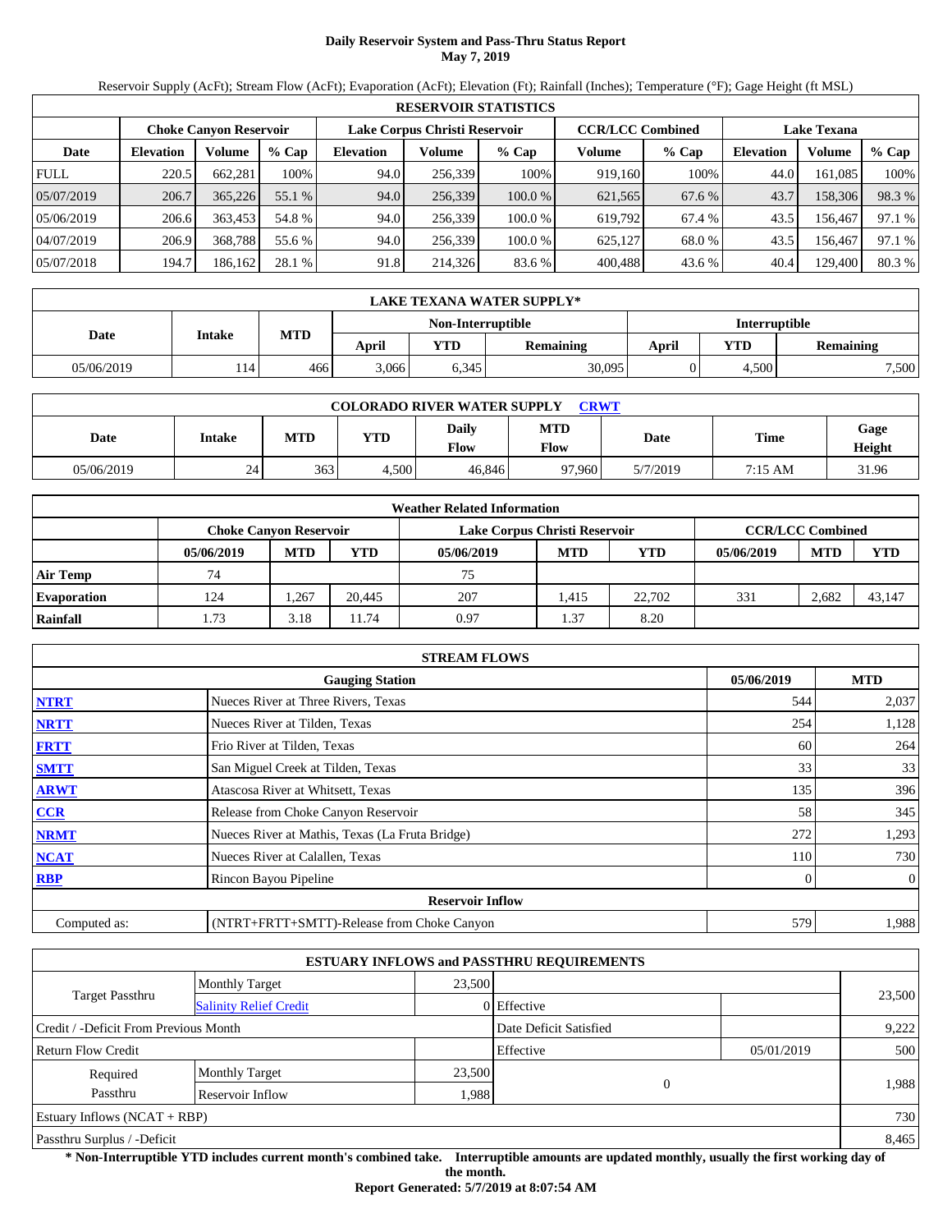# Daily Reservoir System and Pass-Thru Status Report
**May 7, 2019**

Reservoir Supply (AcFt); Stream Flow (AcFt); Evaporation (AcFt); Elevation (Ft); Rainfall (Inches); Temperature (°F); Gage Height (ft MSL)

| RESERVOIR STATISTICS | | | | | | | | | | | |
|---|---|---|---|---|---|---|---|---|---|---|---|
| | Choke Canyon Reservoir | | | Lake Corpus Christi Reservoir | | | CCR/LCC Combined | | Lake Texana | | |
| Date | Elevation | Volume | % Cap | Elevation | Volume | % Cap | Volume | % Cap | Elevation | Volume | % Cap |
| FULL | 220.5 | 662,281 | 100% | 94.0 | 256,339 | 100% | 919,160 | 100% | 44.0 | 161,085 | 100% |
| 05/07/2019 | 206.7 | 365,226 | 55.1 % | 94.0 | 256,339 | 100.0 % | 621,565 | 67.6 % | 43.7 | 158,306 | 98.3 % |
| 05/06/2019 | 206.6 | 363,453 | 54.8 % | 94.0 | 256,339 | 100.0 % | 619,792 | 67.4 % | 43.5 | 156,467 | 97.1 % |
| 04/07/2019 | 206.9 | 368,788 | 55.6 % | 94.0 | 256,339 | 100.0 % | 625,127 | 68.0 % | 43.5 | 156,467 | 97.1 % |
| 05/07/2018 | 194.7 | 186,162 | 28.1 % | 91.8 | 214,326 | 83.6 % | 400,488 | 43.6 % | 40.4 | 129,400 | 80.3 % |

| LAKE TEXANA WATER SUPPLY* | | | | | | | | |
|---|---|---|---|---|---|---|---|---|
| Date | Intake | MTD | Non-Interruptible | | | Interruptible | | |
| | | | April | YTD | Remaining | April | YTD | Remaining |
| 05/06/2019 | 114 | 466 | 3,066 | 6,345 | 30,095 | 0 | 4,500 | 7,500 |

| COLORADO RIVER WATER SUPPLY CRWT | | | | | | | | |
|---|---|---|---|---|---|---|---|---|
| Date | Intake | MTD | YTD | Daily Flow | MTD Flow | Date | Time | Gage Height |
| 05/06/2019 | 24 | 363 | 4,500 | 46,846 | 97,960 | 5/7/2019 | 7:15 AM | 31.96 |

| Weather Related Information | | | | | | | | | |
|---|---|---|---|---|---|---|---|---|---|
| | Choke Canyon Reservoir | | | Lake Corpus Christi Reservoir | | | CCR/LCC Combined | | |
| | 05/06/2019 | MTD | YTD | 05/06/2019 | MTD | YTD | 05/06/2019 | MTD | YTD |
| Air Temp | 74 | | | 75 | | | | | |
| Evaporation | 124 | 1,267 | 20,445 | 207 | 1,415 | 22,702 | 331 | 2,682 | 43,147 |
| Rainfall | 1.73 | 3.18 | 11.74 | 0.97 | 1.37 | 8.20 | | | |

| STREAM FLOWS | | | |
|---|---|---|---|
| | Gauging Station | 05/06/2019 | MTD |
| NTRT | Nueces River at Three Rivers, Texas | 544 | 2,037 |
| NRTT | Nueces River at Tilden, Texas | 254 | 1,128 |
| FRTT | Frio River at Tilden, Texas | 60 | 264 |
| SMTT | San Miguel Creek at Tilden, Texas | 33 | 33 |
| ARWT | Atascosa River at Whitsett, Texas | 135 | 396 |
| CCR | Release from Choke Canyon Reservoir | 58 | 345 |
| NRMT | Nueces River at Mathis, Texas (La Fruta Bridge) | 272 | 1,293 |
| NCAT | Nueces River at Calallen, Texas | 110 | 730 |
| RBP | Rincon Bayou Pipeline | 0 | 0 |
| | Reservoir Inflow | | |
| Computed as: | (NTRT+FRTT+SMTT)-Release from Choke Canyon | 579 | 1,988 |

| ESTUARY INFLOWS and PASSTHRU REQUIREMENTS | | | | | |
|---|---|---|---|---|---|
| Target Passthru | Monthly Target | 23,500 | | | 23,500 |
| | Salinity Relief Credit | 0 | Effective | | |
| Credit / -Deficit From Previous Month | | | Date Deficit Satisfied | | 9,222 |
| Return Flow Credit | | | Effective | 05/01/2019 | 500 |
| Required Passthru | Monthly Target | 23,500 | 0 | | 1,988 |
| | Reservoir Inflow | 1,988 | | | |
| Estuary Inflows (NCAT + RBP) | | | | | 730 |
| Passthru Surplus / -Deficit | | | | | 8,465 |

**\* Non-Interruptible YTD includes current month's combined take. Interruptible amounts are updated monthly, usually the first working day of the month.**

**Report Generated: 5/7/2019 at 8:07:54 AM**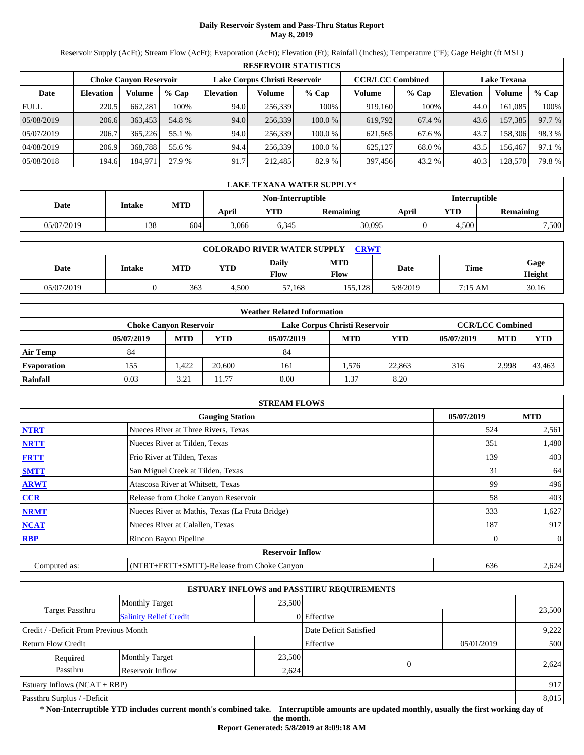# Daily Reservoir System and Pass-Thru Status Report
**May 8, 2019**

Reservoir Supply (AcFt); Stream Flow (AcFt); Evaporation (AcFt); Elevation (Ft); Rainfall (Inches); Temperature (°F); Gage Height (ft MSL)

| RESERVOIR STATISTICS | | | | | | | | | | | |
|---|---|---|---|---|---|---|---|---|---|---|---|
| | Choke Canyon Reservoir | | | Lake Corpus Christi Reservoir | | | CCR/LCC Combined | | Lake Texana | | |
| Date | Elevation | Volume | % Cap | Elevation | Volume | % Cap | Volume | % Cap | Elevation | Volume | % Cap |
| FULL | 220.5 | 662,281 | 100% | 94.0 | 256,339 | 100% | 919,160 | 100% | 44.0 | 161,085 | 100% |
| 05/08/2019 | 206.6 | 363,453 | 54.8 % | 94.0 | 256,339 | 100.0 % | 619,792 | 67.4 % | 43.6 | 157,385 | 97.7 % |
| 05/07/2019 | 206.7 | 365,226 | 55.1 % | 94.0 | 256,339 | 100.0 % | 621,565 | 67.6 % | 43.7 | 158,306 | 98.3 % |
| 04/08/2019 | 206.9 | 368,788 | 55.6 % | 94.4 | 256,339 | 100.0 % | 625,127 | 68.0 % | 43.5 | 156,467 | 97.1 % |
| 05/08/2018 | 194.6 | 184,971 | 27.9 % | 91.7 | 212,485 | 82.9 % | 397,456 | 43.2 % | 40.3 | 128,570 | 79.8 % |

| LAKE TEXANA WATER SUPPLY* | | | | | | | | |
|---|---|---|---|---|---|---|---|---|
| Date | Intake | MTD | Non-Interruptible | | | Interruptible | | |
| | | | April | YTD | Remaining | April | YTD | Remaining |
| 05/07/2019 | 138 | 604 | 3,066 | 6,345 | 30,095 | 0 | 4,500 | 7,500 |

| COLORADO RIVER WATER SUPPLY CRWT | | | | | | | | |
|---|---|---|---|---|---|---|---|---|
| Date | Intake | MTD | YTD | Daily Flow | MTD Flow | Date | Time | Gage Height |
| 05/07/2019 | 0 | 363 | 4,500 | 57,168 | 155,128 | 5/8/2019 | 7:15 AM | 30.16 |

| Weather Related Information | | | | | | | | | |
|---|---|---|---|---|---|---|---|---|---|
| | Choke Canyon Reservoir | | | Lake Corpus Christi Reservoir | | | CCR/LCC Combined | | |
| | 05/07/2019 | MTD | YTD | 05/07/2019 | MTD | YTD | 05/07/2019 | MTD | YTD |
| Air Temp | 84 | | | 84 | | | | | |
| Evaporation | 155 | 1,422 | 20,600 | 161 | 1,576 | 22,863 | 316 | 2,998 | 43,463 |
| Rainfall | 0.03 | 3.21 | 11.77 | 0.00 | 1.37 | 8.20 | | | |

| STREAM FLOWS | | | |
|---|---|---|---|
| | Gauging Station | 05/07/2019 | MTD |
| NTRT | Nueces River at Three Rivers, Texas | 524 | 2,561 |
| NRTT | Nueces River at Tilden, Texas | 351 | 1,480 |
| FRTT | Frio River at Tilden, Texas | 139 | 403 |
| SMTT | San Miguel Creek at Tilden, Texas | 31 | 64 |
| ARWT | Atascosa River at Whitsett, Texas | 99 | 496 |
| CCR | Release from Choke Canyon Reservoir | 58 | 403 |
| NRMT | Nueces River at Mathis, Texas (La Fruta Bridge) | 333 | 1,627 |
| NCAT | Nueces River at Calallen, Texas | 187 | 917 |
| RBP | Rincon Bayou Pipeline | 0 | 0 |
| | Reservoir Inflow | | |
| Computed as: | (NTRT+FRTT+SMTT)-Release from Choke Canyon | 636 | 2,624 |

| ESTUARY INFLOWS and PASSTHRU REQUIREMENTS | | | | | |
|---|---|---|---|---|---|
| Target Passthru | Monthly Target | 23,500 | | | 23,500 |
| | Salinity Relief Credit | 0 | Effective | | |
| Credit / -Deficit From Previous Month | | | Date Deficit Satisfied | | 9,222 |
| Return Flow Credit | | | Effective | 05/01/2019 | 500 |
| Required Passthru | Monthly Target | 23,500 | 0 | | 2,624 |
| | Reservoir Inflow | 2,624 | | | |
| Estuary Inflows (NCAT + RBP) | | | | | 917 |
| Passthru Surplus / -Deficit | | | | | 8,015 |

**\* Non-Interruptible YTD includes current month's combined take. Interruptible amounts are updated monthly, usually the first working day of the month.**

**Report Generated: 5/8/2019 at 8:09:18 AM**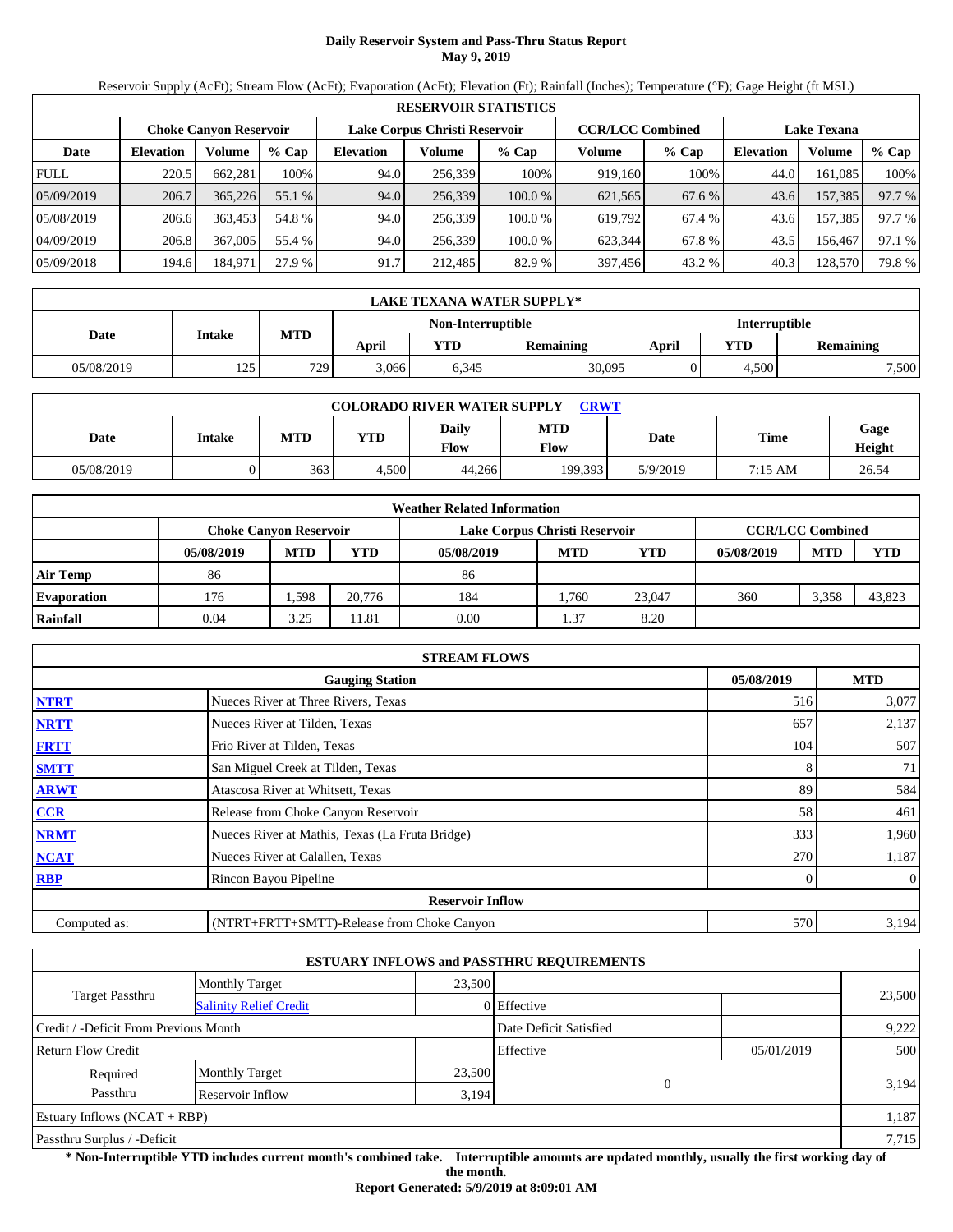# Daily Reservoir System and Pass-Thru Status Report
## May 9, 2019

Reservoir Supply (AcFt); Stream Flow (AcFt); Evaporation (AcFt); Elevation (Ft); Rainfall (Inches); Temperature (°F); Gage Height (ft MSL)

| RESERVOIR STATISTICS | | | | | | | | | | | |
|---|---|---|---|---|---|---|---|---|---|---|---|
| | Choke Canyon Reservoir | | | Lake Corpus Christi Reservoir | | | CCR/LCC Combined | | Lake Texana | | |
| Date | Elevation | Volume | % Cap | Elevation | Volume | % Cap | Volume | % Cap | Elevation | Volume | % Cap |
| FULL | 220.5 | 662,281 | 100% | 94.0 | 256,339 | 100% | 919,160 | 100% | 44.0 | 161,085 | 100% |
| 05/09/2019 | 206.7 | 365,226 | 55.1 % | 94.0 | 256,339 | 100.0 % | 621,565 | 67.6 % | 43.6 | 157,385 | 97.7 % |
| 05/08/2019 | 206.6 | 363,453 | 54.8 % | 94.0 | 256,339 | 100.0 % | 619,792 | 67.4 % | 43.6 | 157,385 | 97.7 % |
| 04/09/2019 | 206.8 | 367,005 | 55.4 % | 94.0 | 256,339 | 100.0 % | 623,344 | 67.8 % | 43.5 | 156,467 | 97.1 % |
| 05/09/2018 | 194.6 | 184,971 | 27.9 % | 91.7 | 212,485 | 82.9 % | 397,456 | 43.2 % | 40.3 | 128,570 | 79.8 % |

| LAKE TEXANA WATER SUPPLY* | | | | | | | | |
|---|---|---|---|---|---|---|---|---|
| Date | Intake | MTD | Non-Interruptible | | | Interruptible | | |
| | | | April | YTD | Remaining | April | YTD | Remaining |
| 05/08/2019 | 125 | 729 | 3,066 | 6,345 | 30,095 | 0 | 4,500 | 7,500 |

| COLORADO RIVER WATER SUPPLY CRWT | | | | | | | | |
|---|---|---|---|---|---|---|---|---|
| Date | Intake | MTD | YTD | Daily Flow | MTD Flow | Date | Time | Gage Height |
| 05/08/2019 | 0 | 363 | 4,500 | 44,266 | 199,393 | 5/9/2019 | 7:15 AM | 26.54 |

| Weather Related Information | | | | | | | | | |
|---|---|---|---|---|---|---|---|---|---|
| | Choke Canyon Reservoir | | | Lake Corpus Christi Reservoir | | | CCR/LCC Combined | | |
| | 05/08/2019 | MTD | YTD | 05/08/2019 | MTD | YTD | 05/08/2019 | MTD | YTD |
| Air Temp | 86 | | | 86 | | | | | |
| Evaporation | 176 | 1,598 | 20,776 | 184 | 1,760 | 23,047 | 360 | 3,358 | 43,823 |
| Rainfall | 0.04 | 3.25 | 11.81 | 0.00 | 1.37 | 8.20 | | | |

| STREAM FLOWS | | | |
|---|---|---|---|
| | Gauging Station | 05/08/2019 | MTD |
| NTRT | Nueces River at Three Rivers, Texas | 516 | 3,077 |
| NRTT | Nueces River at Tilden, Texas | 657 | 2,137 |
| FRTT | Frio River at Tilden, Texas | 104 | 507 |
| SMTT | San Miguel Creek at Tilden, Texas | 8 | 71 |
| ARWT | Atascosa River at Whitsett, Texas | 89 | 584 |
| CCR | Release from Choke Canyon Reservoir | 58 | 461 |
| NRMT | Nueces River at Mathis, Texas (La Fruta Bridge) | 333 | 1,960 |
| NCAT | Nueces River at Calallen, Texas | 270 | 1,187 |
| RBP | Rincon Bayou Pipeline | 0 | 0 |
| Reservoir Inflow | | | |
| Computed as: | (NTRT+FRTT+SMTT)-Release from Choke Canyon | 570 | 3,194 |

| ESTUARY INFLOWS and PASSTHRU REQUIREMENTS | | | | | |
|---|---|---|---|---|---|
| Target Passthru | Monthly Target | 23,500 | | | 23,500 |
| | Salinity Relief Credit | 0 | Effective | | |
| Credit / -Deficit From Previous Month | | | Date Deficit Satisfied | | 9,222 |
| Return Flow Credit | | | Effective | 05/01/2019 | 500 |
| Required Passthru | Monthly Target | 23,500 | 0 | | 3,194 |
| | Reservoir Inflow | 3,194 | | | |
| Estuary Inflows (NCAT + RBP) | | | | | 1,187 |
| Passthru Surplus / -Deficit | | | | | 7,715 |

**\* Non-Interruptible YTD includes current month's combined take. Interruptible amounts are updated monthly, usually the first working day of the month.**

**Report Generated: 5/9/2019 at 8:09:01 AM**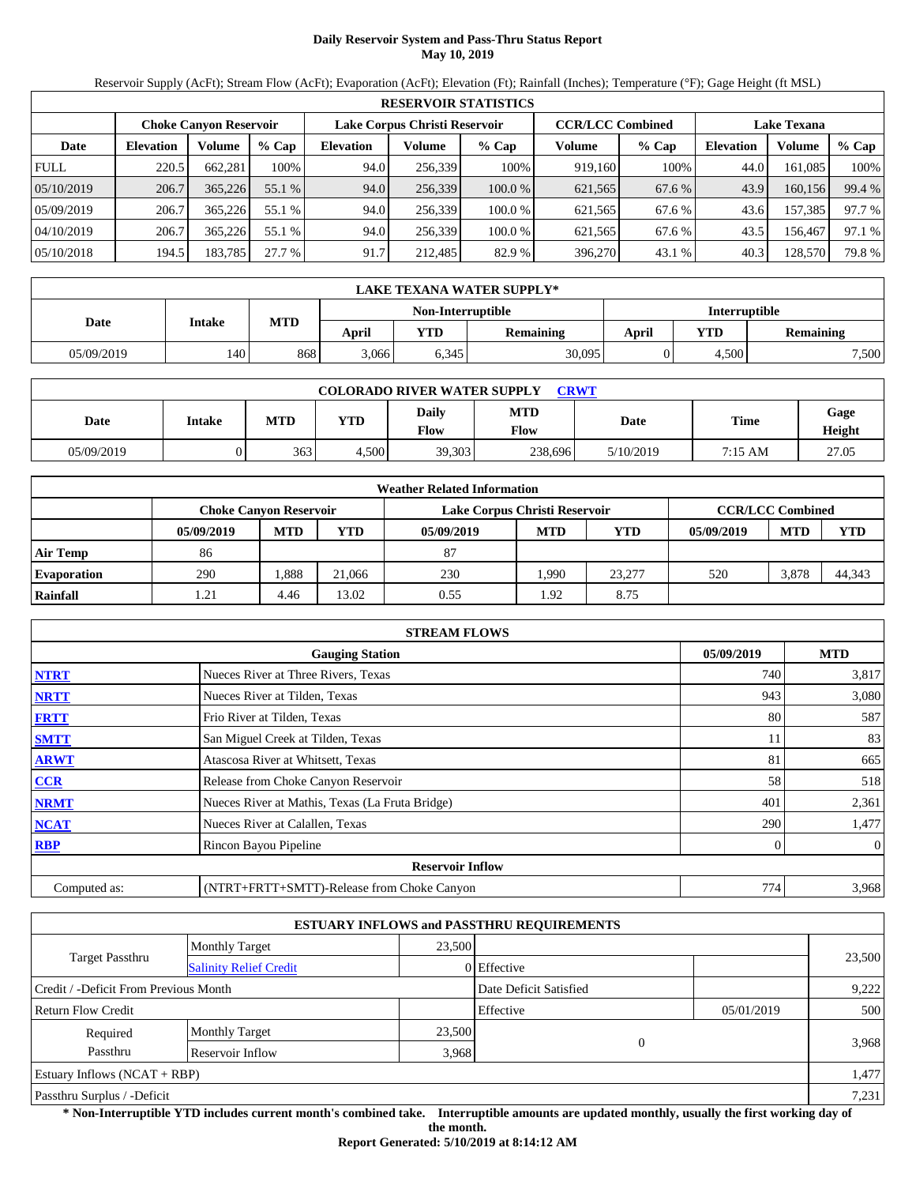# Daily Reservoir System and Pass-Thru Status Report
## May 10, 2019

Reservoir Supply (AcFt); Stream Flow (AcFt); Evaporation (AcFt); Elevation (Ft); Rainfall (Inches); Temperature (°F); Gage Height (ft MSL)

| RESERVOIR STATISTICS | | | | | | | | | | | |
|---|---|---|---|---|---|---|---|---|---|---|---|
| | Choke Canyon Reservoir | | | Lake Corpus Christi Reservoir | | | CCR/LCC Combined | | Lake Texana | | |
| Date | Elevation | Volume | % Cap | Elevation | Volume | % Cap | Volume | % Cap | Elevation | Volume | % Cap |
| FULL | 220.5 | 662,281 | 100% | 94.0 | 256,339 | 100% | 919,160 | 100% | 44.0 | 161,085 | 100% |
| 05/10/2019 | 206.7 | 365,226 | 55.1 % | 94.0 | 256,339 | 100.0 % | 621,565 | 67.6 % | 43.9 | 160,156 | 99.4 % |
| 05/09/2019 | 206.7 | 365,226 | 55.1 % | 94.0 | 256,339 | 100.0 % | 621,565 | 67.6 % | 43.6 | 157,385 | 97.7 % |
| 04/10/2019 | 206.7 | 365,226 | 55.1 % | 94.0 | 256,339 | 100.0 % | 621,565 | 67.6 % | 43.5 | 156,467 | 97.1 % |
| 05/10/2018 | 194.5 | 183,785 | 27.7 % | 91.7 | 212,485 | 82.9 % | 396,270 | 43.1 % | 40.3 | 128,570 | 79.8 % |

| LAKE TEXANA WATER SUPPLY* | | | | | | | | |
|---|---|---|---|---|---|---|---|---|
| Date | Intake | MTD | Non-Interruptible | | | Interruptible | | |
| | | | April | YTD | Remaining | April | YTD | Remaining |
| 05/09/2019 | 140 | 868 | 3,066 | 6,345 | 30,095 | 0 | 4,500 | 7,500 |

| COLORADO RIVER WATER SUPPLY CRWT | | | | | | | | |
|---|---|---|---|---|---|---|---|---|
| Date | Intake | MTD | YTD | Daily Flow | MTD Flow | Date | Time | Gage Height |
| 05/09/2019 | 0 | 363 | 4,500 | 39,303 | 238,696 | 5/10/2019 | 7:15 AM | 27.05 |

| Weather Related Information | | | | | | | | | |
|---|---|---|---|---|---|---|---|---|---|
| | Choke Canyon Reservoir | | | Lake Corpus Christi Reservoir | | | CCR/LCC Combined | | |
| | 05/09/2019 | MTD | YTD | 05/09/2019 | MTD | YTD | 05/09/2019 | MTD | YTD |
| Air Temp | 86 | | | 87 | | | | | |
| Evaporation | 290 | 1,888 | 21,066 | 230 | 1,990 | 23,277 | 520 | 3,878 | 44,343 |
| Rainfall | 1.21 | 4.46 | 13.02 | 0.55 | 1.92 | 8.75 | | | |

| STREAM FLOWS | | | |
|---|---|---|---|
| | Gauging Station | 05/09/2019 | MTD |
| NTRT | Nueces River at Three Rivers, Texas | 740 | 3,817 |
| NRTT | Nueces River at Tilden, Texas | 943 | 3,080 |
| FRTT | Frio River at Tilden, Texas | 80 | 587 |
| SMTT | San Miguel Creek at Tilden, Texas | 11 | 83 |
| ARWT | Atascosa River at Whitsett, Texas | 81 | 665 |
| CCR | Release from Choke Canyon Reservoir | 58 | 518 |
| NRMT | Nueces River at Mathis, Texas (La Fruta Bridge) | 401 | 2,361 |
| NCAT | Nueces River at Calallen, Texas | 290 | 1,477 |
| RBP | Rincon Bayou Pipeline | 0 | 0 |
| | Reservoir Inflow | | |
| Computed as: | (NTRT+FRTT+SMTT)-Release from Choke Canyon | 774 | 3,968 |

| ESTUARY INFLOWS and PASSTHRU REQUIREMENTS | | | | | |
|---|---|---|---|---|---|
| Target Passthru | Monthly Target | 23,500 | | | 23,500 |
| | Salinity Relief Credit | 0 | Effective | | |
| Credit / -Deficit From Previous Month | | | Date Deficit Satisfied | | 9,222 |
| Return Flow Credit | | | Effective | 05/01/2019 | 500 |
| Required Passthru | Monthly Target | 23,500 | 0 | | 3,968 |
| | Reservoir Inflow | 3,968 | | | |
| Estuary Inflows (NCAT + RBP) | | | | | 1,477 |
| Passthru Surplus / -Deficit | | | | | 7,231 |

**\* Non-Interruptible YTD includes current month's combined take. Interruptible amounts are updated monthly, usually the first working day of the month.**

**Report Generated: 5/10/2019 at 8:14:12 AM**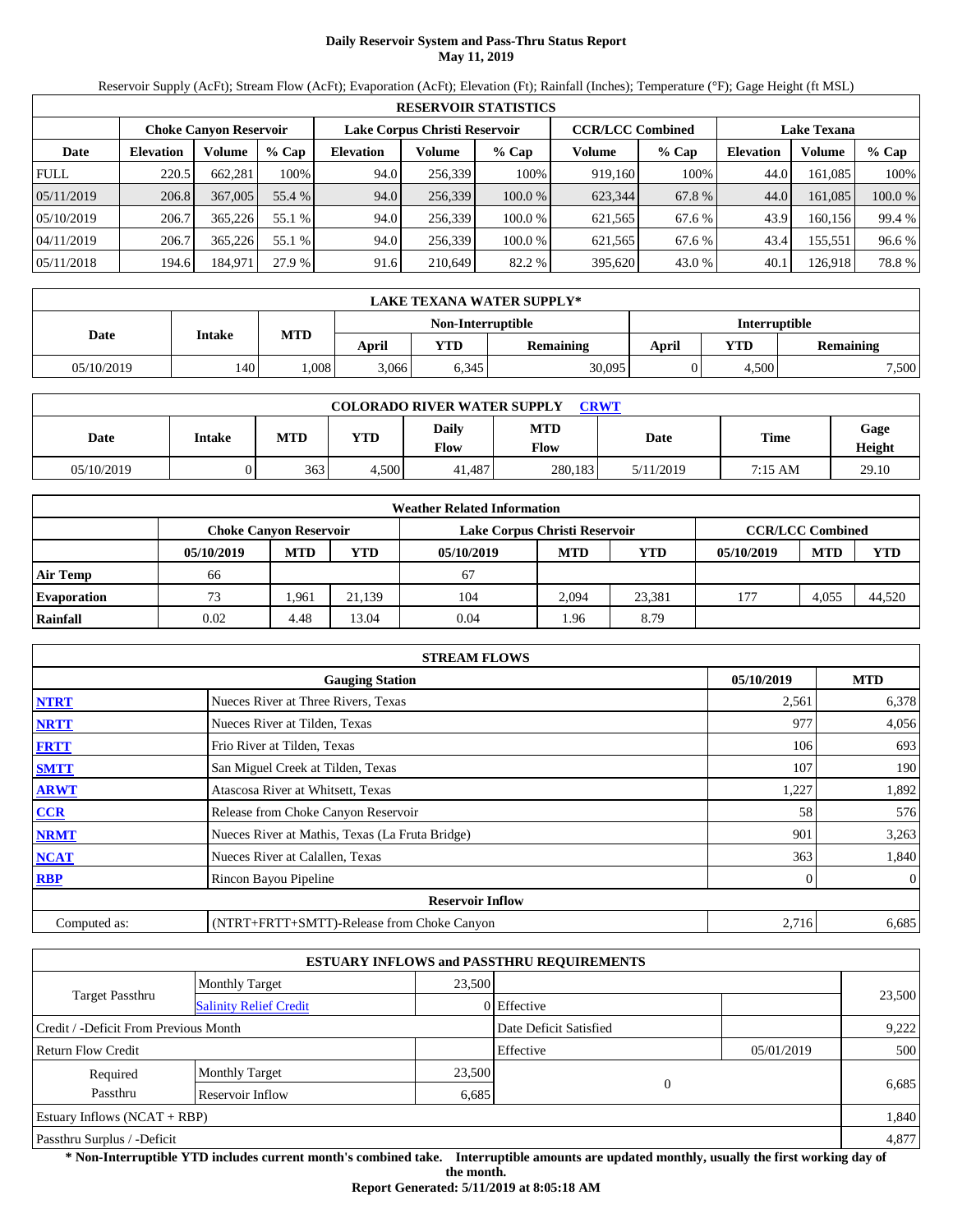# Daily Reservoir System and Pass-Thru Status Report
**May 11, 2019**

Reservoir Supply (AcFt); Stream Flow (AcFt); Evaporation (AcFt); Elevation (Ft); Rainfall (Inches); Temperature (°F); Gage Height (ft MSL)

| RESERVOIR STATISTICS | | | | | | | | | | | |
|---|---|---|---|---|---|---|---|---|---|---|---|
| | Choke Canyon Reservoir | | | Lake Corpus Christi Reservoir | | | CCR/LCC Combined | | Lake Texana | | |
| Date | Elevation | Volume | % Cap | Elevation | Volume | % Cap | Volume | % Cap | Elevation | Volume | % Cap |
| FULL | 220.5 | 662,281 | 100% | 94.0 | 256,339 | 100% | 919,160 | 100% | 44.0 | 161,085 | 100% |
| 05/11/2019 | 206.8 | 367,005 | 55.4 % | 94.0 | 256,339 | 100.0 % | 623,344 | 67.8 % | 44.0 | 161,085 | 100.0 % |
| 05/10/2019 | 206.7 | 365,226 | 55.1 % | 94.0 | 256,339 | 100.0 % | 621,565 | 67.6 % | 43.9 | 160,156 | 99.4 % |
| 04/11/2019 | 206.7 | 365,226 | 55.1 % | 94.0 | 256,339 | 100.0 % | 621,565 | 67.6 % | 43.4 | 155,551 | 96.6 % |
| 05/11/2018 | 194.6 | 184,971 | 27.9 % | 91.6 | 210,649 | 82.2 % | 395,620 | 43.0 % | 40.1 | 126,918 | 78.8 % |

| LAKE TEXANA WATER SUPPLY* | | | | | | | | |
|---|---|---|---|---|---|---|---|---|
| Date | Intake | MTD | Non-Interruptible | | | Interruptible | | |
| | | | April | YTD | Remaining | April | YTD | Remaining |
| 05/10/2019 | 140 | 1,008 | 3,066 | 6,345 | 30,095 | 0 | 4,500 | 7,500 |

| COLORADO RIVER WATER SUPPLY CRWT | | | | | | | | |
|---|---|---|---|---|---|---|---|---|
| Date | Intake | MTD | YTD | Daily Flow | MTD Flow | Date | Time | Gage Height |
| 05/10/2019 | 0 | 363 | 4,500 | 41,487 | 280,183 | 5/11/2019 | 7:15 AM | 29.10 |

| Weather Related Information | | | | | | | | | |
|---|---|---|---|---|---|---|---|---|---|
| | Choke Canyon Reservoir | | | Lake Corpus Christi Reservoir | | | CCR/LCC Combined | | |
| | 05/10/2019 | MTD | YTD | 05/10/2019 | MTD | YTD | 05/10/2019 | MTD | YTD |
| Air Temp | 66 | | | 67 | | | | | |
| Evaporation | 73 | 1,961 | 21,139 | 104 | 2,094 | 23,381 | 177 | 4,055 | 44,520 |
| Rainfall | 0.02 | 4.48 | 13.04 | 0.04 | 1.96 | 8.79 | | | |

| STREAM FLOWS | | | |
|---|---|---|---|
| | Gauging Station | 05/10/2019 | MTD |
| NTRT | Nueces River at Three Rivers, Texas | 2,561 | 6,378 |
| NRTT | Nueces River at Tilden, Texas | 977 | 4,056 |
| FRTT | Frio River at Tilden, Texas | 106 | 693 |
| SMTT | San Miguel Creek at Tilden, Texas | 107 | 190 |
| ARWT | Atascosa River at Whitsett, Texas | 1,227 | 1,892 |
| CCR | Release from Choke Canyon Reservoir | 58 | 576 |
| NRMT | Nueces River at Mathis, Texas (La Fruta Bridge) | 901 | 3,263 |
| NCAT | Nueces River at Calallen, Texas | 363 | 1,840 |
| RBP | Rincon Bayou Pipeline | 0 | 0 |
| | Reservoir Inflow | | |
| Computed as: | (NTRT+FRTT+SMTT)-Release from Choke Canyon | 2,716 | 6,685 |

| ESTUARY INFLOWS and PASSTHRU REQUIREMENTS | | | | | |
|---|---|---|---|---|---|
| Target Passthru | Monthly Target | 23,500 | | | 23,500 |
| | Salinity Relief Credit | 0 | Effective | | |
| Credit / -Deficit From Previous Month | | | Date Deficit Satisfied | | 9,222 |
| Return Flow Credit | | | Effective | 05/01/2019 | 500 |
| Required Passthru | Monthly Target | 23,500 | 0 | | 6,685 |
| | Reservoir Inflow | 6,685 | | | |
| Estuary Inflows (NCAT + RBP) | | | | | 1,840 |
| Passthru Surplus / -Deficit | | | | | 4,877 |

**\* Non-Interruptible YTD includes current month's combined take. Interruptible amounts are updated monthly, usually the first working day of the month.**

**Report Generated: 5/11/2019 at 8:05:18 AM**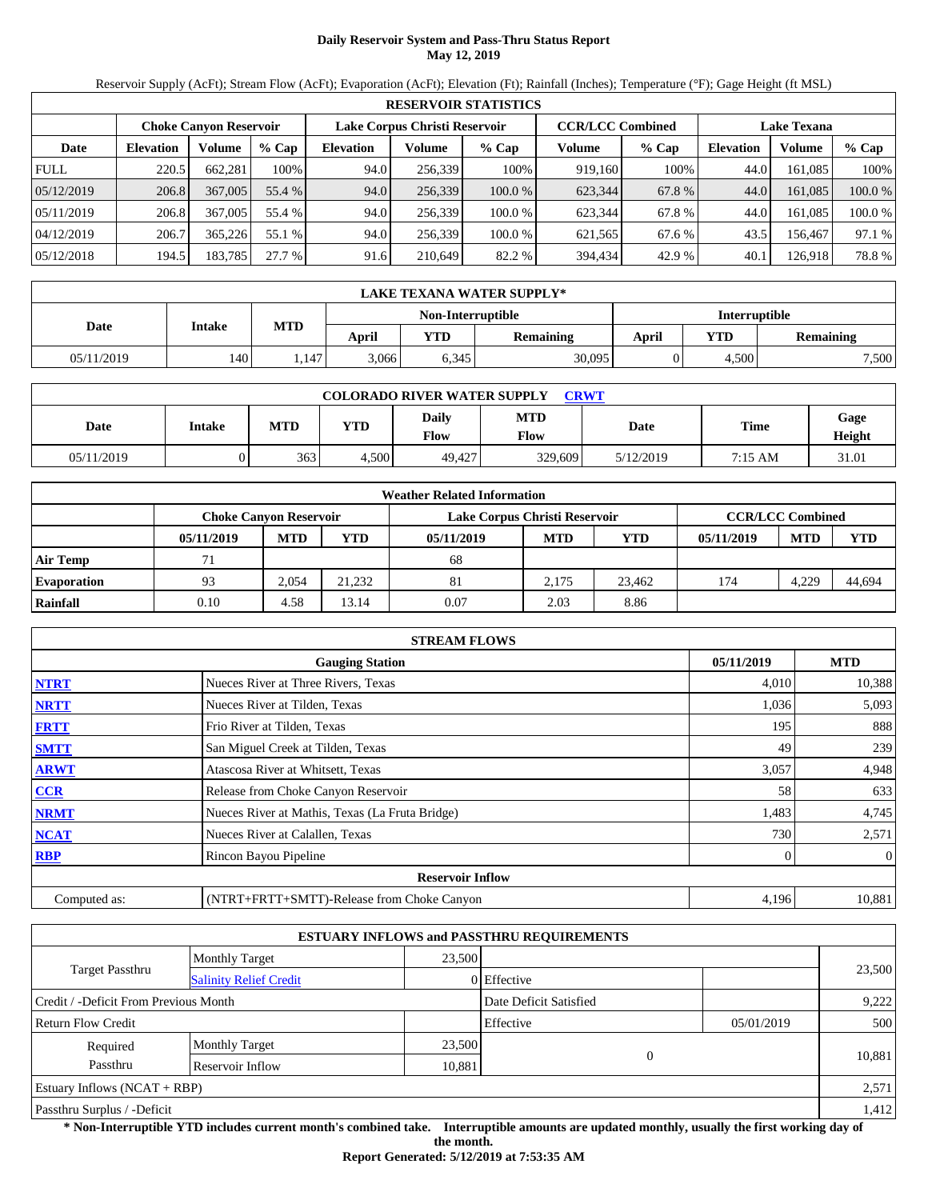# Daily Reservoir System and Pass-Thru Status Report
## May 12, 2019

Reservoir Supply (AcFt); Stream Flow (AcFt); Evaporation (AcFt); Elevation (Ft); Rainfall (Inches); Temperature (°F); Gage Height (ft MSL)

| RESERVOIR STATISTICS | | | | | | | | | | | |
|---|---|---|---|---|---|---|---|---|---|---|---|
| | Choke Canyon Reservoir | | | Lake Corpus Christi Reservoir | | | CCR/LCC Combined | | Lake Texana | | |
| Date | Elevation | Volume | % Cap | Elevation | Volume | % Cap | Volume | % Cap | Elevation | Volume | % Cap |
| FULL | 220.5 | 662,281 | 100% | 94.0 | 256,339 | 100% | 919,160 | 100% | 44.0 | 161,085 | 100% |
| 05/12/2019 | 206.8 | 367,005 | 55.4 % | 94.0 | 256,339 | 100.0 % | 623,344 | 67.8 % | 44.0 | 161,085 | 100.0 % |
| 05/11/2019 | 206.8 | 367,005 | 55.4 % | 94.0 | 256,339 | 100.0 % | 623,344 | 67.8 % | 44.0 | 161,085 | 100.0 % |
| 04/12/2019 | 206.7 | 365,226 | 55.1 % | 94.0 | 256,339 | 100.0 % | 621,565 | 67.6 % | 43.5 | 156,467 | 97.1 % |
| 05/12/2018 | 194.5 | 183,785 | 27.7 % | 91.6 | 210,649 | 82.2 % | 394,434 | 42.9 % | 40.1 | 126,918 | 78.8 % |

| LAKE TEXANA WATER SUPPLY* | | | | | | | | |
|---|---|---|---|---|---|---|---|---|
| Date | Intake | MTD | Non-Interruptible | | | Interruptible | | |
| | | | April | YTD | Remaining | April | YTD | Remaining |
| 05/11/2019 | 140 | 1,147 | 3,066 | 6,345 | 30,095 | 0 | 4,500 | 7,500 |

| COLORADO RIVER WATER SUPPLY CRWT | | | | | | | | |
|---|---|---|---|---|---|---|---|---|
| Date | Intake | MTD | YTD | Daily Flow | MTD Flow | Date | Time | Gage Height |
| 05/11/2019 | 0 | 363 | 4,500 | 49,427 | 329,609 | 5/12/2019 | 7:15 AM | 31.01 |

| Weather Related Information | | | | | | | | | |
|---|---|---|---|---|---|---|---|---|---|
| | Choke Canyon Reservoir | | | Lake Corpus Christi Reservoir | | | CCR/LCC Combined | | |
| | 05/11/2019 | MTD | YTD | 05/11/2019 | MTD | YTD | 05/11/2019 | MTD | YTD |
| Air Temp | 71 | | | 68 | | | | | |
| Evaporation | 93 | 2,054 | 21,232 | 81 | 2,175 | 23,462 | 174 | 4,229 | 44,694 |
| Rainfall | 0.10 | 4.58 | 13.14 | 0.07 | 2.03 | 8.86 | | | |

| STREAM FLOWS | | | |
|---|---|---|---|
| | Gauging Station | 05/11/2019 | MTD |
| NTRT | Nueces River at Three Rivers, Texas | 4,010 | 10,388 |
| NRTT | Nueces River at Tilden, Texas | 1,036 | 5,093 |
| FRTT | Frio River at Tilden, Texas | 195 | 888 |
| SMTT | San Miguel Creek at Tilden, Texas | 49 | 239 |
| ARWT | Atascosa River at Whitsett, Texas | 3,057 | 4,948 |
| CCR | Release from Choke Canyon Reservoir | 58 | 633 |
| NRMT | Nueces River at Mathis, Texas (La Fruta Bridge) | 1,483 | 4,745 |
| NCAT | Nueces River at Calallen, Texas | 730 | 2,571 |
| RBP | Rincon Bayou Pipeline | 0 | 0 |
| | Reservoir Inflow | | |
| Computed as: | (NTRT+FRTT+SMTT)-Release from Choke Canyon | 4,196 | 10,881 |

| ESTUARY INFLOWS and PASSTHRU REQUIREMENTS | | | | | |
|---|---|---|---|---|---|
| Target Passthru | Monthly Target | 23,500 | | | 23,500 |
| | Salinity Relief Credit | 0 | Effective | | |
| Credit / -Deficit From Previous Month | | | Date Deficit Satisfied | | 9,222 |
| Return Flow Credit | | | Effective | 05/01/2019 | 500 |
| Required Passthru | Monthly Target | 23,500 | 0 | | 10,881 |
| | Reservoir Inflow | 10,881 | | | |
| Estuary Inflows (NCAT + RBP) | | | | | 2,571 |
| Passthru Surplus / -Deficit | | | | | 1,412 |

**\* Non-Interruptible YTD includes current month's combined take. Interruptible amounts are updated monthly, usually the first working day of the month.**

**Report Generated: 5/12/2019 at 7:53:35 AM**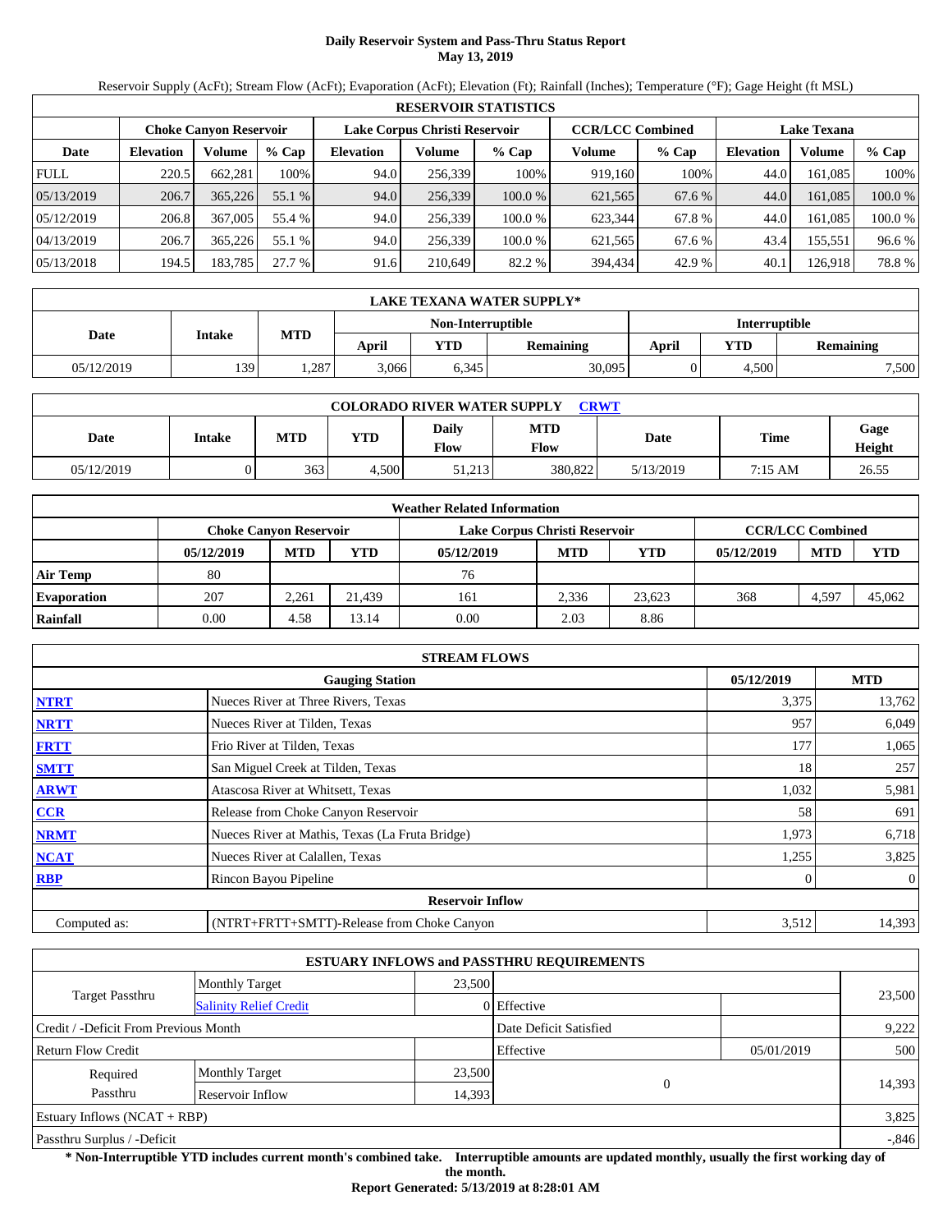# Daily Reservoir System and Pass-Thru Status Report
## May 13, 2019

Reservoir Supply (AcFt); Stream Flow (AcFt); Evaporation (AcFt); Elevation (Ft); Rainfall (Inches); Temperature (°F); Gage Height (ft MSL)

| RESERVOIR STATISTICS | | | | | | | | | | | |
|---|---|---|---|---|---|---|---|---|---|---|---|
| | Choke Canyon Reservoir | | | Lake Corpus Christi Reservoir | | | CCR/LCC Combined | | Lake Texana | | |
| Date | Elevation | Volume | % Cap | Elevation | Volume | % Cap | Volume | % Cap | Elevation | Volume | % Cap |
| FULL | 220.5 | 662,281 | 100% | 94.0 | 256,339 | 100% | 919,160 | 100% | 44.0 | 161,085 | 100% |
| 05/13/2019 | 206.7 | 365,226 | 55.1 % | 94.0 | 256,339 | 100.0 % | 621,565 | 67.6 % | 44.0 | 161,085 | 100.0 % |
| 05/12/2019 | 206.8 | 367,005 | 55.4 % | 94.0 | 256,339 | 100.0 % | 623,344 | 67.8 % | 44.0 | 161,085 | 100.0 % |
| 04/13/2019 | 206.7 | 365,226 | 55.1 % | 94.0 | 256,339 | 100.0 % | 621,565 | 67.6 % | 43.4 | 155,551 | 96.6 % |
| 05/13/2018 | 194.5 | 183,785 | 27.7 % | 91.6 | 210,649 | 82.2 % | 394,434 | 42.9 % | 40.1 | 126,918 | 78.8 % |

| LAKE TEXANA WATER SUPPLY* | | | | | | | | |
|---|---|---|---|---|---|---|---|---|
| Date | Intake | MTD | Non-Interruptible | | | Interruptible | | |
| | | | April | YTD | Remaining | April | YTD | Remaining |
| 05/12/2019 | 139 | 1,287 | 3,066 | 6,345 | 30,095 | 0 | 4,500 | 7,500 |

| COLORADO RIVER WATER SUPPLY CRWT | | | | | | | | |
|---|---|---|---|---|---|---|---|---|
| Date | Intake | MTD | YTD | Daily Flow | MTD Flow | Date | Time | Gage Height |
| 05/12/2019 | 0 | 363 | 4,500 | 51,213 | 380,822 | 5/13/2019 | 7:15 AM | 26.55 |

| Weather Related Information | | | | | | | | | |
|---|---|---|---|---|---|---|---|---|---|
| | Choke Canyon Reservoir | | | Lake Corpus Christi Reservoir | | | CCR/LCC Combined | | |
| | 05/12/2019 | MTD | YTD | 05/12/2019 | MTD | YTD | 05/12/2019 | MTD | YTD |
| Air Temp | 80 | | | 76 | | | | | |
| Evaporation | 207 | 2,261 | 21,439 | 161 | 2,336 | 23,623 | 368 | 4,597 | 45,062 |
| Rainfall | 0.00 | 4.58 | 13.14 | 0.00 | 2.03 | 8.86 | | | |

| STREAM FLOWS | | | |
|---|---|---|---|
| | Gauging Station | 05/12/2019 | MTD |
| NTRT | Nueces River at Three Rivers, Texas | 3,375 | 13,762 |
| NRTT | Nueces River at Tilden, Texas | 957 | 6,049 |
| FRTT | Frio River at Tilden, Texas | 177 | 1,065 |
| SMTT | San Miguel Creek at Tilden, Texas | 18 | 257 |
| ARWT | Atascosa River at Whitsett, Texas | 1,032 | 5,981 |
| CCR | Release from Choke Canyon Reservoir | 58 | 691 |
| NRMT | Nueces River at Mathis, Texas (La Fruta Bridge) | 1,973 | 6,718 |
| NCAT | Nueces River at Calallen, Texas | 1,255 | 3,825 |
| RBP | Rincon Bayou Pipeline | 0 | 0 |
| Reservoir Inflow | | | |
| Computed as: | (NTRT+FRTT+SMTT)-Release from Choke Canyon | 3,512 | 14,393 |

| ESTUARY INFLOWS and PASSTHRU REQUIREMENTS | | | | | |
|---|---|---|---|---|---|
| Target Passthru | Monthly Target | 23,500 | | | 23,500 |
| | Salinity Relief Credit | 0 | Effective | | |
| Credit / -Deficit From Previous Month | | | Date Deficit Satisfied | | 9,222 |
| Return Flow Credit | | | Effective | 05/01/2019 | 500 |
| Required Passthru | Monthly Target | 23,500 | 0 | | 14,393 |
| | Reservoir Inflow | 14,393 | | | |
| Estuary Inflows (NCAT + RBP) | | | | | 3,825 |
| Passthru Surplus / -Deficit | | | | | -,846 |

**\* Non-Interruptible YTD includes current month's combined take. Interruptible amounts are updated monthly, usually the first working day of the month.**

**Report Generated: 5/13/2019 at 8:28:01 AM**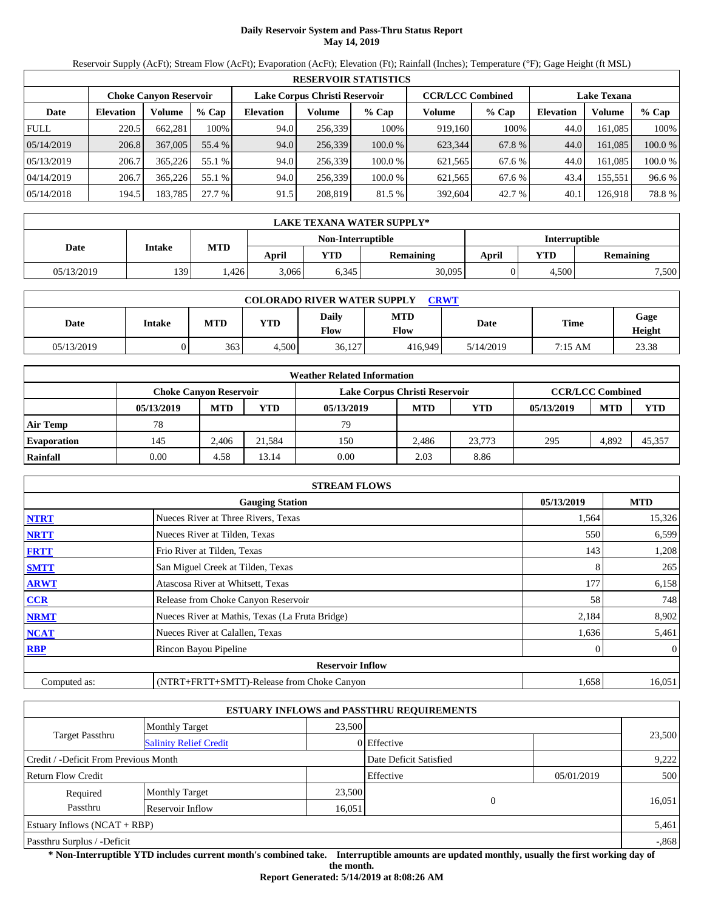# Daily Reservoir System and Pass-Thru Status Report
## May 14, 2019

Reservoir Supply (AcFt); Stream Flow (AcFt); Evaporation (AcFt); Elevation (Ft); Rainfall (Inches); Temperature (°F); Gage Height (ft MSL)

| RESERVOIR STATISTICS | | | | | | | | | | | |
|---|---|---|---|---|---|---|---|---|---|---|---|
| | Choke Canyon Reservoir | | | Lake Corpus Christi Reservoir | | | CCR/LCC Combined | | Lake Texana | | |
| Date | Elevation | Volume | % Cap | Elevation | Volume | % Cap | Volume | % Cap | Elevation | Volume | % Cap |
| FULL | 220.5 | 662,281 | 100% | 94.0 | 256,339 | 100% | 919,160 | 100% | 44.0 | 161,085 | 100% |
| 05/14/2019 | 206.8 | 367,005 | 55.4 % | 94.0 | 256,339 | 100.0 % | 623,344 | 67.8 % | 44.0 | 161,085 | 100.0 % |
| 05/13/2019 | 206.7 | 365,226 | 55.1 % | 94.0 | 256,339 | 100.0 % | 621,565 | 67.6 % | 44.0 | 161,085 | 100.0 % |
| 04/14/2019 | 206.7 | 365,226 | 55.1 % | 94.0 | 256,339 | 100.0 % | 621,565 | 67.6 % | 43.4 | 155,551 | 96.6 % |
| 05/14/2018 | 194.5 | 183,785 | 27.7 % | 91.5 | 208,819 | 81.5 % | 392,604 | 42.7 % | 40.1 | 126,918 | 78.8 % |

| LAKE TEXANA WATER SUPPLY* | | | | | | | | |
|---|---|---|---|---|---|---|---|---|
| Date | Intake | MTD | Non-Interruptible | | | Interruptible | | |
| | | | April | YTD | Remaining | April | YTD | Remaining |
| 05/13/2019 | 139 | 1,426 | 3,066 | 6,345 | 30,095 | 0 | 4,500 | 7,500 |

| COLORADO RIVER WATER SUPPLY CRWT | | | | | | | | |
|---|---|---|---|---|---|---|---|---|
| Date | Intake | MTD | YTD | Daily Flow | MTD Flow | Date | Time | Gage Height |
| 05/13/2019 | 0 | 363 | 4,500 | 36,127 | 416,949 | 5/14/2019 | 7:15 AM | 23.38 |

| Weather Related Information | | | | | | | | | |
|---|---|---|---|---|---|---|---|---|---|
| | Choke Canyon Reservoir | | | Lake Corpus Christi Reservoir | | | CCR/LCC Combined | | |
| | 05/13/2019 | MTD | YTD | 05/13/2019 | MTD | YTD | 05/13/2019 | MTD | YTD |
| Air Temp | 78 | | | 79 | | | | | |
| Evaporation | 145 | 2,406 | 21,584 | 150 | 2,486 | 23,773 | 295 | 4,892 | 45,357 |
| Rainfall | 0.00 | 4.58 | 13.14 | 0.00 | 2.03 | 8.86 | | | |

| STREAM FLOWS | | | |
|---|---|---|---|
| | Gauging Station | 05/13/2019 | MTD |
| NTRT | Nueces River at Three Rivers, Texas | 1,564 | 15,326 |
| NRTT | Nueces River at Tilden, Texas | 550 | 6,599 |
| FRTT | Frio River at Tilden, Texas | 143 | 1,208 |
| SMTT | San Miguel Creek at Tilden, Texas | 8 | 265 |
| ARWT | Atascosa River at Whitsett, Texas | 177 | 6,158 |
| CCR | Release from Choke Canyon Reservoir | 58 | 748 |
| NRMT | Nueces River at Mathis, Texas (La Fruta Bridge) | 2,184 | 8,902 |
| NCAT | Nueces River at Calallen, Texas | 1,636 | 5,461 |
| RBP | Rincon Bayou Pipeline | 0 | 0 |
| | Reservoir Inflow | | |
| Computed as: | (NTRT+FRTT+SMTT)-Release from Choke Canyon | 1,658 | 16,051 |

| ESTUARY INFLOWS and PASSTHRU REQUIREMENTS | | | | | |
|---|---|---|---|---|---|
| Target Passthru | Monthly Target | 23,500 | | | 23,500 |
| | Salinity Relief Credit | 0 | Effective | | |
| Credit / -Deficit From Previous Month | | | Date Deficit Satisfied | | 9,222 |
| Return Flow Credit | | | Effective | 05/01/2019 | 500 |
| Required Passthru | Monthly Target | 23,500 | 0 | | 16,051 |
| | Reservoir Inflow | 16,051 | | | |
| Estuary Inflows (NCAT + RBP) | | | | | 5,461 |
| Passthru Surplus / -Deficit | | | | | -,868 |

**\* Non-Interruptible YTD includes current month's combined take. Interruptible amounts are updated monthly, usually the first working day of the month.**

**Report Generated: 5/14/2019 at 8:08:26 AM**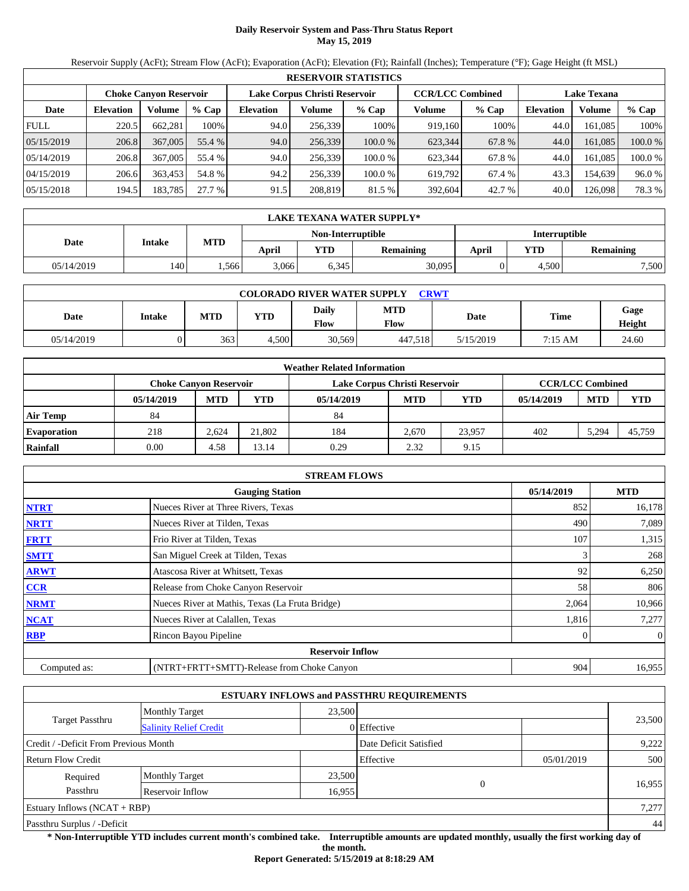# Daily Reservoir System and Pass-Thru Status Report
## May 15, 2019

Reservoir Supply (AcFt); Stream Flow (AcFt); Evaporation (AcFt); Elevation (Ft); Rainfall (Inches); Temperature (°F); Gage Height (ft MSL)

| RESERVOIR STATISTICS | | | | | | | | | | | |
|---|---|---|---|---|---|---|---|---|---|---|---|
| | Choke Canyon Reservoir | | | Lake Corpus Christi Reservoir | | | CCR/LCC Combined | | Lake Texana | | |
| Date | Elevation | Volume | % Cap | Elevation | Volume | % Cap | Volume | % Cap | Elevation | Volume | % Cap |
| FULL | 220.5 | 662,281 | 100% | 94.0 | 256,339 | 100% | 919,160 | 100% | 44.0 | 161,085 | 100% |
| 05/15/2019 | 206.8 | 367,005 | 55.4 % | 94.0 | 256,339 | 100.0 % | 623,344 | 67.8 % | 44.0 | 161,085 | 100.0 % |
| 05/14/2019 | 206.8 | 367,005 | 55.4 % | 94.0 | 256,339 | 100.0 % | 623,344 | 67.8 % | 44.0 | 161,085 | 100.0 % |
| 04/15/2019 | 206.6 | 363,453 | 54.8 % | 94.2 | 256,339 | 100.0 % | 619,792 | 67.4 % | 43.3 | 154,639 | 96.0 % |
| 05/15/2018 | 194.5 | 183,785 | 27.7 % | 91.5 | 208,819 | 81.5 % | 392,604 | 42.7 % | 40.0 | 126,098 | 78.3 % |

| LAKE TEXANA WATER SUPPLY* | | | | | | | | |
|---|---|---|---|---|---|---|---|---|
| Date | Intake | MTD | Non-Interruptible | | | Interruptible | | |
| | | | April | YTD | Remaining | April | YTD | Remaining |
| 05/14/2019 | 140 | 1,566 | 3,066 | 6,345 | 30,095 | 0 | 4,500 | 7,500 |

| COLORADO RIVER WATER SUPPLY CRWT | | | | | | | | |
|---|---|---|---|---|---|---|---|---|
| Date | Intake | MTD | YTD | Daily Flow | MTD Flow | Date | Time | Gage Height |
| 05/14/2019 | 0 | 363 | 4,500 | 30,569 | 447,518 | 5/15/2019 | 7:15 AM | 24.60 |

| Weather Related Information | | | | | | | | | |
|---|---|---|---|---|---|---|---|---|---|
| | Choke Canyon Reservoir | | | Lake Corpus Christi Reservoir | | | CCR/LCC Combined | | |
| | 05/14/2019 | MTD | YTD | 05/14/2019 | MTD | YTD | 05/14/2019 | MTD | YTD |
| Air Temp | 84 | | | 84 | | | | | |
| Evaporation | 218 | 2,624 | 21,802 | 184 | 2,670 | 23,957 | 402 | 5,294 | 45,759 |
| Rainfall | 0.00 | 4.58 | 13.14 | 0.29 | 2.32 | 9.15 | | | |

| STREAM FLOWS | | | |
|---|---|---|---|
| | Gauging Station | 05/14/2019 | MTD |
| NTRT | Nueces River at Three Rivers, Texas | 852 | 16,178 |
| NRTT | Nueces River at Tilden, Texas | 490 | 7,089 |
| FRTT | Frio River at Tilden, Texas | 107 | 1,315 |
| SMTT | San Miguel Creek at Tilden, Texas | 3 | 268 |
| ARWT | Atascosa River at Whitsett, Texas | 92 | 6,250 |
| CCR | Release from Choke Canyon Reservoir | 58 | 806 |
| NRMT | Nueces River at Mathis, Texas (La Fruta Bridge) | 2,064 | 10,966 |
| NCAT | Nueces River at Calallen, Texas | 1,816 | 7,277 |
| RBP | Rincon Bayou Pipeline | 0 | 0 |
| | Reservoir Inflow | | |
| Computed as: | (NTRT+FRTT+SMTT)-Release from Choke Canyon | 904 | 16,955 |

| ESTUARY INFLOWS and PASSTHRU REQUIREMENTS | | | | | |
|---|---|---|---|---|---|
| Target Passthru | Monthly Target | 23,500 | | | 23,500 |
| | Salinity Relief Credit | 0 | Effective | | |
| Credit / -Deficit From Previous Month | | | Date Deficit Satisfied | | 9,222 |
| Return Flow Credit | | | Effective | 05/01/2019 | 500 |
| Required Passthru | Monthly Target | 23,500 | 0 | | 16,955 |
| | Reservoir Inflow | 16,955 | | | |
| Estuary Inflows (NCAT + RBP) | | | | | 7,277 |
| Passthru Surplus / -Deficit | | | | | 44 |

**\* Non-Interruptible YTD includes current month's combined take. Interruptible amounts are updated monthly, usually the first working day of the month.**

**Report Generated: 5/15/2019 at 8:18:29 AM**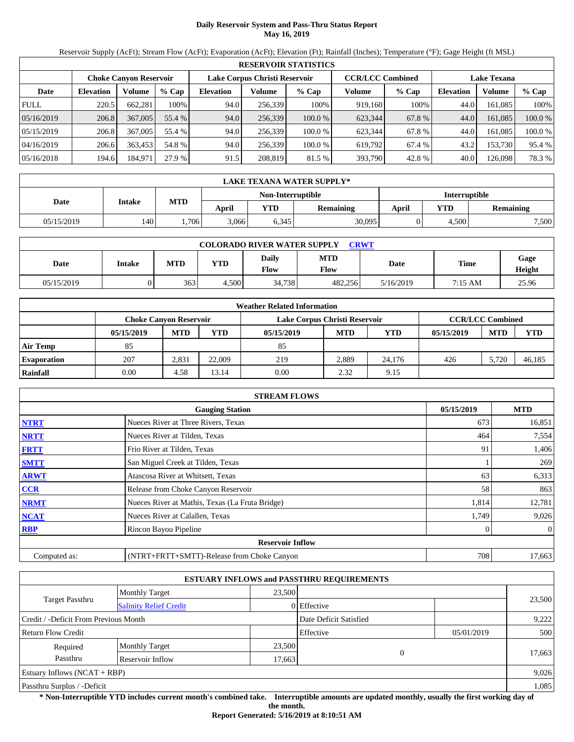# Daily Reservoir System and Pass-Thru Status Report
**May 16, 2019**

Reservoir Supply (AcFt); Stream Flow (AcFt); Evaporation (AcFt); Elevation (Ft); Rainfall (Inches); Temperature (°F); Gage Height (ft MSL)

| RESERVOIR STATISTICS | | | | | | | | | | | |
|---|---|---|---|---|---|---|---|---|---|---|---|
| | Choke Canyon Reservoir | | | Lake Corpus Christi Reservoir | | | CCR/LCC Combined | | Lake Texana | | |
| Date | Elevation | Volume | % Cap | Elevation | Volume | % Cap | Volume | % Cap | Elevation | Volume | % Cap |
| FULL | 220.5 | 662,281 | 100% | 94.0 | 256,339 | 100% | 919,160 | 100% | 44.0 | 161,085 | 100% |
| 05/16/2019 | 206.8 | 367,005 | 55.4 % | 94.0 | 256,339 | 100.0 % | 623,344 | 67.8 % | 44.0 | 161,085 | 100.0 % |
| 05/15/2019 | 206.8 | 367,005 | 55.4 % | 94.0 | 256,339 | 100.0 % | 623,344 | 67.8 % | 44.0 | 161,085 | 100.0 % |
| 04/16/2019 | 206.6 | 363,453 | 54.8 % | 94.0 | 256,339 | 100.0 % | 619,792 | 67.4 % | 43.2 | 153,730 | 95.4 % |
| 05/16/2018 | 194.6 | 184,971 | 27.9 % | 91.5 | 208,819 | 81.5 % | 393,790 | 42.8 % | 40.0 | 126,098 | 78.3 % |

| LAKE TEXANA WATER SUPPLY* | | | | | | | | |
|---|---|---|---|---|---|---|---|---|
| Date | Intake | MTD | Non-Interruptible | | | Interruptible | | |
| | | | April | YTD | Remaining | April | YTD | Remaining |
| 05/15/2019 | 140 | 1,706 | 3,066 | 6,345 | 30,095 | 0 | 4,500 | 7,500 |

| COLORADO RIVER WATER SUPPLY CRWT | | | | | | | | |
|---|---|---|---|---|---|---|---|---|
| Date | Intake | MTD | YTD | Daily Flow | MTD Flow | Date | Time | Gage Height |
| 05/15/2019 | 0 | 363 | 4,500 | 34,738 | 482,256 | 5/16/2019 | 7:15 AM | 25.96 |

| Weather Related Information | | | | | | | | | |
|---|---|---|---|---|---|---|---|---|---|
| | Choke Canyon Reservoir | | | Lake Corpus Christi Reservoir | | | CCR/LCC Combined | | |
| | 05/15/2019 | MTD | YTD | 05/15/2019 | MTD | YTD | 05/15/2019 | MTD | YTD |
| Air Temp | 85 | | | 85 | | | | | |
| Evaporation | 207 | 2,831 | 22,009 | 219 | 2,889 | 24,176 | 426 | 5,720 | 46,185 |
| Rainfall | 0.00 | 4.58 | 13.14 | 0.00 | 2.32 | 9.15 | | | |

| STREAM FLOWS | | | |
|---|---|---|---|
| | Gauging Station | 05/15/2019 | MTD |
| NTRT | Nueces River at Three Rivers, Texas | 673 | 16,851 |
| NRTT | Nueces River at Tilden, Texas | 464 | 7,554 |
| FRTT | Frio River at Tilden, Texas | 91 | 1,406 |
| SMTT | San Miguel Creek at Tilden, Texas | 1 | 269 |
| ARWT | Atascosa River at Whitsett, Texas | 63 | 6,313 |
| CCR | Release from Choke Canyon Reservoir | 58 | 863 |
| NRMT | Nueces River at Mathis, Texas (La Fruta Bridge) | 1,814 | 12,781 |
| NCAT | Nueces River at Calallen, Texas | 1,749 | 9,026 |
| RBP | Rincon Bayou Pipeline | 0 | 0 |
| | **Reservoir Inflow** | | |
| Computed as: | (NTRT+FRTT+SMTT)-Release from Choke Canyon | 708 | 17,663 |

| ESTUARY INFLOWS and PASSTHRU REQUIREMENTS | | | | | |
|---|---|---|---|---|---|
| Target Passthru | Monthly Target | 23,500 | | | 23,500 |
| | Salinity Relief Credit | 0 | Effective | | |
| Credit / -Deficit From Previous Month | | | Date Deficit Satisfied | | 9,222 |
| Return Flow Credit | | | Effective | 05/01/2019 | 500 |
| Required Passthru | Monthly Target | 23,500 | 0 | | 17,663 |
| | Reservoir Inflow | 17,663 | | | |
| Estuary Inflows (NCAT + RBP) | | | | | 9,026 |
| Passthru Surplus / -Deficit | | | | | 1,085 |

**\* Non-Interruptible YTD includes current month's combined take. Interruptible amounts are updated monthly, usually the first working day of the month.**

**Report Generated: 5/16/2019 at 8:10:51 AM**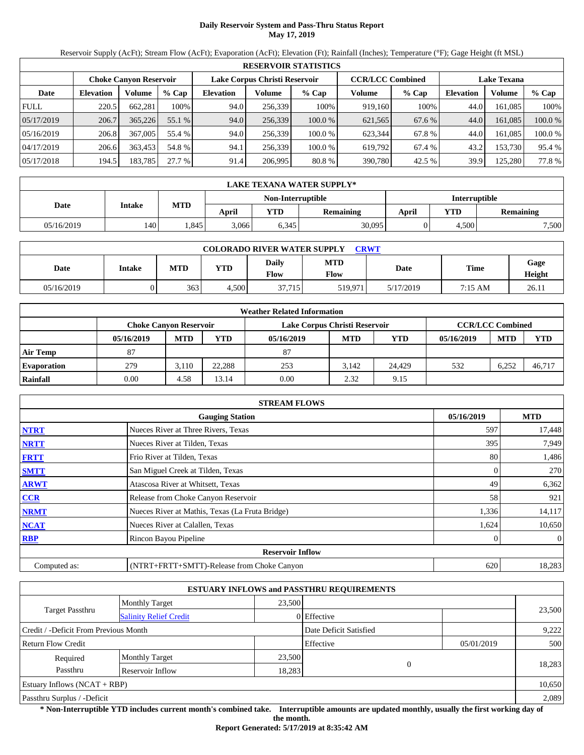# Daily Reservoir System and Pass-Thru Status Report
## May 17, 2019

Reservoir Supply (AcFt); Stream Flow (AcFt); Evaporation (AcFt); Elevation (Ft); Rainfall (Inches); Temperature (°F); Gage Height (ft MSL)

| RESERVOIR STATISTICS | | | | | | | | | | | |
|---|---|---|---|---|---|---|---|---|---|---|---|
| | Choke Canyon Reservoir | | | Lake Corpus Christi Reservoir | | | CCR/LCC Combined | | Lake Texana | | |
| Date | Elevation | Volume | % Cap | Elevation | Volume | % Cap | Volume | % Cap | Elevation | Volume | % Cap |
| FULL | 220.5 | 662,281 | 100% | 94.0 | 256,339 | 100% | 919,160 | 100% | 44.0 | 161,085 | 100% |
| 05/17/2019 | 206.7 | 365,226 | 55.1 % | 94.0 | 256,339 | 100.0 % | 621,565 | 67.6 % | 44.0 | 161,085 | 100.0 % |
| 05/16/2019 | 206.8 | 367,005 | 55.4 % | 94.0 | 256,339 | 100.0 % | 623,344 | 67.8 % | 44.0 | 161,085 | 100.0 % |
| 04/17/2019 | 206.6 | 363,453 | 54.8 % | 94.1 | 256,339 | 100.0 % | 619,792 | 67.4 % | 43.2 | 153,730 | 95.4 % |
| 05/17/2018 | 194.5 | 183,785 | 27.7 % | 91.4 | 206,995 | 80.8 % | 390,780 | 42.5 % | 39.9 | 125,280 | 77.8 % |

| LAKE TEXANA WATER SUPPLY* | | | | | | | | |
|---|---|---|---|---|---|---|---|---|
| Date | Intake | MTD | Non-Interruptible | | | Interruptible | | |
| | | | April | YTD | Remaining | April | YTD | Remaining |
| 05/16/2019 | 140 | 1,845 | 3,066 | 6,345 | 30,095 | 0 | 4,500 | 7,500 |

| COLORADO RIVER WATER SUPPLY CRWT | | | | | | | | |
|---|---|---|---|---|---|---|---|---|
| Date | Intake | MTD | YTD | Daily Flow | MTD Flow | Date | Time | Gage Height |
| 05/16/2019 | 0 | 363 | 4,500 | 37,715 | 519,971 | 5/17/2019 | 7:15 AM | 26.11 |

| Weather Related Information | | | | | | | | | |
|---|---|---|---|---|---|---|---|---|---|
| | Choke Canyon Reservoir | | | Lake Corpus Christi Reservoir | | | CCR/LCC Combined | | |
| | 05/16/2019 | MTD | YTD | 05/16/2019 | MTD | YTD | 05/16/2019 | MTD | YTD |
| Air Temp | 87 | | | 87 | | | | | |
| Evaporation | 279 | 3,110 | 22,288 | 253 | 3,142 | 24,429 | 532 | 6,252 | 46,717 |
| Rainfall | 0.00 | 4.58 | 13.14 | 0.00 | 2.32 | 9.15 | | | |

| STREAM FLOWS | | | |
|---|---|---|---|
| | Gauging Station | 05/16/2019 | MTD |
| NTRT | Nueces River at Three Rivers, Texas | 597 | 17,448 |
| NRTT | Nueces River at Tilden, Texas | 395 | 7,949 |
| FRTT | Frio River at Tilden, Texas | 80 | 1,486 |
| SMTT | San Miguel Creek at Tilden, Texas | 0 | 270 |
| ARWT | Atascosa River at Whitsett, Texas | 49 | 6,362 |
| CCR | Release from Choke Canyon Reservoir | 58 | 921 |
| NRMT | Nueces River at Mathis, Texas (La Fruta Bridge) | 1,336 | 14,117 |
| NCAT | Nueces River at Calallen, Texas | 1,624 | 10,650 |
| RBP | Rincon Bayou Pipeline | 0 | 0 |
| | **Reservoir Inflow** | | |
| Computed as: | (NTRT+FRTT+SMTT)-Release from Choke Canyon | 620 | 18,283 |

| ESTUARY INFLOWS and PASSTHRU REQUIREMENTS | | | | | |
|---|---|---|---|---|---|
| Target Passthru | Monthly Target | 23,500 | | | 23,500 |
| | Salinity Relief Credit | 0 | Effective | | |
| Credit / -Deficit From Previous Month | | | Date Deficit Satisfied | | 9,222 |
| Return Flow Credit | | | Effective | 05/01/2019 | 500 |
| Required Passthru | Monthly Target | 23,500 | 0 | | 18,283 |
| | Reservoir Inflow | 18,283 | | | |
| Estuary Inflows (NCAT + RBP) | | | | | 10,650 |
| Passthru Surplus / -Deficit | | | | | 2,089 |

**\* Non-Interruptible YTD includes current month's combined take. Interruptible amounts are updated monthly, usually the first working day of the month.**

**Report Generated: 5/17/2019 at 8:35:42 AM**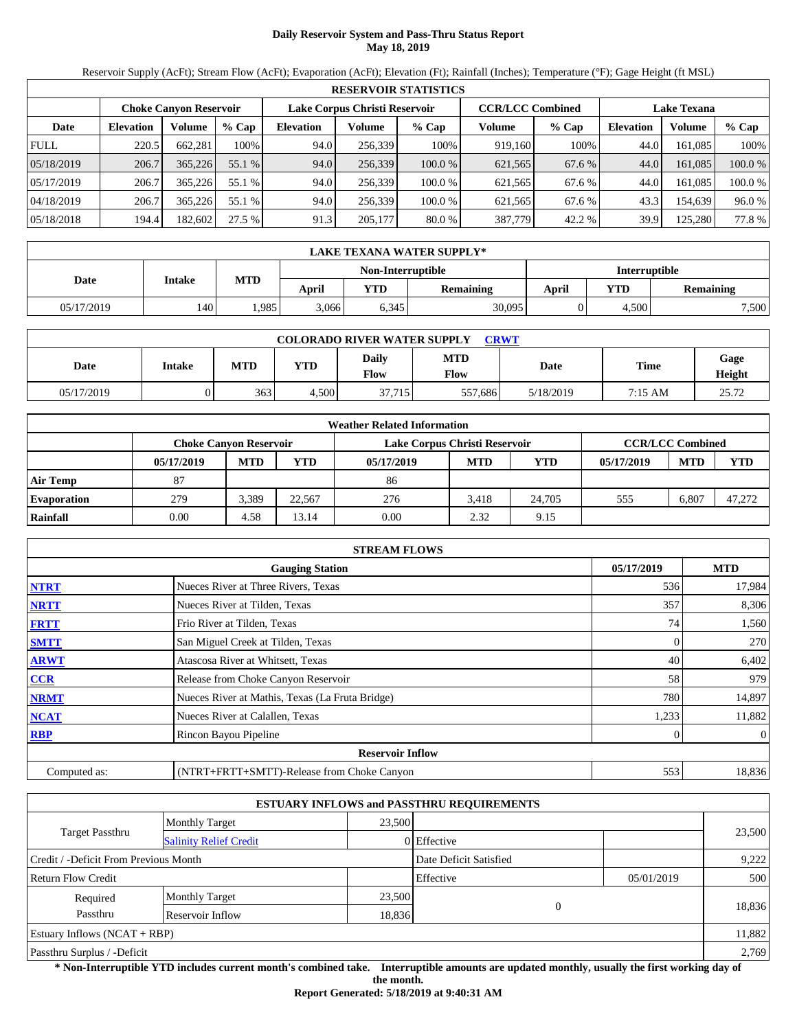# Daily Reservoir System and Pass-Thru Status Report
**May 18, 2019**

Reservoir Supply (AcFt); Stream Flow (AcFt); Evaporation (AcFt); Elevation (Ft); Rainfall (Inches); Temperature (°F); Gage Height (ft MSL)

| RESERVOIR STATISTICS | | | | | | | | | | | |
|---|---|---|---|---|---|---|---|---|---|---|---|
| | Choke Canyon Reservoir | | | Lake Corpus Christi Reservoir | | | CCR/LCC Combined | | Lake Texana | | |
| Date | Elevation | Volume | % Cap | Elevation | Volume | % Cap | Volume | % Cap | Elevation | Volume | % Cap |
| FULL | 220.5 | 662,281 | 100% | 94.0 | 256,339 | 100% | 919,160 | 100% | 44.0 | 161,085 | 100% |
| 05/18/2019 | 206.7 | 365,226 | 55.1 % | 94.0 | 256,339 | 100.0 % | 621,565 | 67.6 % | 44.0 | 161,085 | 100.0 % |
| 05/17/2019 | 206.7 | 365,226 | 55.1 % | 94.0 | 256,339 | 100.0 % | 621,565 | 67.6 % | 44.0 | 161,085 | 100.0 % |
| 04/18/2019 | 206.7 | 365,226 | 55.1 % | 94.0 | 256,339 | 100.0 % | 621,565 | 67.6 % | 43.3 | 154,639 | 96.0 % |
| 05/18/2018 | 194.4 | 182,602 | 27.5 % | 91.3 | 205,177 | 80.0 % | 387,779 | 42.2 % | 39.9 | 125,280 | 77.8 % |

| LAKE TEXANA WATER SUPPLY* | | | | | | | | |
|---|---|---|---|---|---|---|---|---|
| Date | Intake | MTD | Non-Interruptible | | | Interruptible | | |
| | | | April | YTD | Remaining | April | YTD | Remaining |
| 05/17/2019 | 140 | 1,985 | 3,066 | 6,345 | 30,095 | 0 | 4,500 | 7,500 |

| COLORADO RIVER WATER SUPPLY CRWT | | | | | | | | |
|---|---|---|---|---|---|---|---|---|
| Date | Intake | MTD | YTD | Daily Flow | MTD Flow | Date | Time | Gage Height |
| 05/17/2019 | 0 | 363 | 4,500 | 37,715 | 557,686 | 5/18/2019 | 7:15 AM | 25.72 |

| Weather Related Information | | | | | | | | | |
|---|---|---|---|---|---|---|---|---|---|
| | Choke Canyon Reservoir | | | Lake Corpus Christi Reservoir | | | CCR/LCC Combined | | |
| | 05/17/2019 | MTD | YTD | 05/17/2019 | MTD | YTD | 05/17/2019 | MTD | YTD |
| Air Temp | 87 | | | 86 | | | | | |
| Evaporation | 279 | 3,389 | 22,567 | 276 | 3,418 | 24,705 | 555 | 6,807 | 47,272 |
| Rainfall | 0.00 | 4.58 | 13.14 | 0.00 | 2.32 | 9.15 | | | |

| STREAM FLOWS | | | |
|---|---|---|---|
| | Gauging Station | 05/17/2019 | MTD |
| NTRT | Nueces River at Three Rivers, Texas | 536 | 17,984 |
| NRTT | Nueces River at Tilden, Texas | 357 | 8,306 |
| FRTT | Frio River at Tilden, Texas | 74 | 1,560 |
| SMTT | San Miguel Creek at Tilden, Texas | 0 | 270 |
| ARWT | Atascosa River at Whitsett, Texas | 40 | 6,402 |
| CCR | Release from Choke Canyon Reservoir | 58 | 979 |
| NRMT | Nueces River at Mathis, Texas (La Fruta Bridge) | 780 | 14,897 |
| NCAT | Nueces River at Calallen, Texas | 1,233 | 11,882 |
| RBP | Rincon Bayou Pipeline | 0 | 0 |
| | Reservoir Inflow | | |
| Computed as: | (NTRT+FRTT+SMTT)-Release from Choke Canyon | 553 | 18,836 |

| ESTUARY INFLOWS and PASSTHRU REQUIREMENTS | | | | | |
|---|---|---|---|---|---|
| Target Passthru | Monthly Target | 23,500 | | | 23,500 |
| | Salinity Relief Credit | 0 | Effective | | |
| Credit / -Deficit From Previous Month | | | Date Deficit Satisfied | | 9,222 |
| Return Flow Credit | | | Effective | 05/01/2019 | 500 |
| Required Passthru | Monthly Target | 23,500 | 0 | | 18,836 |
| | Reservoir Inflow | 18,836 | | | |
| Estuary Inflows (NCAT + RBP) | | | | | 11,882 |
| Passthru Surplus / -Deficit | | | | | 2,769 |

**\* Non-Interruptible YTD includes current month's combined take. Interruptible amounts are updated monthly, usually the first working day of the month.**

**Report Generated: 5/18/2019 at 9:40:31 AM**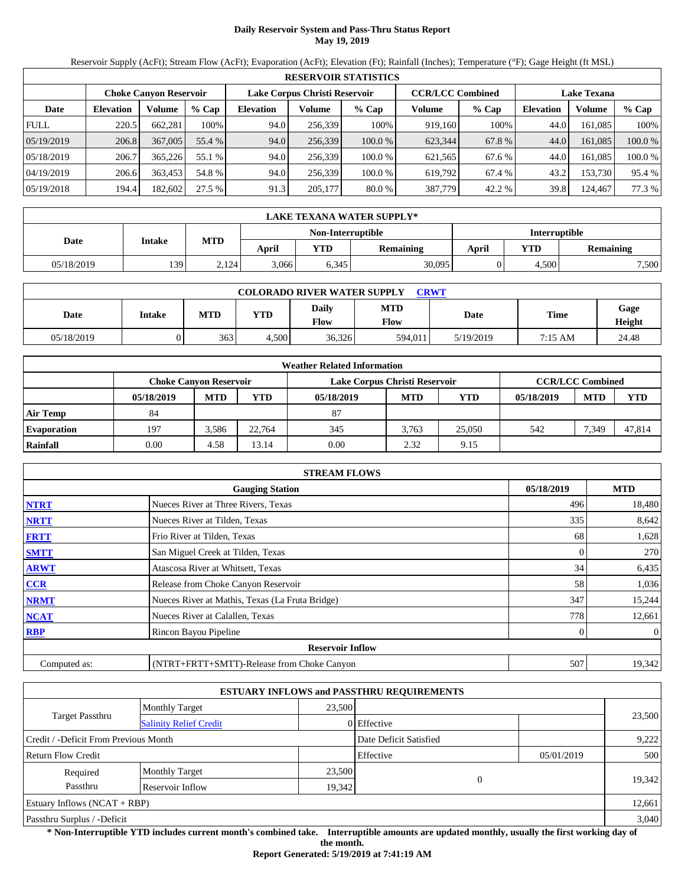# Daily Reservoir System and Pass-Thru Status Report
**May 19, 2019**

Reservoir Supply (AcFt); Stream Flow (AcFt); Evaporation (AcFt); Elevation (Ft); Rainfall (Inches); Temperature (°F); Gage Height (ft MSL)

| RESERVOIR STATISTICS | | | | | | | | | | | |
|---|---|---|---|---|---|---|---|---|---|---|---|
| | Choke Canyon Reservoir | | | Lake Corpus Christi Reservoir | | | CCR/LCC Combined | | Lake Texana | | |
| Date | Elevation | Volume | % Cap | Elevation | Volume | % Cap | Volume | % Cap | Elevation | Volume | % Cap |
| FULL | 220.5 | 662,281 | 100% | 94.0 | 256,339 | 100% | 919,160 | 100% | 44.0 | 161,085 | 100% |
| 05/19/2019 | 206.8 | 367,005 | 55.4 % | 94.0 | 256,339 | 100.0 % | 623,344 | 67.8 % | 44.0 | 161,085 | 100.0 % |
| 05/18/2019 | 206.7 | 365,226 | 55.1 % | 94.0 | 256,339 | 100.0 % | 621,565 | 67.6 % | 44.0 | 161,085 | 100.0 % |
| 04/19/2019 | 206.6 | 363,453 | 54.8 % | 94.0 | 256,339 | 100.0 % | 619,792 | 67.4 % | 43.2 | 153,730 | 95.4 % |
| 05/19/2018 | 194.4 | 182,602 | 27.5 % | 91.3 | 205,177 | 80.0 % | 387,779 | 42.2 % | 39.8 | 124,467 | 77.3 % |

| LAKE TEXANA WATER SUPPLY* | | | | | | | | |
|---|---|---|---|---|---|---|---|---|
| Date | Intake | MTD | Non-Interruptible | | | Interruptible | | |
| | | | April | YTD | Remaining | April | YTD | Remaining |
| 05/18/2019 | 139 | 2,124 | 3,066 | 6,345 | 30,095 | 0 | 4,500 | 7,500 |

| COLORADO RIVER WATER SUPPLY CRWT | | | | | | | | |
|---|---|---|---|---|---|---|---|---|
| Date | Intake | MTD | YTD | Daily Flow | MTD Flow | Date | Time | Gage Height |
| 05/18/2019 | 0 | 363 | 4,500 | 36,326 | 594,011 | 5/19/2019 | 7:15 AM | 24.48 |

| Weather Related Information | | | | | | | | | |
|---|---|---|---|---|---|---|---|---|---|
| | Choke Canyon Reservoir | | | Lake Corpus Christi Reservoir | | | CCR/LCC Combined | | |
| | 05/18/2019 | MTD | YTD | 05/18/2019 | MTD | YTD | 05/18/2019 | MTD | YTD |
| Air Temp | 84 | | | 87 | | | | | |
| Evaporation | 197 | 3,586 | 22,764 | 345 | 3,763 | 25,050 | 542 | 7,349 | 47,814 |
| Rainfall | 0.00 | 4.58 | 13.14 | 0.00 | 2.32 | 9.15 | | | |

| STREAM FLOWS | | | |
|---|---|---|---|
| | Gauging Station | 05/18/2019 | MTD |
| NTRT | Nueces River at Three Rivers, Texas | 496 | 18,480 |
| NRTT | Nueces River at Tilden, Texas | 335 | 8,642 |
| FRTT | Frio River at Tilden, Texas | 68 | 1,628 |
| SMTT | San Miguel Creek at Tilden, Texas | 0 | 270 |
| ARWT | Atascosa River at Whitsett, Texas | 34 | 6,435 |
| CCR | Release from Choke Canyon Reservoir | 58 | 1,036 |
| NRMT | Nueces River at Mathis, Texas (La Fruta Bridge) | 347 | 15,244 |
| NCAT | Nueces River at Calallen, Texas | 778 | 12,661 |
| RBP | Rincon Bayou Pipeline | 0 | 0 |
| | Reservoir Inflow | | |
| Computed as: | (NTRT+FRTT+SMTT)-Release from Choke Canyon | 507 | 19,342 |

| ESTUARY INFLOWS and PASSTHRU REQUIREMENTS | | | | | |
|---|---|---|---|---|---|
| Target Passthru | Monthly Target | 23,500 | | | 23,500 |
| | Salinity Relief Credit | 0 | Effective | | |
| Credit / -Deficit From Previous Month | | | Date Deficit Satisfied | | 9,222 |
| Return Flow Credit | | | Effective | 05/01/2019 | 500 |
| Required Passthru | Monthly Target | 23,500 | 0 | | 19,342 |
| | Reservoir Inflow | 19,342 | | | |
| Estuary Inflows (NCAT + RBP) | | | | | 12,661 |
| Passthru Surplus / -Deficit | | | | | 3,040 |

**\* Non-Interruptible YTD includes current month's combined take. Interruptible amounts are updated monthly, usually the first working day of the month.**

**Report Generated: 5/19/2019 at 7:41:19 AM**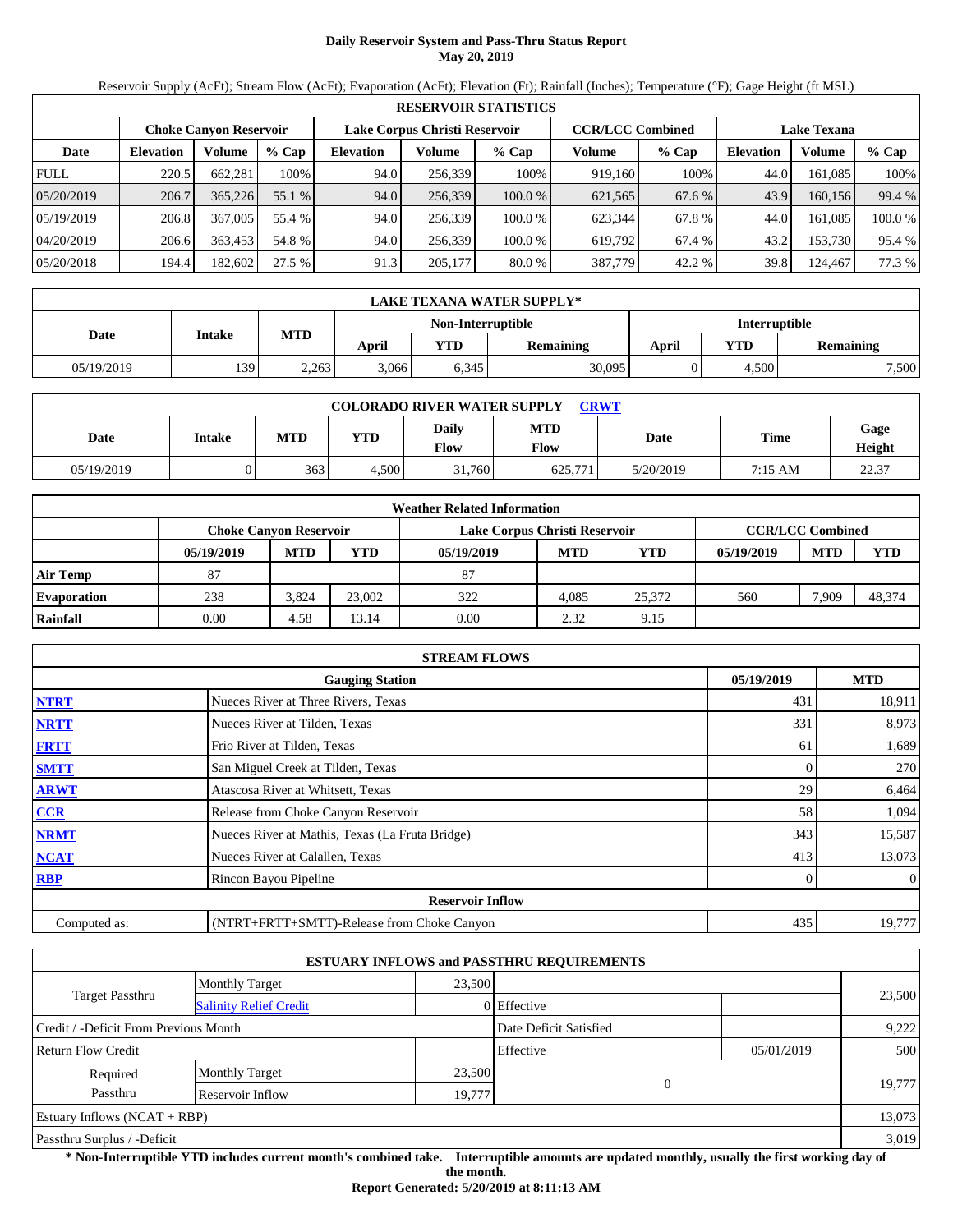# Daily Reservoir System and Pass-Thru Status Report
## May 20, 2019

Reservoir Supply (AcFt); Stream Flow (AcFt); Evaporation (AcFt); Elevation (Ft); Rainfall (Inches); Temperature (°F); Gage Height (ft MSL)

| RESERVOIR STATISTICS | | | | | | | | | | | |
|---|---|---|---|---|---|---|---|---|---|---|---|
| | Choke Canyon Reservoir | | | Lake Corpus Christi Reservoir | | | CCR/LCC Combined | | Lake Texana | | |
| Date | Elevation | Volume | % Cap | Elevation | Volume | % Cap | Volume | % Cap | Elevation | Volume | % Cap |
| FULL | 220.5 | 662,281 | 100% | 94.0 | 256,339 | 100% | 919,160 | 100% | 44.0 | 161,085 | 100% |
| 05/20/2019 | 206.7 | 365,226 | 55.1 % | 94.0 | 256,339 | 100.0 % | 621,565 | 67.6 % | 43.9 | 160,156 | 99.4 % |
| 05/19/2019 | 206.8 | 367,005 | 55.4 % | 94.0 | 256,339 | 100.0 % | 623,344 | 67.8 % | 44.0 | 161,085 | 100.0 % |
| 04/20/2019 | 206.6 | 363,453 | 54.8 % | 94.0 | 256,339 | 100.0 % | 619,792 | 67.4 % | 43.2 | 153,730 | 95.4 % |
| 05/20/2018 | 194.4 | 182,602 | 27.5 % | 91.3 | 205,177 | 80.0 % | 387,779 | 42.2 % | 39.8 | 124,467 | 77.3 % |

| LAKE TEXANA WATER SUPPLY* | | | | | | | | |
|---|---|---|---|---|---|---|---|---|
| Date | Intake | MTD | Non-Interruptible | | | Interruptible | | |
| | | | April | YTD | Remaining | April | YTD | Remaining |
| 05/19/2019 | 139 | 2,263 | 3,066 | 6,345 | 30,095 | 0 | 4,500 | 7,500 |

| COLORADO RIVER WATER SUPPLY CRWT | | | | | | | | |
|---|---|---|---|---|---|---|---|---|
| Date | Intake | MTD | YTD | Daily Flow | MTD Flow | Date | Time | Gage Height |
| 05/19/2019 | 0 | 363 | 4,500 | 31,760 | 625,771 | 5/20/2019 | 7:15 AM | 22.37 |

| Weather Related Information | | | | | | | | | |
|---|---|---|---|---|---|---|---|---|---|
| | Choke Canyon Reservoir | | | Lake Corpus Christi Reservoir | | | CCR/LCC Combined | | |
| | 05/19/2019 | MTD | YTD | 05/19/2019 | MTD | YTD | 05/19/2019 | MTD | YTD |
| Air Temp | 87 | | | 87 | | | | | |
| Evaporation | 238 | 3,824 | 23,002 | 322 | 4,085 | 25,372 | 560 | 7,909 | 48,374 |
| Rainfall | 0.00 | 4.58 | 13.14 | 0.00 | 2.32 | 9.15 | | | |

| STREAM FLOWS | | | |
|---|---|---|---|
| | Gauging Station | 05/19/2019 | MTD |
| NTRT | Nueces River at Three Rivers, Texas | 431 | 18,911 |
| NRTT | Nueces River at Tilden, Texas | 331 | 8,973 |
| FRTT | Frio River at Tilden, Texas | 61 | 1,689 |
| SMTT | San Miguel Creek at Tilden, Texas | 0 | 270 |
| ARWT | Atascosa River at Whitsett, Texas | 29 | 6,464 |
| CCR | Release from Choke Canyon Reservoir | 58 | 1,094 |
| NRMT | Nueces River at Mathis, Texas (La Fruta Bridge) | 343 | 15,587 |
| NCAT | Nueces River at Calallen, Texas | 413 | 13,073 |
| RBP | Rincon Bayou Pipeline | 0 | 0 |
| | Reservoir Inflow | | |
| Computed as: | (NTRT+FRTT+SMTT)-Release from Choke Canyon | 435 | 19,777 |

| ESTUARY INFLOWS and PASSTHRU REQUIREMENTS | | | | | |
|---|---|---|---|---|---|
| Target Passthru | Monthly Target | 23,500 | | | 23,500 |
| | Salinity Relief Credit | 0 | Effective | | |
| Credit / -Deficit From Previous Month | | | Date Deficit Satisfied | | 9,222 |
| Return Flow Credit | | | Effective | 05/01/2019 | 500 |
| Required Passthru | Monthly Target | 23,500 | 0 | | 19,777 |
| | Reservoir Inflow | 19,777 | | | |
| Estuary Inflows (NCAT + RBP) | | | | | 13,073 |
| Passthru Surplus / -Deficit | | | | | 3,019 |

**\* Non-Interruptible YTD includes current month's combined take. Interruptible amounts are updated monthly, usually the first working day of the month.**

**Report Generated: 5/20/2019 at 8:11:13 AM**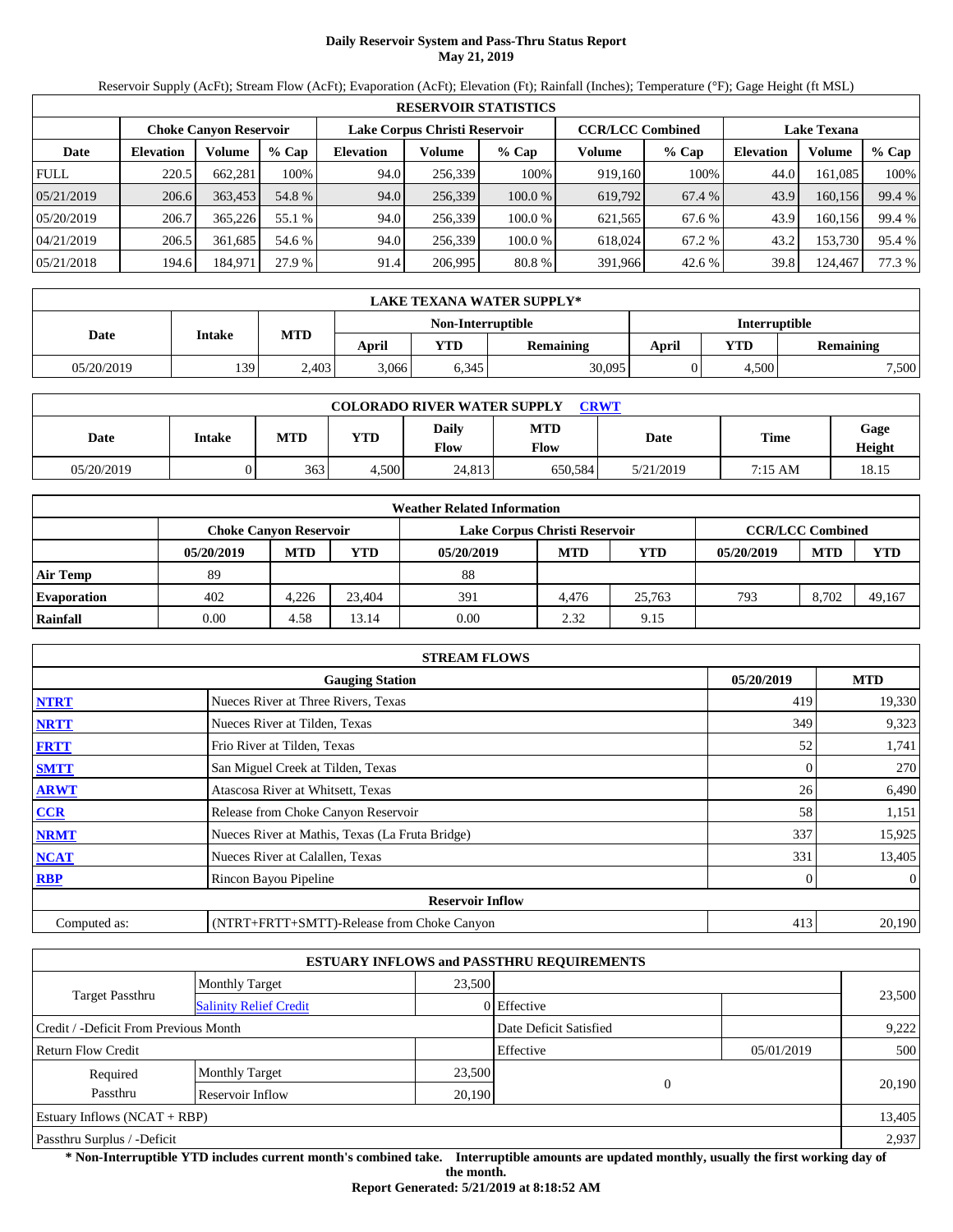# Daily Reservoir System and Pass-Thru Status Report
**May 21, 2019**

Reservoir Supply (AcFt); Stream Flow (AcFt); Evaporation (AcFt); Elevation (Ft); Rainfall (Inches); Temperature (°F); Gage Height (ft MSL)

| RESERVOIR STATISTICS | | | | | | | | | | | |
|---|---|---|---|---|---|---|---|---|---|---|---|
| | Choke Canyon Reservoir | | | Lake Corpus Christi Reservoir | | | CCR/LCC Combined | | Lake Texana | | |
| Date | Elevation | Volume | % Cap | Elevation | Volume | % Cap | Volume | % Cap | Elevation | Volume | % Cap |
| FULL | 220.5 | 662,281 | 100% | 94.0 | 256,339 | 100% | 919,160 | 100% | 44.0 | 161,085 | 100% |
| 05/21/2019 | 206.6 | 363,453 | 54.8 % | 94.0 | 256,339 | 100.0 % | 619,792 | 67.4 % | 43.9 | 160,156 | 99.4 % |
| 05/20/2019 | 206.7 | 365,226 | 55.1 % | 94.0 | 256,339 | 100.0 % | 621,565 | 67.6 % | 43.9 | 160,156 | 99.4 % |
| 04/21/2019 | 206.5 | 361,685 | 54.6 % | 94.0 | 256,339 | 100.0 % | 618,024 | 67.2 % | 43.2 | 153,730 | 95.4 % |
| 05/21/2018 | 194.6 | 184,971 | 27.9 % | 91.4 | 206,995 | 80.8 % | 391,966 | 42.6 % | 39.8 | 124,467 | 77.3 % |

| LAKE TEXANA WATER SUPPLY* | | | | | | | | |
|---|---|---|---|---|---|---|---|---|
| Date | Intake | MTD | Non-Interruptible | | | Interruptible | | |
| | | | April | YTD | Remaining | April | YTD | Remaining |
| 05/20/2019 | 139 | 2,403 | 3,066 | 6,345 | 30,095 | 0 | 4,500 | 7,500 |

| COLORADO RIVER WATER SUPPLY CRWT | | | | | | | | |
|---|---|---|---|---|---|---|---|---|
| Date | Intake | MTD | YTD | Daily Flow | MTD Flow | Date | Time | Gage Height |
| 05/20/2019 | 0 | 363 | 4,500 | 24,813 | 650,584 | 5/21/2019 | 7:15 AM | 18.15 |

| Weather Related Information | | | | | | | | | |
|---|---|---|---|---|---|---|---|---|---|
| | Choke Canyon Reservoir | | | Lake Corpus Christi Reservoir | | | CCR/LCC Combined | | |
| | 05/20/2019 | MTD | YTD | 05/20/2019 | MTD | YTD | 05/20/2019 | MTD | YTD |
| Air Temp | 89 | | | 88 | | | | | |
| Evaporation | 402 | 4,226 | 23,404 | 391 | 4,476 | 25,763 | 793 | 8,702 | 49,167 |
| Rainfall | 0.00 | 4.58 | 13.14 | 0.00 | 2.32 | 9.15 | | | |

| STREAM FLOWS | | | |
|---|---|---|---|
| | Gauging Station | 05/20/2019 | MTD |
| NTRT | Nueces River at Three Rivers, Texas | 419 | 19,330 |
| NRTT | Nueces River at Tilden, Texas | 349 | 9,323 |
| FRTT | Frio River at Tilden, Texas | 52 | 1,741 |
| SMTT | San Miguel Creek at Tilden, Texas | 0 | 270 |
| ARWT | Atascosa River at Whitsett, Texas | 26 | 6,490 |
| CCR | Release from Choke Canyon Reservoir | 58 | 1,151 |
| NRMT | Nueces River at Mathis, Texas (La Fruta Bridge) | 337 | 15,925 |
| NCAT | Nueces River at Calallen, Texas | 331 | 13,405 |
| RBP | Rincon Bayou Pipeline | 0 | 0 |
| **Reservoir Inflow** | | | |
| Computed as: | (NTRT+FRTT+SMTT)-Release from Choke Canyon | 413 | 20,190 |

| ESTUARY INFLOWS and PASSTHRU REQUIREMENTS | | | | | |
|---|---|---|---|---|---|
| Target Passthru | Monthly Target | 23,500 | | | 23,500 |
| | Salinity Relief Credit | 0 | Effective | | |
| Credit / -Deficit From Previous Month | | | Date Deficit Satisfied | | 9,222 |
| Return Flow Credit | | | Effective | 05/01/2019 | 500 |
| Required Passthru | Monthly Target | 23,500 | 0 | | 20,190 |
| | Reservoir Inflow | 20,190 | | | |
| Estuary Inflows (NCAT + RBP) | | | | | 13,405 |
| Passthru Surplus / -Deficit | | | | | 2,937 |

**\* Non-Interruptible YTD includes current month's combined take. Interruptible amounts are updated monthly, usually the first working day of the month.**

**Report Generated: 5/21/2019 at 8:18:52 AM**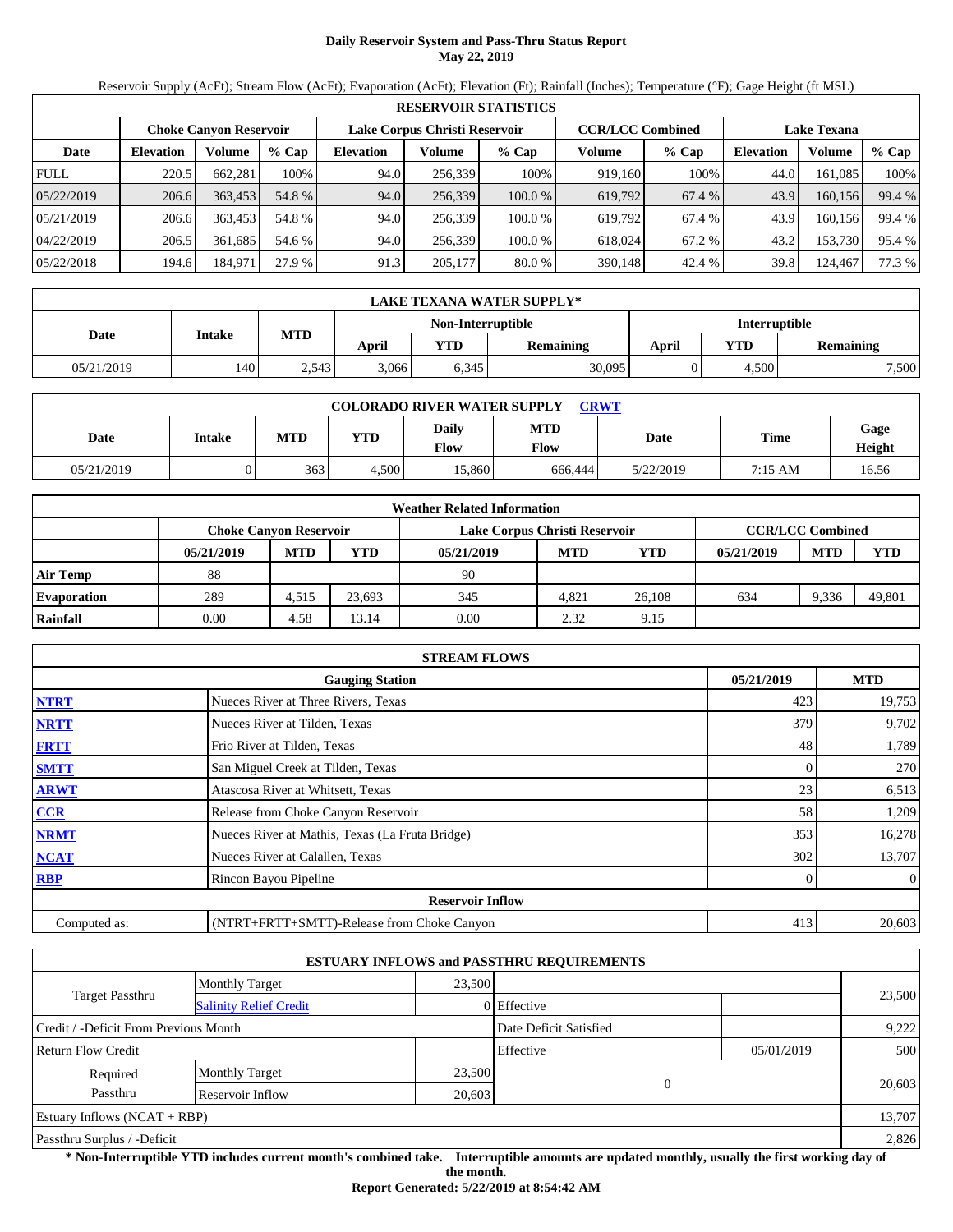# Daily Reservoir System and Pass-Thru Status Report
**May 22, 2019**

Reservoir Supply (AcFt); Stream Flow (AcFt); Evaporation (AcFt); Elevation (Ft); Rainfall (Inches); Temperature (°F); Gage Height (ft MSL)

| RESERVOIR STATISTICS | | | | | | | | | | | |
|---|---|---|---|---|---|---|---|---|---|---|---|
| | Choke Canyon Reservoir | | | Lake Corpus Christi Reservoir | | | CCR/LCC Combined | | Lake Texana | | |
| Date | Elevation | Volume | % Cap | Elevation | Volume | % Cap | Volume | % Cap | Elevation | Volume | % Cap |
| FULL | 220.5 | 662,281 | 100% | 94.0 | 256,339 | 100% | 919,160 | 100% | 44.0 | 161,085 | 100% |
| 05/22/2019 | 206.6 | 363,453 | 54.8 % | 94.0 | 256,339 | 100.0 % | 619,792 | 67.4 % | 43.9 | 160,156 | 99.4 % |
| 05/21/2019 | 206.6 | 363,453 | 54.8 % | 94.0 | 256,339 | 100.0 % | 619,792 | 67.4 % | 43.9 | 160,156 | 99.4 % |
| 04/22/2019 | 206.5 | 361,685 | 54.6 % | 94.0 | 256,339 | 100.0 % | 618,024 | 67.2 % | 43.2 | 153,730 | 95.4 % |
| 05/22/2018 | 194.6 | 184,971 | 27.9 % | 91.3 | 205,177 | 80.0 % | 390,148 | 42.4 % | 39.8 | 124,467 | 77.3 % |

| LAKE TEXANA WATER SUPPLY* | | | | | | | | |
|---|---|---|---|---|---|---|---|---|
| Date | Intake | MTD | Non-Interruptible | | | Interruptible | | |
| | | | April | YTD | Remaining | April | YTD | Remaining |
| 05/21/2019 | 140 | 2,543 | 3,066 | 6,345 | 30,095 | 0 | 4,500 | 7,500 |

| COLORADO RIVER WATER SUPPLY CRWT | | | | | | | | |
|---|---|---|---|---|---|---|---|---|
| Date | Intake | MTD | YTD | Daily Flow | MTD Flow | Date | Time | Gage Height |
| 05/21/2019 | 0 | 363 | 4,500 | 15,860 | 666,444 | 5/22/2019 | 7:15 AM | 16.56 |

| Weather Related Information | | | | | | | | | |
|---|---|---|---|---|---|---|---|---|---|
| | Choke Canyon Reservoir | | | Lake Corpus Christi Reservoir | | | CCR/LCC Combined | | |
| | 05/21/2019 | MTD | YTD | 05/21/2019 | MTD | YTD | 05/21/2019 | MTD | YTD |
| Air Temp | 88 | | | 90 | | | | | |
| Evaporation | 289 | 4,515 | 23,693 | 345 | 4,821 | 26,108 | 634 | 9,336 | 49,801 |
| Rainfall | 0.00 | 4.58 | 13.14 | 0.00 | 2.32 | 9.15 | | | |

| STREAM FLOWS | | | |
|---|---|---|---|
| | Gauging Station | 05/21/2019 | MTD |
| NTRT | Nueces River at Three Rivers, Texas | 423 | 19,753 |
| NRTT | Nueces River at Tilden, Texas | 379 | 9,702 |
| FRTT | Frio River at Tilden, Texas | 48 | 1,789 |
| SMTT | San Miguel Creek at Tilden, Texas | 0 | 270 |
| ARWT | Atascosa River at Whitsett, Texas | 23 | 6,513 |
| CCR | Release from Choke Canyon Reservoir | 58 | 1,209 |
| NRMT | Nueces River at Mathis, Texas (La Fruta Bridge) | 353 | 16,278 |
| NCAT | Nueces River at Calallen, Texas | 302 | 13,707 |
| RBP | Rincon Bayou Pipeline | 0 | 0 |
| | Reservoir Inflow | | |
| Computed as: | (NTRT+FRTT+SMTT)-Release from Choke Canyon | 413 | 20,603 |

| ESTUARY INFLOWS and PASSTHRU REQUIREMENTS | | | | | |
|---|---|---|---|---|---|
| Target Passthru | Monthly Target | 23,500 | | | 23,500 |
| | Salinity Relief Credit | 0 | Effective | | |
| Credit / -Deficit From Previous Month | | | Date Deficit Satisfied | | 9,222 |
| Return Flow Credit | | | Effective | 05/01/2019 | 500 |
| Required Passthru | Monthly Target | 23,500 | 0 | | 20,603 |
| | Reservoir Inflow | 20,603 | | | |
| Estuary Inflows (NCAT + RBP) | | | | | 13,707 |
| Passthru Surplus / -Deficit | | | | | 2,826 |

**\* Non-Interruptible YTD includes current month's combined take. Interruptible amounts are updated monthly, usually the first working day of the month.**

**Report Generated: 5/22/2019 at 8:54:42 AM**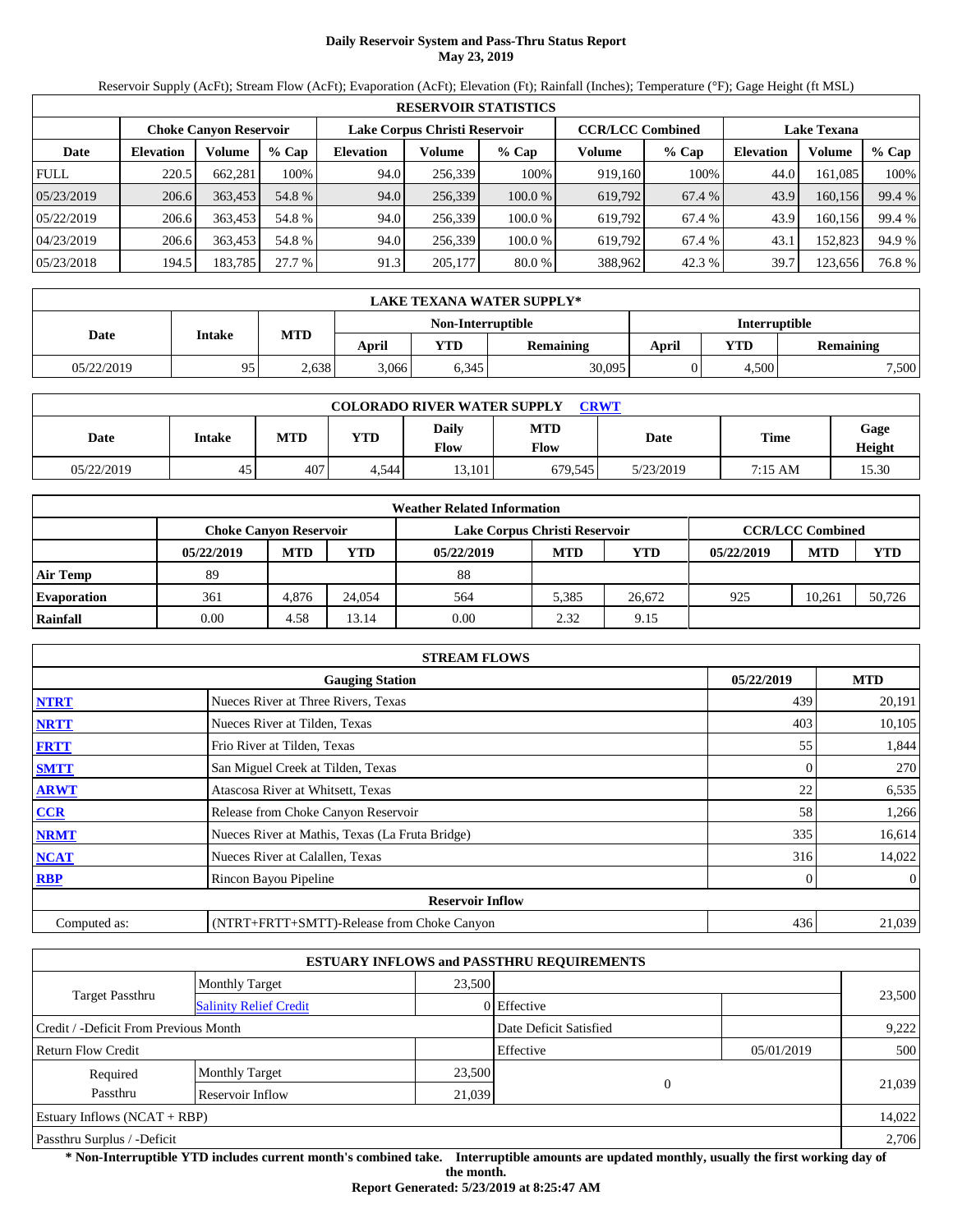# Daily Reservoir System and Pass-Thru Status Report
**May 23, 2019**

Reservoir Supply (AcFt); Stream Flow (AcFt); Evaporation (AcFt); Elevation (Ft); Rainfall (Inches); Temperature (°F); Gage Height (ft MSL)

| RESERVOIR STATISTICS | | | | | | | | | | | |
|---|---|---|---|---|---|---|---|---|---|---|---|
| | Choke Canyon Reservoir | | | Lake Corpus Christi Reservoir | | | CCR/LCC Combined | | Lake Texana | | |
| Date | Elevation | Volume | % Cap | Elevation | Volume | % Cap | Volume | % Cap | Elevation | Volume | % Cap |
| FULL | 220.5 | 662,281 | 100% | 94.0 | 256,339 | 100% | 919,160 | 100% | 44.0 | 161,085 | 100% |
| 05/23/2019 | 206.6 | 363,453 | 54.8 % | 94.0 | 256,339 | 100.0 % | 619,792 | 67.4 % | 43.9 | 160,156 | 99.4 % |
| 05/22/2019 | 206.6 | 363,453 | 54.8 % | 94.0 | 256,339 | 100.0 % | 619,792 | 67.4 % | 43.9 | 160,156 | 99.4 % |
| 04/23/2019 | 206.6 | 363,453 | 54.8 % | 94.0 | 256,339 | 100.0 % | 619,792 | 67.4 % | 43.1 | 152,823 | 94.9 % |
| 05/23/2018 | 194.5 | 183,785 | 27.7 % | 91.3 | 205,177 | 80.0 % | 388,962 | 42.3 % | 39.7 | 123,656 | 76.8 % |

| LAKE TEXANA WATER SUPPLY* | | | | | | | | |
|---|---|---|---|---|---|---|---|---|
| Date | Intake | MTD | Non-Interruptible | | | Interruptible | | |
| | | | April | YTD | Remaining | April | YTD | Remaining |
| 05/22/2019 | 95 | 2,638 | 3,066 | 6,345 | 30,095 | 0 | 4,500 | 7,500 |

| COLORADO RIVER WATER SUPPLY CRWT | | | | | | | | |
|---|---|---|---|---|---|---|---|---|
| Date | Intake | MTD | YTD | Daily Flow | MTD Flow | Date | Time | Gage Height |
| 05/22/2019 | 45 | 407 | 4,544 | 13,101 | 679,545 | 5/23/2019 | 7:15 AM | 15.30 |

| Weather Related Information | | | | | | | | | |
|---|---|---|---|---|---|---|---|---|---|
| | Choke Canyon Reservoir | | | Lake Corpus Christi Reservoir | | | CCR/LCC Combined | | |
| | 05/22/2019 | MTD | YTD | 05/22/2019 | MTD | YTD | 05/22/2019 | MTD | YTD |
| Air Temp | 89 | | | 88 | | | | | |
| Evaporation | 361 | 4,876 | 24,054 | 564 | 5,385 | 26,672 | 925 | 10,261 | 50,726 |
| Rainfall | 0.00 | 4.58 | 13.14 | 0.00 | 2.32 | 9.15 | | | |

| STREAM FLOWS | | | |
|---|---|---|---|
| | Gauging Station | 05/22/2019 | MTD |
| NTRT | Nueces River at Three Rivers, Texas | 439 | 20,191 |
| NRTT | Nueces River at Tilden, Texas | 403 | 10,105 |
| FRTT | Frio River at Tilden, Texas | 55 | 1,844 |
| SMTT | San Miguel Creek at Tilden, Texas | 0 | 270 |
| ARWT | Atascosa River at Whitsett, Texas | 22 | 6,535 |
| CCR | Release from Choke Canyon Reservoir | 58 | 1,266 |
| NRMT | Nueces River at Mathis, Texas (La Fruta Bridge) | 335 | 16,614 |
| NCAT | Nueces River at Calallen, Texas | 316 | 14,022 |
| RBP | Rincon Bayou Pipeline | 0 | 0 |
| | **Reservoir Inflow** | | |
| Computed as: | (NTRT+FRTT+SMTT)-Release from Choke Canyon | 436 | 21,039 |

| ESTUARY INFLOWS and PASSTHRU REQUIREMENTS | | | | | |
|---|---|---|---|---|---|
| Target Passthru | Monthly Target | 23,500 | | | 23,500 |
| | Salinity Relief Credit | 0 | Effective | | |
| Credit / -Deficit From Previous Month | | | Date Deficit Satisfied | | 9,222 |
| Return Flow Credit | | | Effective | 05/01/2019 | 500 |
| Required Passthru | Monthly Target | 23,500 | 0 | | 21,039 |
| | Reservoir Inflow | 21,039 | | | |
| Estuary Inflows (NCAT + RBP) | | | | | 14,022 |
| Passthru Surplus / -Deficit | | | | | 2,706 |

**\* Non-Interruptible YTD includes current month's combined take. Interruptible amounts are updated monthly, usually the first working day of the month.**

**Report Generated: 5/23/2019 at 8:25:47 AM**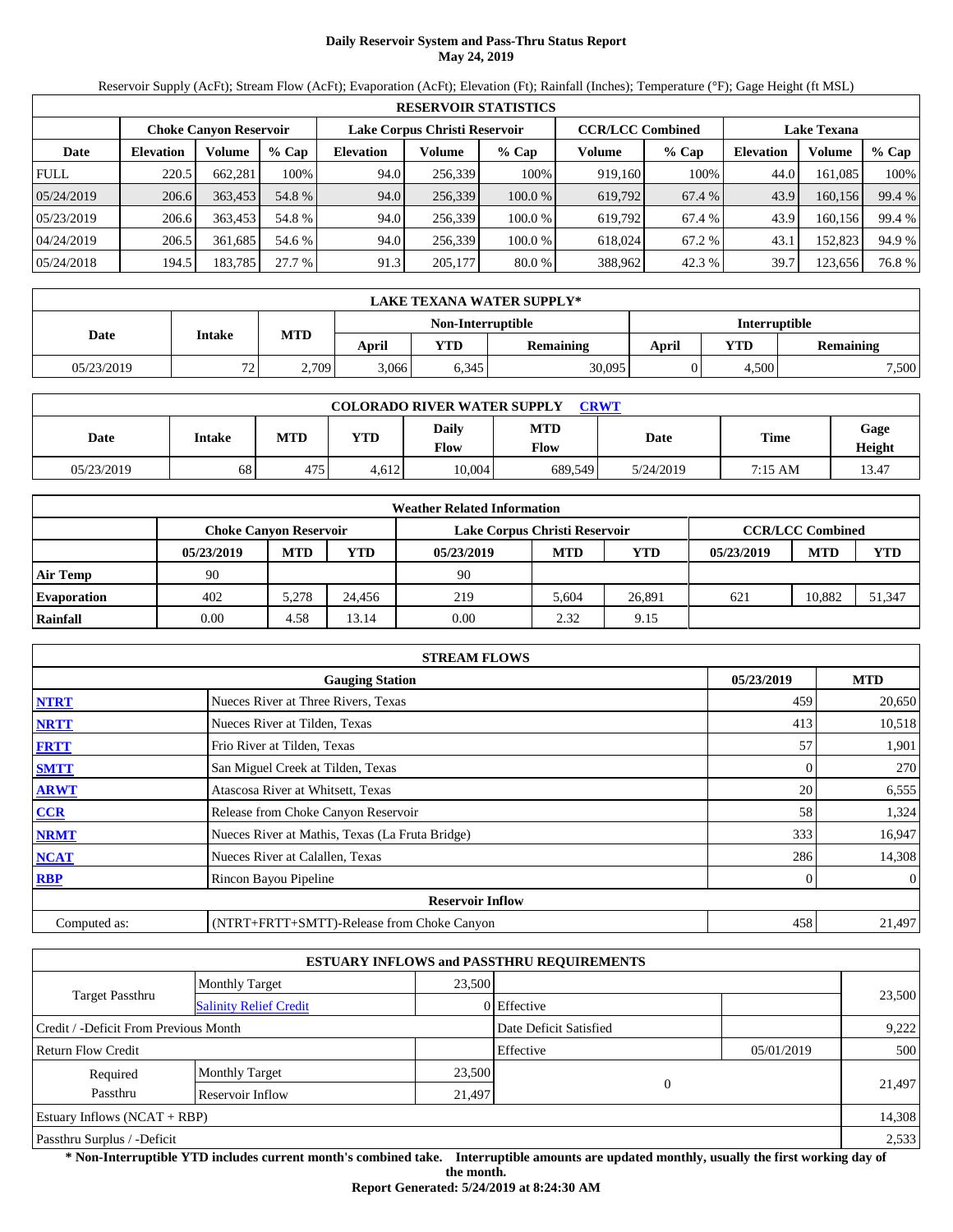# Daily Reservoir System and Pass-Thru Status Report
## May 24, 2019

Reservoir Supply (AcFt); Stream Flow (AcFt); Evaporation (AcFt); Elevation (Ft); Rainfall (Inches); Temperature (°F); Gage Height (ft MSL)

| RESERVOIR STATISTICS | | | | | | | | | | | |
|---|---|---|---|---|---|---|---|---|---|---|---|
| | Choke Canyon Reservoir | | | Lake Corpus Christi Reservoir | | | CCR/LCC Combined | | Lake Texana | | |
| Date | Elevation | Volume | % Cap | Elevation | Volume | % Cap | Volume | % Cap | Elevation | Volume | % Cap |
| FULL | 220.5 | 662,281 | 100% | 94.0 | 256,339 | 100% | 919,160 | 100% | 44.0 | 161,085 | 100% |
| 05/24/2019 | 206.6 | 363,453 | 54.8 % | 94.0 | 256,339 | 100.0 % | 619,792 | 67.4 % | 43.9 | 160,156 | 99.4 % |
| 05/23/2019 | 206.6 | 363,453 | 54.8 % | 94.0 | 256,339 | 100.0 % | 619,792 | 67.4 % | 43.9 | 160,156 | 99.4 % |
| 04/24/2019 | 206.5 | 361,685 | 54.6 % | 94.0 | 256,339 | 100.0 % | 618,024 | 67.2 % | 43.1 | 152,823 | 94.9 % |
| 05/24/2018 | 194.5 | 183,785 | 27.7 % | 91.3 | 205,177 | 80.0 % | 388,962 | 42.3 % | 39.7 | 123,656 | 76.8 % |

| LAKE TEXANA WATER SUPPLY* | | | | | | | | |
|---|---|---|---|---|---|---|---|---|
| Date | Intake | MTD | Non-Interruptible | | | Interruptible | | |
| | | | April | YTD | Remaining | April | YTD | Remaining |
| 05/23/2019 | 72 | 2,709 | 3,066 | 6,345 | 30,095 | 0 | 4,500 | 7,500 |

| COLORADO RIVER WATER SUPPLY CRWT | | | | | | | | |
|---|---|---|---|---|---|---|---|---|
| Date | Intake | MTD | YTD | Daily Flow | MTD Flow | Date | Time | Gage Height |
| 05/23/2019 | 68 | 475 | 4,612 | 10,004 | 689,549 | 5/24/2019 | 7:15 AM | 13.47 |

| Weather Related Information | | | | | | | | | |
|---|---|---|---|---|---|---|---|---|---|
| | Choke Canyon Reservoir | | | Lake Corpus Christi Reservoir | | | CCR/LCC Combined | | |
| | 05/23/2019 | MTD | YTD | 05/23/2019 | MTD | YTD | 05/23/2019 | MTD | YTD |
| Air Temp | 90 | | | 90 | | | | | |
| Evaporation | 402 | 5,278 | 24,456 | 219 | 5,604 | 26,891 | 621 | 10,882 | 51,347 |
| Rainfall | 0.00 | 4.58 | 13.14 | 0.00 | 2.32 | 9.15 | | | |

| STREAM FLOWS | | | |
|---|---|---|---|
| | Gauging Station | 05/23/2019 | MTD |
| NTRT | Nueces River at Three Rivers, Texas | 459 | 20,650 |
| NRTT | Nueces River at Tilden, Texas | 413 | 10,518 |
| FRTT | Frio River at Tilden, Texas | 57 | 1,901 |
| SMTT | San Miguel Creek at Tilden, Texas | 0 | 270 |
| ARWT | Atascosa River at Whitsett, Texas | 20 | 6,555 |
| CCR | Release from Choke Canyon Reservoir | 58 | 1,324 |
| NRMT | Nueces River at Mathis, Texas (La Fruta Bridge) | 333 | 16,947 |
| NCAT | Nueces River at Calallen, Texas | 286 | 14,308 |
| RBP | Rincon Bayou Pipeline | 0 | 0 |
| | Reservoir Inflow | | |
| Computed as: | (NTRT+FRTT+SMTT)-Release from Choke Canyon | 458 | 21,497 |

| ESTUARY INFLOWS and PASSTHRU REQUIREMENTS | | | | | |
|---|---|---|---|---|---|
| Target Passthru | Monthly Target | 23,500 | | | 23,500 |
| | Salinity Relief Credit | 0 | Effective | | |
| Credit / -Deficit From Previous Month | | | Date Deficit Satisfied | | 9,222 |
| Return Flow Credit | | | Effective | 05/01/2019 | 500 |
| Required Passthru | Monthly Target | 23,500 | 0 | | 21,497 |
| | Reservoir Inflow | 21,497 | | | |
| Estuary Inflows (NCAT + RBP) | | | | | 14,308 |
| Passthru Surplus / -Deficit | | | | | 2,533 |

**\* Non-Interruptible YTD includes current month's combined take. Interruptible amounts are updated monthly, usually the first working day of the month.**

**Report Generated: 5/24/2019 at 8:24:30 AM**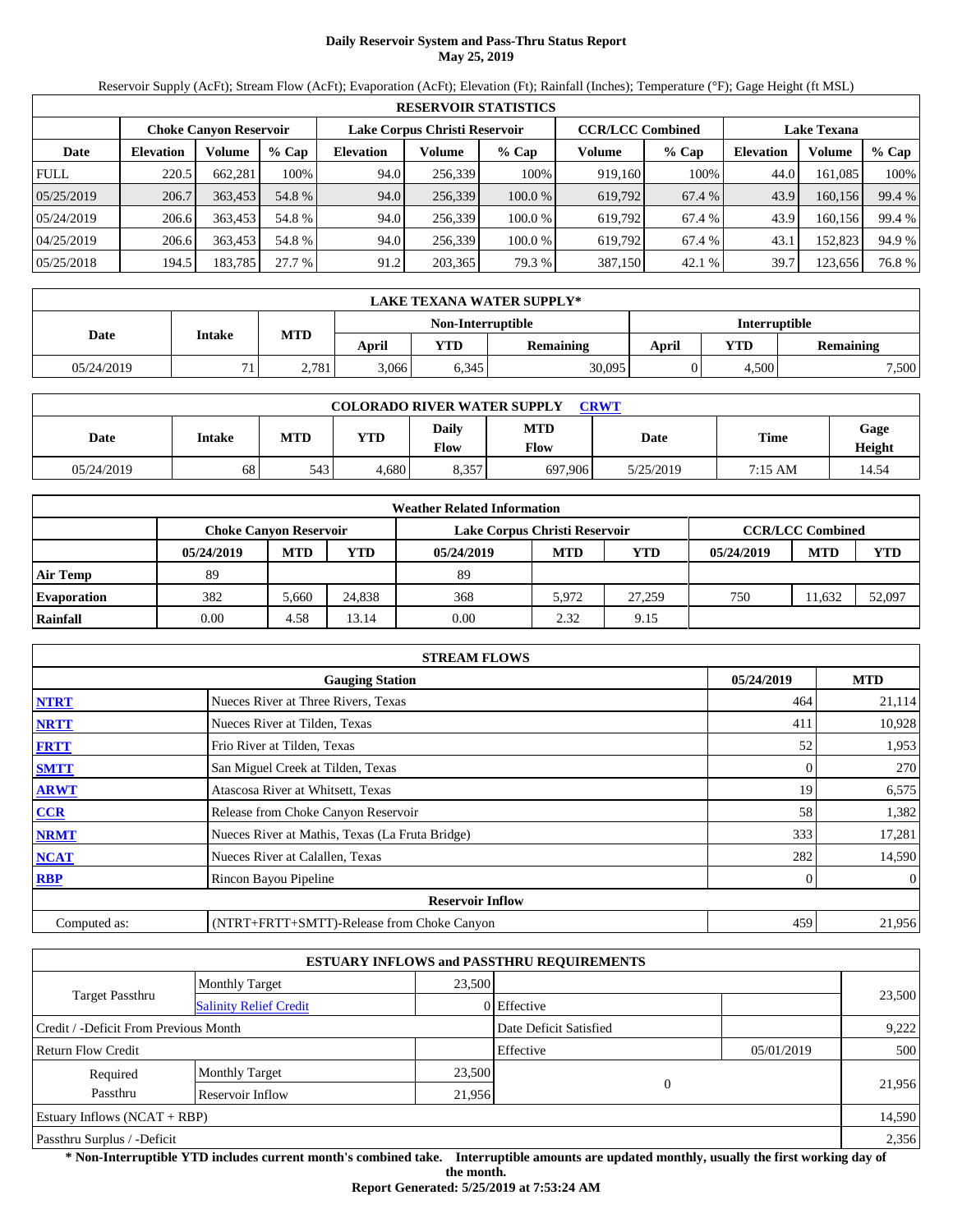# Daily Reservoir System and Pass-Thru Status Report
## May 25, 2019

Reservoir Supply (AcFt); Stream Flow (AcFt); Evaporation (AcFt); Elevation (Ft); Rainfall (Inches); Temperature (°F); Gage Height (ft MSL)

| RESERVOIR STATISTICS | | | | | | | | | | | |
|---|---|---|---|---|---|---|---|---|---|---|---|
| | Choke Canyon Reservoir | | | Lake Corpus Christi Reservoir | | | CCR/LCC Combined | | Lake Texana | | |
| Date | Elevation | Volume | % Cap | Elevation | Volume | % Cap | Volume | % Cap | Elevation | Volume | % Cap |
| FULL | 220.5 | 662,281 | 100% | 94.0 | 256,339 | 100% | 919,160 | 100% | 44.0 | 161,085 | 100% |
| 05/25/2019 | 206.7 | 363,453 | 54.8 % | 94.0 | 256,339 | 100.0 % | 619,792 | 67.4 % | 43.9 | 160,156 | 99.4 % |
| 05/24/2019 | 206.6 | 363,453 | 54.8 % | 94.0 | 256,339 | 100.0 % | 619,792 | 67.4 % | 43.9 | 160,156 | 99.4 % |
| 04/25/2019 | 206.6 | 363,453 | 54.8 % | 94.0 | 256,339 | 100.0 % | 619,792 | 67.4 % | 43.1 | 152,823 | 94.9 % |
| 05/25/2018 | 194.5 | 183,785 | 27.7 % | 91.2 | 203,365 | 79.3 % | 387,150 | 42.1 % | 39.7 | 123,656 | 76.8 % |

| LAKE TEXANA WATER SUPPLY* | | | | | | | | |
|---|---|---|---|---|---|---|---|---|
| Date | Intake | MTD | Non-Interruptible | | | Interruptible | | |
| | | | April | YTD | Remaining | April | YTD | Remaining |
| 05/24/2019 | 71 | 2,781 | 3,066 | 6,345 | 30,095 | 0 | 4,500 | 7,500 |

| COLORADO RIVER WATER SUPPLY CRWT | | | | | | | | |
|---|---|---|---|---|---|---|---|---|
| Date | Intake | MTD | YTD | Daily Flow | MTD Flow | Date | Time | Gage Height |
| 05/24/2019 | 68 | 543 | 4,680 | 8,357 | 697,906 | 5/25/2019 | 7:15 AM | 14.54 |

| Weather Related Information | | | | | | | | | |
|---|---|---|---|---|---|---|---|---|---|
| | Choke Canyon Reservoir | | | Lake Corpus Christi Reservoir | | | CCR/LCC Combined | | |
| | 05/24/2019 | MTD | YTD | 05/24/2019 | MTD | YTD | 05/24/2019 | MTD | YTD |
| Air Temp | 89 | | | 89 | | | | | |
| Evaporation | 382 | 5,660 | 24,838 | 368 | 5,972 | 27,259 | 750 | 11,632 | 52,097 |
| Rainfall | 0.00 | 4.58 | 13.14 | 0.00 | 2.32 | 9.15 | | | |

| STREAM FLOWS | | | |
|---|---|---|---|
| | Gauging Station | 05/24/2019 | MTD |
| NTRT | Nueces River at Three Rivers, Texas | 464 | 21,114 |
| NRTT | Nueces River at Tilden, Texas | 411 | 10,928 |
| FRTT | Frio River at Tilden, Texas | 52 | 1,953 |
| SMTT | San Miguel Creek at Tilden, Texas | 0 | 270 |
| ARWT | Atascosa River at Whitsett, Texas | 19 | 6,575 |
| CCR | Release from Choke Canyon Reservoir | 58 | 1,382 |
| NRMT | Nueces River at Mathis, Texas (La Fruta Bridge) | 333 | 17,281 |
| NCAT | Nueces River at Calallen, Texas | 282 | 14,590 |
| RBP | Rincon Bayou Pipeline | 0 | 0 |
| | Reservoir Inflow | | |
| Computed as: | (NTRT+FRTT+SMTT)-Release from Choke Canyon | 459 | 21,956 |

| ESTUARY INFLOWS and PASSTHRU REQUIREMENTS | | | | | |
|---|---|---|---|---|---|
| Target Passthru | Monthly Target | 23,500 | | | 23,500 |
| | Salinity Relief Credit | 0 | Effective | | |
| Credit / -Deficit From Previous Month | | | Date Deficit Satisfied | | 9,222 |
| Return Flow Credit | | | Effective | 05/01/2019 | 500 |
| Required Passthru | Monthly Target | 23,500 | 0 | | 21,956 |
| | Reservoir Inflow | 21,956 | | | |
| Estuary Inflows (NCAT + RBP) | | | | | 14,590 |
| Passthru Surplus / -Deficit | | | | | 2,356 |

**\* Non-Interruptible YTD includes current month's combined take. Interruptible amounts are updated monthly, usually the first working day of the month.**

**Report Generated: 5/25/2019 at 7:53:24 AM**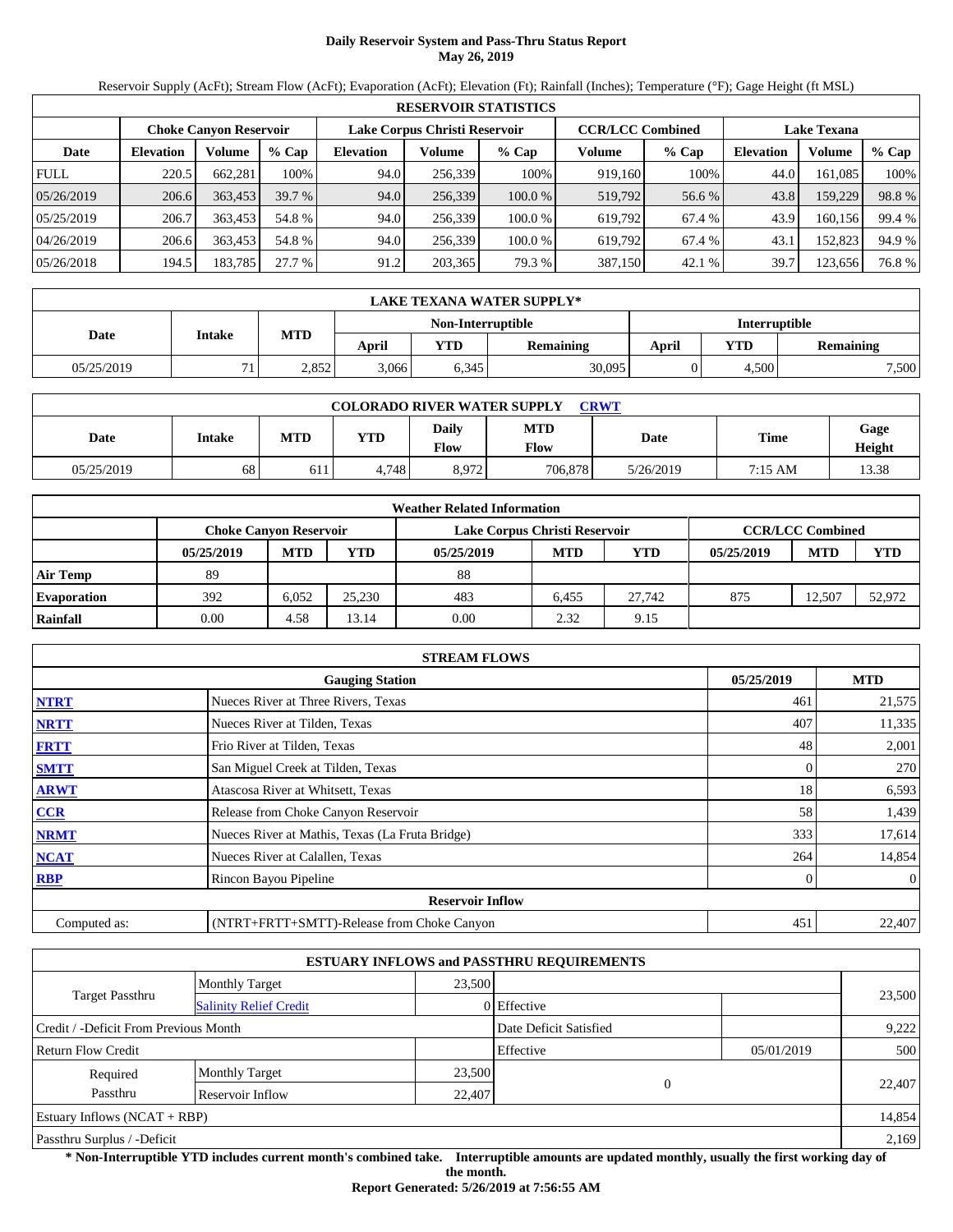# Daily Reservoir System and Pass-Thru Status Report
**May 26, 2019**

Reservoir Supply (AcFt); Stream Flow (AcFt); Evaporation (AcFt); Elevation (Ft); Rainfall (Inches); Temperature (°F); Gage Height (ft MSL)

| RESERVOIR STATISTICS | | | | | | | | | | | |
|---|---|---|---|---|---|---|---|---|---|---|---|
| | Choke Canyon Reservoir | | | Lake Corpus Christi Reservoir | | | CCR/LCC Combined | | Lake Texana | | |
| Date | Elevation | Volume | % Cap | Elevation | Volume | % Cap | Volume | % Cap | Elevation | Volume | % Cap |
| FULL | 220.5 | 662,281 | 100% | 94.0 | 256,339 | 100% | 919,160 | 100% | 44.0 | 161,085 | 100% |
| 05/26/2019 | 206.6 | 363,453 | 39.7 % | 94.0 | 256,339 | 100.0 % | 519,792 | 56.6 % | 43.8 | 159,229 | 98.8 % |
| 05/25/2019 | 206.7 | 363,453 | 54.8 % | 94.0 | 256,339 | 100.0 % | 619,792 | 67.4 % | 43.9 | 160,156 | 99.4 % |
| 04/26/2019 | 206.6 | 363,453 | 54.8 % | 94.0 | 256,339 | 100.0 % | 619,792 | 67.4 % | 43.1 | 152,823 | 94.9 % |
| 05/26/2018 | 194.5 | 183,785 | 27.7 % | 91.2 | 203,365 | 79.3 % | 387,150 | 42.1 % | 39.7 | 123,656 | 76.8 % |

| LAKE TEXANA WATER SUPPLY* | | | | | | | | |
|---|---|---|---|---|---|---|---|---|
| Date | Intake | MTD | Non-Interruptible | | | Interruptible | | |
| | | | April | YTD | Remaining | April | YTD | Remaining |
| 05/25/2019 | 71 | 2,852 | 3,066 | 6,345 | 30,095 | 0 | 4,500 | 7,500 |

| COLORADO RIVER WATER SUPPLY CRWT | | | | | | | | |
|---|---|---|---|---|---|---|---|---|
| Date | Intake | MTD | YTD | Daily Flow | MTD Flow | Date | Time | Gage Height |
| 05/25/2019 | 68 | 611 | 4,748 | 8,972 | 706,878 | 5/26/2019 | 7:15 AM | 13.38 |

| Weather Related Information | | | | | | | | | |
|---|---|---|---|---|---|---|---|---|---|
| | Choke Canyon Reservoir | | | Lake Corpus Christi Reservoir | | | CCR/LCC Combined | | |
| | 05/25/2019 | MTD | YTD | 05/25/2019 | MTD | YTD | 05/25/2019 | MTD | YTD |
| Air Temp | 89 | | | 88 | | | | | |
| Evaporation | 392 | 6,052 | 25,230 | 483 | 6,455 | 27,742 | 875 | 12,507 | 52,972 |
| Rainfall | 0.00 | 4.58 | 13.14 | 0.00 | 2.32 | 9.15 | | | |

| STREAM FLOWS | | | |
|---|---|---|---|
| | Gauging Station | 05/25/2019 | MTD |
| NTRT | Nueces River at Three Rivers, Texas | 461 | 21,575 |
| NRTT | Nueces River at Tilden, Texas | 407 | 11,335 |
| FRTT | Frio River at Tilden, Texas | 48 | 2,001 |
| SMTT | San Miguel Creek at Tilden, Texas | 0 | 270 |
| ARWT | Atascosa River at Whitsett, Texas | 18 | 6,593 |
| CCR | Release from Choke Canyon Reservoir | 58 | 1,439 |
| NRMT | Nueces River at Mathis, Texas (La Fruta Bridge) | 333 | 17,614 |
| NCAT | Nueces River at Calallen, Texas | 264 | 14,854 |
| RBP | Rincon Bayou Pipeline | 0 | 0 |
| | **Reservoir Inflow** | | |
| Computed as: | (NTRT+FRTT+SMTT)-Release from Choke Canyon | 451 | 22,407 |

| ESTUARY INFLOWS and PASSTHRU REQUIREMENTS | | | | | |
|---|---|---|---|---|---|
| Target Passthru | Monthly Target | 23,500 | | | 23,500 |
| | Salinity Relief Credit | 0 | Effective | | |
| Credit / -Deficit From Previous Month | | | Date Deficit Satisfied | | 9,222 |
| Return Flow Credit | | | Effective | 05/01/2019 | 500 |
| Required Passthru | Monthly Target | 23,500 | 0 | | 22,407 |
| | Reservoir Inflow | 22,407 | | | |
| Estuary Inflows (NCAT + RBP) | | | | | 14,854 |
| Passthru Surplus / -Deficit | | | | | 2,169 |

**\* Non-Interruptible YTD includes current month's combined take. Interruptible amounts are updated monthly, usually the first working day of the month.**

**Report Generated: 5/26/2019 at 7:56:55 AM**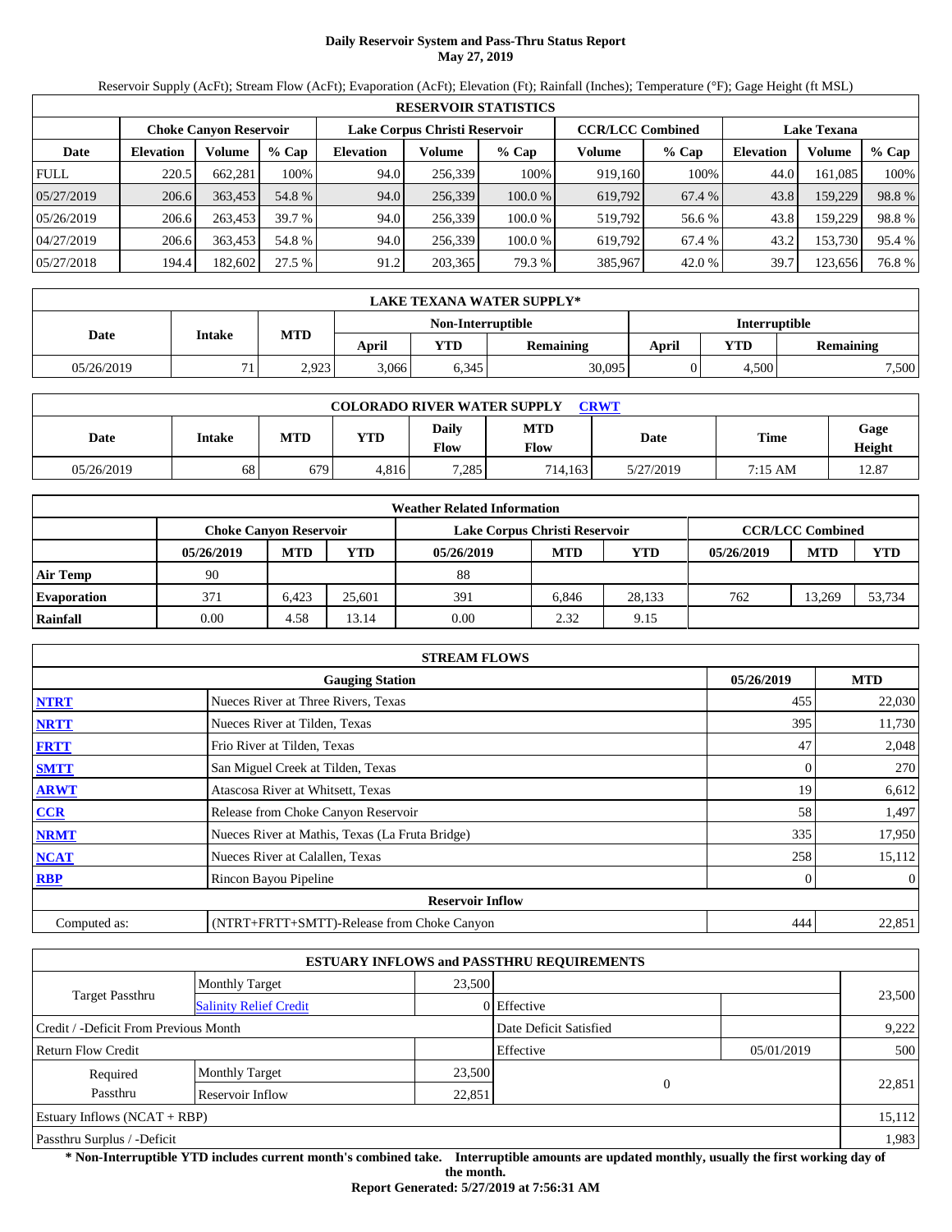# Daily Reservoir System and Pass-Thru Status Report
**May 27, 2019**

Reservoir Supply (AcFt); Stream Flow (AcFt); Evaporation (AcFt); Elevation (Ft); Rainfall (Inches); Temperature (°F); Gage Height (ft MSL)

| RESERVOIR STATISTICS | | | | | | | | | | | |
|---|---|---|---|---|---|---|---|---|---|---|---|
| | Choke Canyon Reservoir | | | Lake Corpus Christi Reservoir | | | CCR/LCC Combined | | Lake Texana | | |
| Date | Elevation | Volume | % Cap | Elevation | Volume | % Cap | Volume | % Cap | Elevation | Volume | % Cap |
| FULL | 220.5 | 662,281 | 100% | 94.0 | 256,339 | 100% | 919,160 | 100% | 44.0 | 161,085 | 100% |
| 05/27/2019 | 206.6 | 363,453 | 54.8 % | 94.0 | 256,339 | 100.0 % | 619,792 | 67.4 % | 43.8 | 159,229 | 98.8 % |
| 05/26/2019 | 206.6 | 263,453 | 39.7 % | 94.0 | 256,339 | 100.0 % | 519,792 | 56.6 % | 43.8 | 159,229 | 98.8 % |
| 04/27/2019 | 206.6 | 363,453 | 54.8 % | 94.0 | 256,339 | 100.0 % | 619,792 | 67.4 % | 43.2 | 153,730 | 95.4 % |
| 05/27/2018 | 194.4 | 182,602 | 27.5 % | 91.2 | 203,365 | 79.3 % | 385,967 | 42.0 % | 39.7 | 123,656 | 76.8 % |

| LAKE TEXANA WATER SUPPLY* | | | | | | | | |
|---|---|---|---|---|---|---|---|---|
| Date | Intake | MTD | Non-Interruptible | | | Interruptible | | |
| | | | April | YTD | Remaining | April | YTD | Remaining |
| 05/26/2019 | 71 | 2,923 | 3,066 | 6,345 | 30,095 | 0 | 4,500 | 7,500 |

| COLORADO RIVER WATER SUPPLY CRWT | | | | | | | | |
|---|---|---|---|---|---|---|---|---|
| Date | Intake | MTD | YTD | Daily Flow | MTD Flow | Date | Time | Gage Height |
| 05/26/2019 | 68 | 679 | 4,816 | 7,285 | 714,163 | 5/27/2019 | 7:15 AM | 12.87 |

| Weather Related Information | | | | | | | | | |
|---|---|---|---|---|---|---|---|---|---|
| | Choke Canyon Reservoir | | | Lake Corpus Christi Reservoir | | | CCR/LCC Combined | | |
| | 05/26/2019 | MTD | YTD | 05/26/2019 | MTD | YTD | 05/26/2019 | MTD | YTD |
| Air Temp | 90 | | | 88 | | | | | |
| Evaporation | 371 | 6,423 | 25,601 | 391 | 6,846 | 28,133 | 762 | 13,269 | 53,734 |
| Rainfall | 0.00 | 4.58 | 13.14 | 0.00 | 2.32 | 9.15 | | | |

| STREAM FLOWS | | | |
|---|---|---|---|
| | Gauging Station | 05/26/2019 | MTD |
| NTRT | Nueces River at Three Rivers, Texas | 455 | 22,030 |
| NRTT | Nueces River at Tilden, Texas | 395 | 11,730 |
| FRTT | Frio River at Tilden, Texas | 47 | 2,048 |
| SMTT | San Miguel Creek at Tilden, Texas | 0 | 270 |
| ARWT | Atascosa River at Whitsett, Texas | 19 | 6,612 |
| CCR | Release from Choke Canyon Reservoir | 58 | 1,497 |
| NRMT | Nueces River at Mathis, Texas (La Fruta Bridge) | 335 | 17,950 |
| NCAT | Nueces River at Calallen, Texas | 258 | 15,112 |
| RBP | Rincon Bayou Pipeline | 0 | 0 |
| **Reservoir Inflow** | | | |
| Computed as: | (NTRT+FRTT+SMTT)-Release from Choke Canyon | 444 | 22,851 |

| ESTUARY INFLOWS and PASSTHRU REQUIREMENTS | | | | | |
|---|---|---|---|---|---|
| Target Passthru | Monthly Target | 23,500 | | | 23,500 |
| | Salinity Relief Credit | 0 | Effective | | |
| Credit / -Deficit From Previous Month | | | Date Deficit Satisfied | | 9,222 |
| Return Flow Credit | | | Effective | 05/01/2019 | 500 |
| Required Passthru | Monthly Target | 23,500 | 0 | | 22,851 |
| | Reservoir Inflow | 22,851 | | | |
| Estuary Inflows (NCAT + RBP) | | | | | 15,112 |
| Passthru Surplus / -Deficit | | | | | 1,983 |

**\* Non-Interruptible YTD includes current month's combined take. Interruptible amounts are updated monthly, usually the first working day of the month.**

**Report Generated: 5/27/2019 at 7:56:31 AM**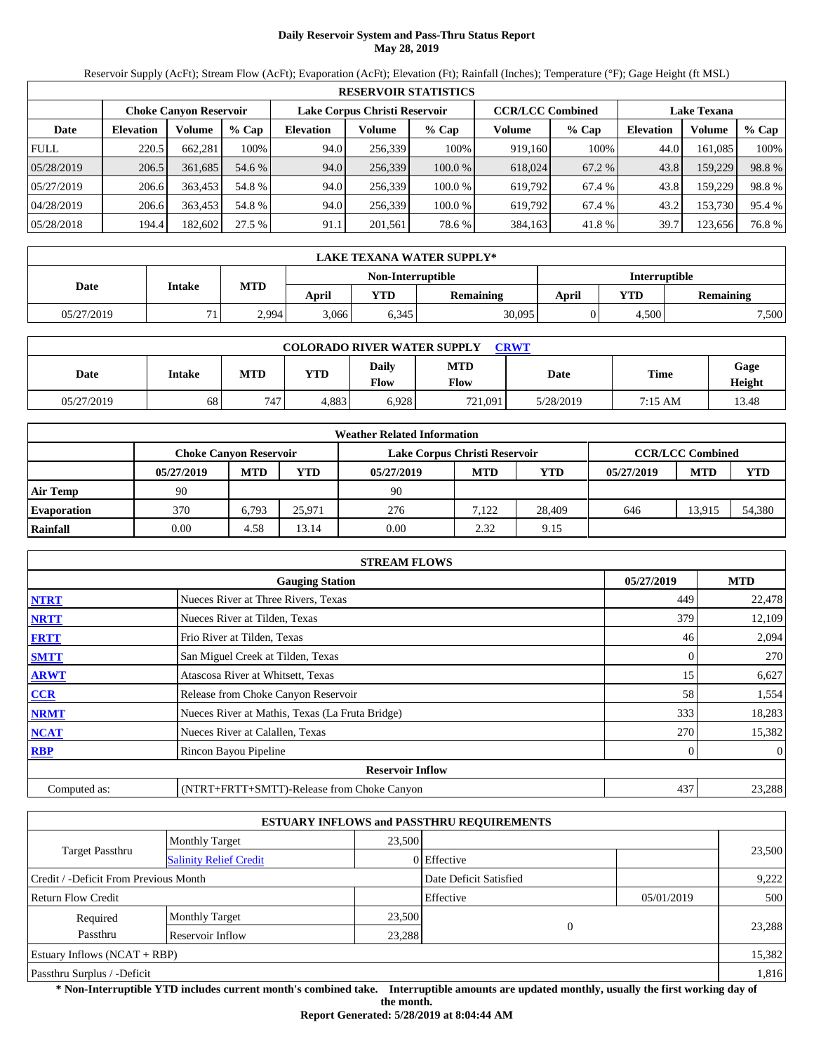# Daily Reservoir System and Pass-Thru Status Report
## May 28, 2019

Reservoir Supply (AcFt); Stream Flow (AcFt); Evaporation (AcFt); Elevation (Ft); Rainfall (Inches); Temperature (°F); Gage Height (ft MSL)

| RESERVOIR STATISTICS | | | | | | | | | | | |
|---|---|---|---|---|---|---|---|---|---|---|---|
| | Choke Canyon Reservoir | | | Lake Corpus Christi Reservoir | | | CCR/LCC Combined | | Lake Texana | | |
| Date | Elevation | Volume | % Cap | Elevation | Volume | % Cap | Volume | % Cap | Elevation | Volume | % Cap |
| FULL | 220.5 | 662,281 | 100% | 94.0 | 256,339 | 100% | 919,160 | 100% | 44.0 | 161,085 | 100% |
| 05/28/2019 | 206.5 | 361,685 | 54.6 % | 94.0 | 256,339 | 100.0 % | 618,024 | 67.2 % | 43.8 | 159,229 | 98.8 % |
| 05/27/2019 | 206.6 | 363,453 | 54.8 % | 94.0 | 256,339 | 100.0 % | 619,792 | 67.4 % | 43.8 | 159,229 | 98.8 % |
| 04/28/2019 | 206.6 | 363,453 | 54.8 % | 94.0 | 256,339 | 100.0 % | 619,792 | 67.4 % | 43.2 | 153,730 | 95.4 % |
| 05/28/2018 | 194.4 | 182,602 | 27.5 % | 91.1 | 201,561 | 78.6 % | 384,163 | 41.8 % | 39.7 | 123,656 | 76.8 % |

| LAKE TEXANA WATER SUPPLY* | | | | | | | | |
|---|---|---|---|---|---|---|---|---|
| Date | Intake | MTD | Non-Interruptible | | | Interruptible | | |
| | | | April | YTD | Remaining | April | YTD | Remaining |
| 05/27/2019 | 71 | 2,994 | 3,066 | 6,345 | 30,095 | 0 | 4,500 | 7,500 |

| COLORADO RIVER WATER SUPPLY CRWT | | | | | | | | |
|---|---|---|---|---|---|---|---|---|
| Date | Intake | MTD | YTD | Daily Flow | MTD Flow | Date | Time | Gage Height |
| 05/27/2019 | 68 | 747 | 4,883 | 6,928 | 721,091 | 5/28/2019 | 7:15 AM | 13.48 |

| Weather Related Information | | | | | | | | | |
|---|---|---|---|---|---|---|---|---|---|
| | Choke Canyon Reservoir | | | Lake Corpus Christi Reservoir | | | CCR/LCC Combined | | |
| | 05/27/2019 | MTD | YTD | 05/27/2019 | MTD | YTD | 05/27/2019 | MTD | YTD |
| Air Temp | 90 | | | 90 | | | | | |
| Evaporation | 370 | 6,793 | 25,971 | 276 | 7,122 | 28,409 | 646 | 13,915 | 54,380 |
| Rainfall | 0.00 | 4.58 | 13.14 | 0.00 | 2.32 | 9.15 | | | |

| STREAM FLOWS | | | |
|---|---|---|---|
| | Gauging Station | 05/27/2019 | MTD |
| NTRT | Nueces River at Three Rivers, Texas | 449 | 22,478 |
| NRTT | Nueces River at Tilden, Texas | 379 | 12,109 |
| FRTT | Frio River at Tilden, Texas | 46 | 2,094 |
| SMTT | San Miguel Creek at Tilden, Texas | 0 | 270 |
| ARWT | Atascosa River at Whitsett, Texas | 15 | 6,627 |
| CCR | Release from Choke Canyon Reservoir | 58 | 1,554 |
| NRMT | Nueces River at Mathis, Texas (La Fruta Bridge) | 333 | 18,283 |
| NCAT | Nueces River at Calallen, Texas | 270 | 15,382 |
| RBP | Rincon Bayou Pipeline | 0 | 0 |
| | Reservoir Inflow | | |
| Computed as: | (NTRT+FRTT+SMTT)-Release from Choke Canyon | 437 | 23,288 |

| ESTUARY INFLOWS and PASSTHRU REQUIREMENTS | | | | | |
|---|---|---|---|---|---|
| Target Passthru | Monthly Target | 23,500 | | | 23,500 |
| | Salinity Relief Credit | 0 | Effective | | |
| Credit / -Deficit From Previous Month | | | Date Deficit Satisfied | | 9,222 |
| Return Flow Credit | | | Effective | 05/01/2019 | 500 |
| Required Passthru | Monthly Target | 23,500 | 0 | | 23,288 |
| | Reservoir Inflow | 23,288 | | | |
| Estuary Inflows (NCAT + RBP) | | | | | 15,382 |
| Passthru Surplus / -Deficit | | | | | 1,816 |

**\* Non-Interruptible YTD includes current month's combined take. Interruptible amounts are updated monthly, usually the first working day of the month.**

**Report Generated: 5/28/2019 at 8:04:44 AM**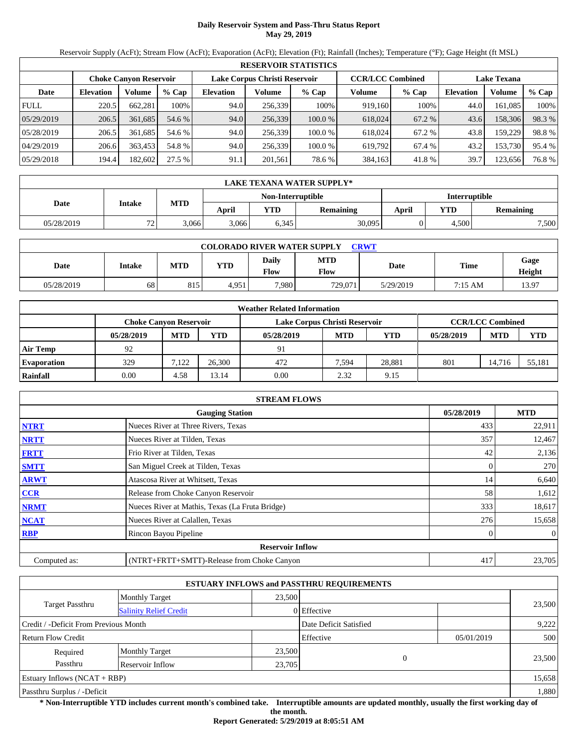# Daily Reservoir System and Pass-Thru Status Report
## May 29, 2019

Reservoir Supply (AcFt); Stream Flow (AcFt); Evaporation (AcFt); Elevation (Ft); Rainfall (Inches); Temperature (°F); Gage Height (ft MSL)

| RESERVOIR STATISTICS | | | | | | | | | | | |
|---|---|---|---|---|---|---|---|---|---|---|---|
| | Choke Canyon Reservoir | | | Lake Corpus Christi Reservoir | | | CCR/LCC Combined | | Lake Texana | | |
| Date | Elevation | Volume | % Cap | Elevation | Volume | % Cap | Volume | % Cap | Elevation | Volume | % Cap |
| FULL | 220.5 | 662,281 | 100% | 94.0 | 256,339 | 100% | 919,160 | 100% | 44.0 | 161,085 | 100% |
| 05/29/2019 | 206.5 | 361,685 | 54.6 % | 94.0 | 256,339 | 100.0 % | 618,024 | 67.2 % | 43.6 | 158,306 | 98.3 % |
| 05/28/2019 | 206.5 | 361,685 | 54.6 % | 94.0 | 256,339 | 100.0 % | 618,024 | 67.2 % | 43.8 | 159,229 | 98.8 % |
| 04/29/2019 | 206.6 | 363,453 | 54.8 % | 94.0 | 256,339 | 100.0 % | 619,792 | 67.4 % | 43.2 | 153,730 | 95.4 % |
| 05/29/2018 | 194.4 | 182,602 | 27.5 % | 91.1 | 201,561 | 78.6 % | 384,163 | 41.8 % | 39.7 | 123,656 | 76.8 % |

| LAKE TEXANA WATER SUPPLY* | | | | | | | | |
|---|---|---|---|---|---|---|---|---|
| Date | Intake | MTD | Non-Interruptible | | | Interruptible | | |
| | | | April | YTD | Remaining | April | YTD | Remaining |
| 05/28/2019 | 72 | 3,066 | 3,066 | 6,345 | 30,095 | 0 | 4,500 | 7,500 |

| COLORADO RIVER WATER SUPPLY CRWT | | | | | | | | |
|---|---|---|---|---|---|---|---|---|
| Date | Intake | MTD | YTD | Daily Flow | MTD Flow | Date | Time | Gage Height |
| 05/28/2019 | 68 | 815 | 4,951 | 7,980 | 729,071 | 5/29/2019 | 7:15 AM | 13.97 |

| Weather Related Information | | | | | | | | | |
|---|---|---|---|---|---|---|---|---|---|
| | Choke Canyon Reservoir | | | Lake Corpus Christi Reservoir | | | CCR/LCC Combined | | |
| | 05/28/2019 | MTD | YTD | 05/28/2019 | MTD | YTD | 05/28/2019 | MTD | YTD |
| Air Temp | 92 | | | 91 | | | | | |
| Evaporation | 329 | 7,122 | 26,300 | 472 | 7,594 | 28,881 | 801 | 14,716 | 55,181 |
| Rainfall | 0.00 | 4.58 | 13.14 | 0.00 | 2.32 | 9.15 | | | |

| STREAM FLOWS | | | |
|---|---|---|---|
| | Gauging Station | 05/28/2019 | MTD |
| NTRT | Nueces River at Three Rivers, Texas | 433 | 22,911 |
| NRTT | Nueces River at Tilden, Texas | 357 | 12,467 |
| FRTT | Frio River at Tilden, Texas | 42 | 2,136 |
| SMTT | San Miguel Creek at Tilden, Texas | 0 | 270 |
| ARWT | Atascosa River at Whitsett, Texas | 14 | 6,640 |
| CCR | Release from Choke Canyon Reservoir | 58 | 1,612 |
| NRMT | Nueces River at Mathis, Texas (La Fruta Bridge) | 333 | 18,617 |
| NCAT | Nueces River at Calallen, Texas | 276 | 15,658 |
| RBP | Rincon Bayou Pipeline | 0 | 0 |
| | Reservoir Inflow | | |
| Computed as: | (NTRT+FRTT+SMTT)-Release from Choke Canyon | 417 | 23,705 |

| ESTUARY INFLOWS and PASSTHRU REQUIREMENTS | | | | | |
|---|---|---|---|---|---|
| Target Passthru | Monthly Target | 23,500 | | | 23,500 |
| | Salinity Relief Credit | 0 | Effective | | |
| Credit / -Deficit From Previous Month | | | Date Deficit Satisfied | | 9,222 |
| Return Flow Credit | | | Effective | 05/01/2019 | 500 |
| Required Passthru | Monthly Target | 23,500 | 0 | | 23,500 |
| | Reservoir Inflow | 23,705 | | | |
| Estuary Inflows (NCAT + RBP) | | | | | 15,658 |
| Passthru Surplus / -Deficit | | | | | 1,880 |

**\* Non-Interruptible YTD includes current month's combined take. Interruptible amounts are updated monthly, usually the first working day of the month.**

**Report Generated: 5/29/2019 at 8:05:51 AM**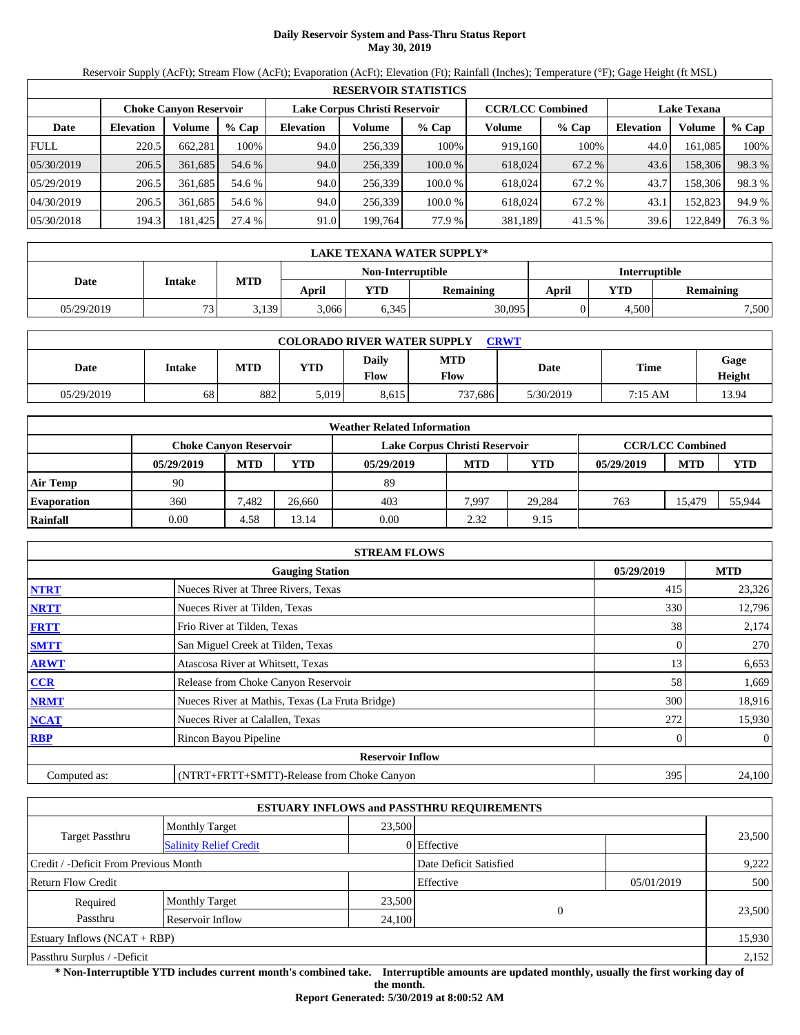# Daily Reservoir System and Pass-Thru Status Report
**May 30, 2019**

Reservoir Supply (AcFt); Stream Flow (AcFt); Evaporation (AcFt); Elevation (Ft); Rainfall (Inches); Temperature (°F); Gage Height (ft MSL)

| RESERVOIR STATISTICS | | | | | | | | | | | |
|---|---|---|---|---|---|---|---|---|---|---|---|
| | Choke Canyon Reservoir | | | Lake Corpus Christi Reservoir | | | CCR/LCC Combined | | Lake Texana | | |
| Date | Elevation | Volume | % Cap | Elevation | Volume | % Cap | Volume | % Cap | Elevation | Volume | % Cap |
| FULL | 220.5 | 662,281 | 100% | 94.0 | 256,339 | 100% | 919,160 | 100% | 44.0 | 161,085 | 100% |
| 05/30/2019 | 206.5 | 361,685 | 54.6 % | 94.0 | 256,339 | 100.0 % | 618,024 | 67.2 % | 43.6 | 158,306 | 98.3 % |
| 05/29/2019 | 206.5 | 361,685 | 54.6 % | 94.0 | 256,339 | 100.0 % | 618,024 | 67.2 % | 43.7 | 158,306 | 98.3 % |
| 04/30/2019 | 206.5 | 361,685 | 54.6 % | 94.0 | 256,339 | 100.0 % | 618,024 | 67.2 % | 43.1 | 152,823 | 94.9 % |
| 05/30/2018 | 194.3 | 181,425 | 27.4 % | 91.0 | 199,764 | 77.9 % | 381,189 | 41.5 % | 39.6 | 122,849 | 76.3 % |

| LAKE TEXANA WATER SUPPLY* | | | | | | | | |
|---|---|---|---|---|---|---|---|---|
| Date | Intake | MTD | Non-Interruptible | | | Interruptible | | |
| | | | April | YTD | Remaining | April | YTD | Remaining |
| 05/29/2019 | 73 | 3,139 | 3,066 | 6,345 | 30,095 | 0 | 4,500 | 7,500 |

| COLORADO RIVER WATER SUPPLY CRWT | | | | | | | | |
|---|---|---|---|---|---|---|---|---|
| Date | Intake | MTD | YTD | Daily Flow | MTD Flow | Date | Time | Gage Height |
| 05/29/2019 | 68 | 882 | 5,019 | 8,615 | 737,686 | 5/30/2019 | 7:15 AM | 13.94 |

| Weather Related Information | | | | | | | | | |
|---|---|---|---|---|---|---|---|---|---|
| | Choke Canyon Reservoir | | | Lake Corpus Christi Reservoir | | | CCR/LCC Combined | | |
| | 05/29/2019 | MTD | YTD | 05/29/2019 | MTD | YTD | 05/29/2019 | MTD | YTD |
| Air Temp | 90 | | | 89 | | | | | |
| Evaporation | 360 | 7,482 | 26,660 | 403 | 7,997 | 29,284 | 763 | 15,479 | 55,944 |
| Rainfall | 0.00 | 4.58 | 13.14 | 0.00 | 2.32 | 9.15 | | | |

| STREAM FLOWS | | | |
|---|---|---|---|
| | Gauging Station | 05/29/2019 | MTD |
| NTRT | Nueces River at Three Rivers, Texas | 415 | 23,326 |
| NRTT | Nueces River at Tilden, Texas | 330 | 12,796 |
| FRTT | Frio River at Tilden, Texas | 38 | 2,174 |
| SMTT | San Miguel Creek at Tilden, Texas | 0 | 270 |
| ARWT | Atascosa River at Whitsett, Texas | 13 | 6,653 |
| CCR | Release from Choke Canyon Reservoir | 58 | 1,669 |
| NRMT | Nueces River at Mathis, Texas (La Fruta Bridge) | 300 | 18,916 |
| NCAT | Nueces River at Calallen, Texas | 272 | 15,930 |
| RBP | Rincon Bayou Pipeline | 0 | 0 |
| **Reservoir Inflow** | | | |
| Computed as: | (NTRT+FRTT+SMTT)-Release from Choke Canyon | 395 | 24,100 |

| ESTUARY INFLOWS and PASSTHRU REQUIREMENTS | | | | | |
|---|---|---|---|---|---|
| Target Passthru | Monthly Target | 23,500 | | | 23,500 |
| | Salinity Relief Credit | 0 | Effective | | |
| Credit / -Deficit From Previous Month | | | Date Deficit Satisfied | | 9,222 |
| Return Flow Credit | | | Effective | 05/01/2019 | 500 |
| Required Passthru | Monthly Target | 23,500 | 0 | | 23,500 |
| | Reservoir Inflow | 24,100 | | | |
| Estuary Inflows (NCAT + RBP) | | | | | 15,930 |
| Passthru Surplus / -Deficit | | | | | 2,152 |

**\* Non-Interruptible YTD includes current month's combined take. Interruptible amounts are updated monthly, usually the first working day of the month.**

**Report Generated: 5/30/2019 at 8:00:52 AM**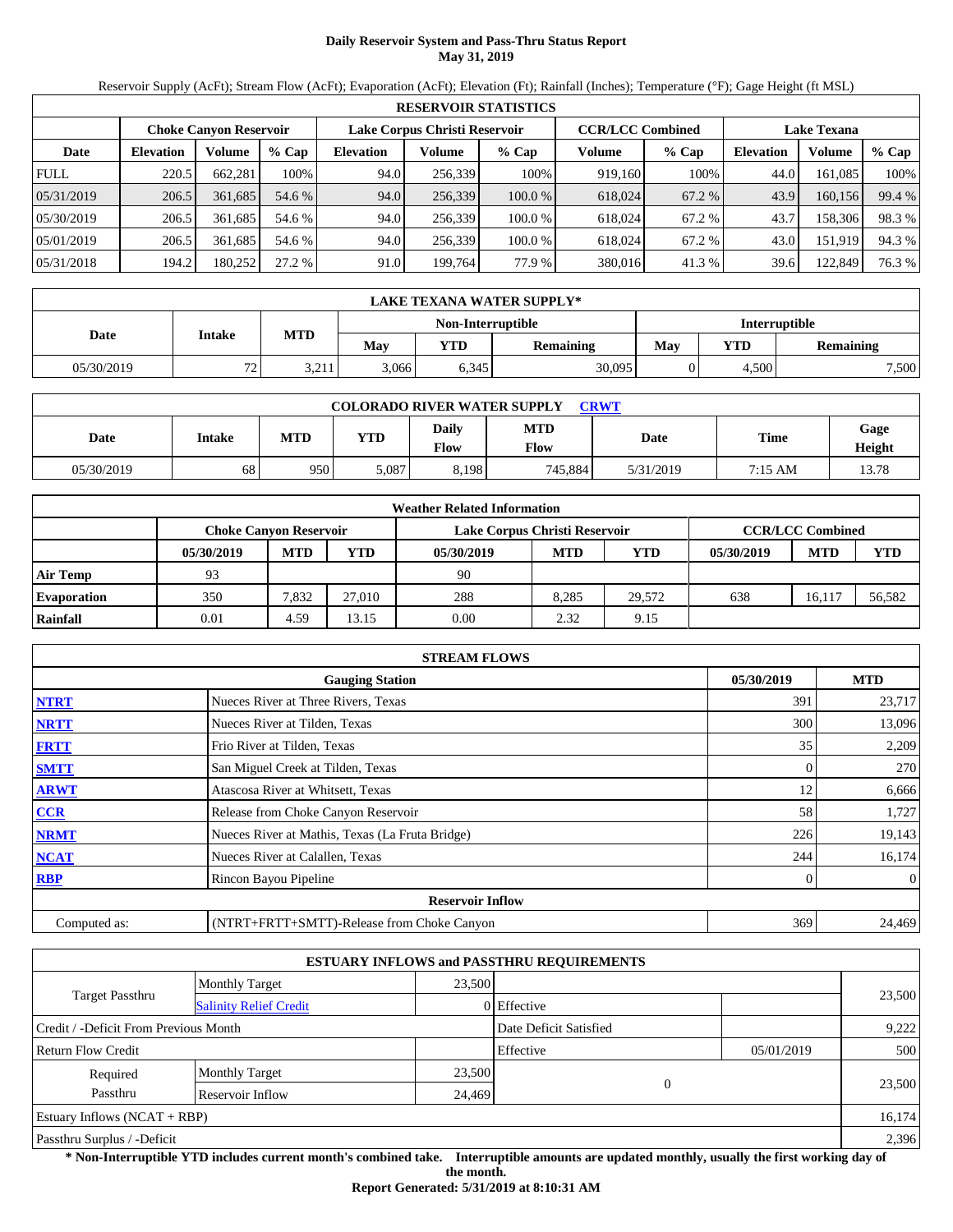# Daily Reservoir System and Pass-Thru Status Report
## May 31, 2019

Reservoir Supply (AcFt); Stream Flow (AcFt); Evaporation (AcFt); Elevation (Ft); Rainfall (Inches); Temperature (°F); Gage Height (ft MSL)

| RESERVOIR STATISTICS | | | | | | | | | | | |
|---|---|---|---|---|---|---|---|---|---|---|---|
| | Choke Canyon Reservoir | | | Lake Corpus Christi Reservoir | | | CCR/LCC Combined | | Lake Texana | | |
| Date | Elevation | Volume | % Cap | Elevation | Volume | % Cap | Volume | % Cap | Elevation | Volume | % Cap |
| FULL | 220.5 | 662,281 | 100% | 94.0 | 256,339 | 100% | 919,160 | 100% | 44.0 | 161,085 | 100% |
| 05/31/2019 | 206.5 | 361,685 | 54.6 % | 94.0 | 256,339 | 100.0 % | 618,024 | 67.2 % | 43.9 | 160,156 | 99.4 % |
| 05/30/2019 | 206.5 | 361,685 | 54.6 % | 94.0 | 256,339 | 100.0 % | 618,024 | 67.2 % | 43.7 | 158,306 | 98.3 % |
| 05/01/2019 | 206.5 | 361,685 | 54.6 % | 94.0 | 256,339 | 100.0 % | 618,024 | 67.2 % | 43.0 | 151,919 | 94.3 % |
| 05/31/2018 | 194.2 | 180,252 | 27.2 % | 91.0 | 199,764 | 77.9 % | 380,016 | 41.3 % | 39.6 | 122,849 | 76.3 % |

| LAKE TEXANA WATER SUPPLY* | | | | | | | | |
|---|---|---|---|---|---|---|---|---|
| Date | Intake | MTD | Non-Interruptible | | | Interruptible | | |
| | | | May | YTD | Remaining | May | YTD | Remaining |
| 05/30/2019 | 72 | 3,211 | 3,066 | 6,345 | 30,095 | 0 | 4,500 | 7,500 |

| COLORADO RIVER WATER SUPPLY CRWT | | | | | | | | |
|---|---|---|---|---|---|---|---|---|
| Date | Intake | MTD | YTD | Daily Flow | MTD Flow | Date | Time | Gage Height |
| 05/30/2019 | 68 | 950 | 5,087 | 8,198 | 745,884 | 5/31/2019 | 7:15 AM | 13.78 |

| Weather Related Information | | | | | | | | | |
|---|---|---|---|---|---|---|---|---|---|
| | Choke Canyon Reservoir | | | Lake Corpus Christi Reservoir | | | CCR/LCC Combined | | |
| | 05/30/2019 | MTD | YTD | 05/30/2019 | MTD | YTD | 05/30/2019 | MTD | YTD |
| Air Temp | 93 | | | 90 | | | | | |
| Evaporation | 350 | 7,832 | 27,010 | 288 | 8,285 | 29,572 | 638 | 16,117 | 56,582 |
| Rainfall | 0.01 | 4.59 | 13.15 | 0.00 | 2.32 | 9.15 | | | |

| STREAM FLOWS | | | |
|---|---|---|---|
| | Gauging Station | 05/30/2019 | MTD |
| NTRT | Nueces River at Three Rivers, Texas | 391 | 23,717 |
| NRTT | Nueces River at Tilden, Texas | 300 | 13,096 |
| FRTT | Frio River at Tilden, Texas | 35 | 2,209 |
| SMTT | San Miguel Creek at Tilden, Texas | 0 | 270 |
| ARWT | Atascosa River at Whitsett, Texas | 12 | 6,666 |
| CCR | Release from Choke Canyon Reservoir | 58 | 1,727 |
| NRMT | Nueces River at Mathis, Texas (La Fruta Bridge) | 226 | 19,143 |
| NCAT | Nueces River at Calallen, Texas | 244 | 16,174 |
| RBP | Rincon Bayou Pipeline | 0 | 0 |
| | Reservoir Inflow | | |
| Computed as: | (NTRT+FRTT+SMTT)-Release from Choke Canyon | 369 | 24,469 |

| ESTUARY INFLOWS and PASSTHRU REQUIREMENTS | | | | | |
|---|---|---|---|---|---|
| Target Passthru | Monthly Target | 23,500 | | | 23,500 |
| | Salinity Relief Credit | 0 | Effective | | |
| Credit / -Deficit From Previous Month | | | Date Deficit Satisfied | | 9,222 |
| Return Flow Credit | | | Effective | 05/01/2019 | 500 |
| Required Passthru | Monthly Target | 23,500 | 0 | | 23,500 |
| | Reservoir Inflow | 24,469 | | | |
| Estuary Inflows (NCAT + RBP) | | | | | 16,174 |
| Passthru Surplus / -Deficit | | | | | 2,396 |

**\* Non-Interruptible YTD includes current month's combined take. Interruptible amounts are updated monthly, usually the first working day of the month.**

**Report Generated: 5/31/2019 at 8:10:31 AM**